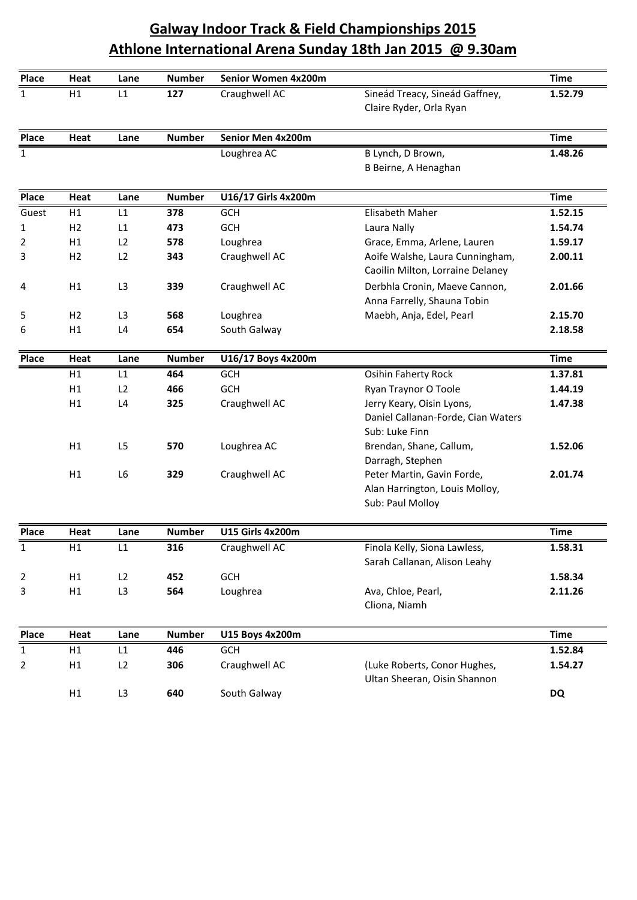# Galway Indoor Track & Field Championships 2015
## Athlone International Arena Sunday 18th Jan 2015 @ 9.30am

| Place | Heat | Lane | Number | Senior Women 4x200m | | Time |
|---|---|---|---|---|---|---|
| 1 | H1 | L1 | **127** | Craughwell AC | Sineád Treacy, Sineád Gaffney, Claire Ryder, Orla Ryan | **1.52.79** |

| Place | Heat | Lane | Number | Senior Men 4x200m | | Time |
|---|---|---|---|---|---|---|
| 1 | | | | Loughrea AC | B Lynch, D Brown, B Beirne, A Henaghan | **1.48.26** |

| Place | Heat | Lane | Number | U16/17 Girls 4x200m | | Time |
|---|---|---|---|---|---|---|
| Guest | H1 | L1 | **378** | GCH | Elisabeth Maher | **1.52.15** |
| 1 | H2 | L1 | **473** | GCH | Laura Nally | **1.54.74** |
| 2 | H1 | L2 | **578** | Loughrea | Grace, Emma, Arlene, Lauren | **1.59.17** |
| 3 | H2 | L2 | **343** | Craughwell AC | Aoife Walshe, Laura Cunningham, Caoilin Milton, Lorraine Delaney | **2.00.11** |
| 4 | H1 | L3 | **339** | Craughwell AC | Derbhla Cronin, Maeve Cannon, Anna Farrelly, Shauna Tobin | **2.01.66** |
| 5 | H2 | L3 | **568** | Loughrea | Maebh, Anja, Edel, Pearl | **2.15.70** |
| 6 | H1 | L4 | **654** | South Galway | | **2.18.58** |

| Place | Heat | Lane | Number | U16/17 Boys 4x200m | | Time |
|---|---|---|---|---|---|---|
| | H1 | L1 | **464** | GCH | Osihin Faherty Rock | **1.37.81** |
| | H1 | L2 | **466** | GCH | Ryan Traynor O Toole | **1.44.19** |
| | H1 | L4 | **325** | Craughwell AC | Jerry Keary, Oisin Lyons, Daniel Callanan-Forde, Cian Waters Sub: Luke Finn | **1.47.38** |
| | H1 | L5 | **570** | Loughrea AC | Brendan, Shane, Callum, Darragh, Stephen | **1.52.06** |
| | H1 | L6 | **329** | Craughwell AC | Peter Martin, Gavin Forde, Alan Harrington, Louis Molloy, Sub: Paul Molloy | **2.01.74** |

| Place | Heat | Lane | Number | U15 Girls 4x200m | | Time |
|---|---|---|---|---|---|---|
| 1 | H1 | L1 | **316** | Craughwell AC | Finola Kelly, Siona Lawless, Sarah Callanan, Alison Leahy | **1.58.31** |
| 2 | H1 | L2 | **452** | GCH | | **1.58.34** |
| 3 | H1 | L3 | **564** | Loughrea | Ava, Chloe, Pearl, Cliona, Niamh | **2.11.26** |

| Place | Heat | Lane | Number | U15 Boys 4x200m | | Time |
|---|---|---|---|---|---|---|
| 1 | H1 | L1 | **446** | GCH | | **1.52.84** |
| 2 | H1 | L2 | **306** | Craughwell AC | (Luke Roberts, Conor Hughes, Ultan Sheeran, Oisin Shannon | **1.54.27** |
| | H1 | L3 | **640** | South Galway | | **DQ** |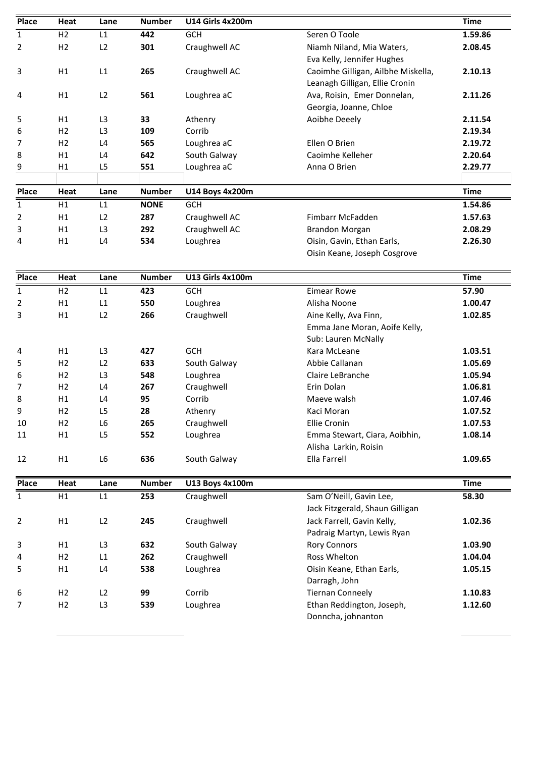| Place | Heat | Lane | Number | U14 Girls 4x200m | | Time |
|---|---|---|---|---|---|---|
| 1 | H2 | L1 | **442** | GCH | Seren O Toole | **1.59.86** |
| 2 | H2 | L2 | **301** | Craughwell AC | Niamh Niland, Mia Waters, Eva Kelly, Jennifer Hughes | **2.08.45** |
| 3 | H1 | L1 | **265** | Craughwell AC | Caoimhe Gilligan, Ailbhe Miskella, Leanagh Gilligan, Ellie Cronin | **2.10.13** |
| 4 | H1 | L2 | **561** | Loughrea aC | Ava, Roisin, Emer Donnelan, Georgia, Joanne, Chloe | **2.11.26** |
| 5 | H1 | L3 | **33** | Athenry | Aoibhe Deeely | **2.11.54** |
| 6 | H2 | L3 | **109** | Corrib | | **2.19.34** |
| 7 | H2 | L4 | **565** | Loughrea aC | Ellen O Brien | **2.19.72** |
| 8 | H1 | L4 | **642** | South Galway | Caoimhe Kelleher | **2.20.64** |
| 9 | H1 | L5 | **551** | Loughrea aC | Anna O Brien | **2.29.77** |

| Place | Heat | Lane | Number | U14 Boys 4x200m | | Time |
|---|---|---|---|---|---|---|
| 1 | H1 | L1 | **NONE** | GCH | | **1.54.86** |
| 2 | H1 | L2 | **287** | Craughwell AC | Fimbarr McFadden | **1.57.63** |
| 3 | H1 | L3 | **292** | Craughwell AC | Brandon Morgan | **2.08.29** |
| 4 | H1 | L4 | **534** | Loughrea | Oisin, Gavin, Ethan Earls, Oisin Keane, Joseph Cosgrove | **2.26.30** |

| Place | Heat | Lane | Number | U13 Girls 4x100m | | Time |
|---|---|---|---|---|---|---|
| 1 | H2 | L1 | **423** | GCH | Eimear Rowe | **57.90** |
| 2 | H1 | L1 | **550** | Loughrea | Alisha Noone | **1.00.47** |
| 3 | H1 | L2 | **266** | Craughwell | Aine Kelly, Ava Finn, Emma Jane Moran, Aoife Kelly, Sub: Lauren McNally | **1.02.85** |
| 4 | H1 | L3 | **427** | GCH | Kara McLeane | **1.03.51** |
| 5 | H2 | L2 | **633** | South Galway | Abbie Callanan | **1.05.69** |
| 6 | H2 | L3 | **548** | Loughrea | Claire LeBranche | **1.05.94** |
| 7 | H2 | L4 | **267** | Craughwell | Erin Dolan | **1.06.81** |
| 8 | H1 | L4 | **95** | Corrib | Maeve walsh | **1.07.46** |
| 9 | H2 | L5 | **28** | Athenry | Kaci Moran | **1.07.52** |
| 10 | H2 | L6 | **265** | Craughwell | Ellie Cronin | **1.07.53** |
| 11 | H1 | L5 | **552** | Loughrea | Emma Stewart, Ciara, Aoibhin, Alisha Larkin, Roisin | **1.08.14** |
| 12 | H1 | L6 | **636** | South Galway | Ella Farrell | **1.09.65** |

| Place | Heat | Lane | Number | U13 Boys 4x100m | | Time |
|---|---|---|---|---|---|---|
| 1 | H1 | L1 | **253** | Craughwell | Sam O'Neill, Gavin Lee, Jack Fitzgerald, Shaun Gilligan | **58.30** |
| 2 | H1 | L2 | **245** | Craughwell | Jack Farrell, Gavin Kelly, Padraig Martyn, Lewis Ryan | **1.02.36** |
| 3 | H1 | L3 | **632** | South Galway | Rory Connors | **1.03.90** |
| 4 | H2 | L1 | **262** | Craughwell | Ross Whelton | **1.04.04** |
| 5 | H1 | L4 | **538** | Loughrea | Oisin Keane, Ethan Earls, Darragh, John | **1.05.15** |
| 6 | H2 | L2 | **99** | Corrib | Tiernan Conneely | **1.10.83** |
| 7 | H2 | L3 | **539** | Loughrea | Ethan Reddington, Joseph, Donncha, johnanton | **1.12.60** |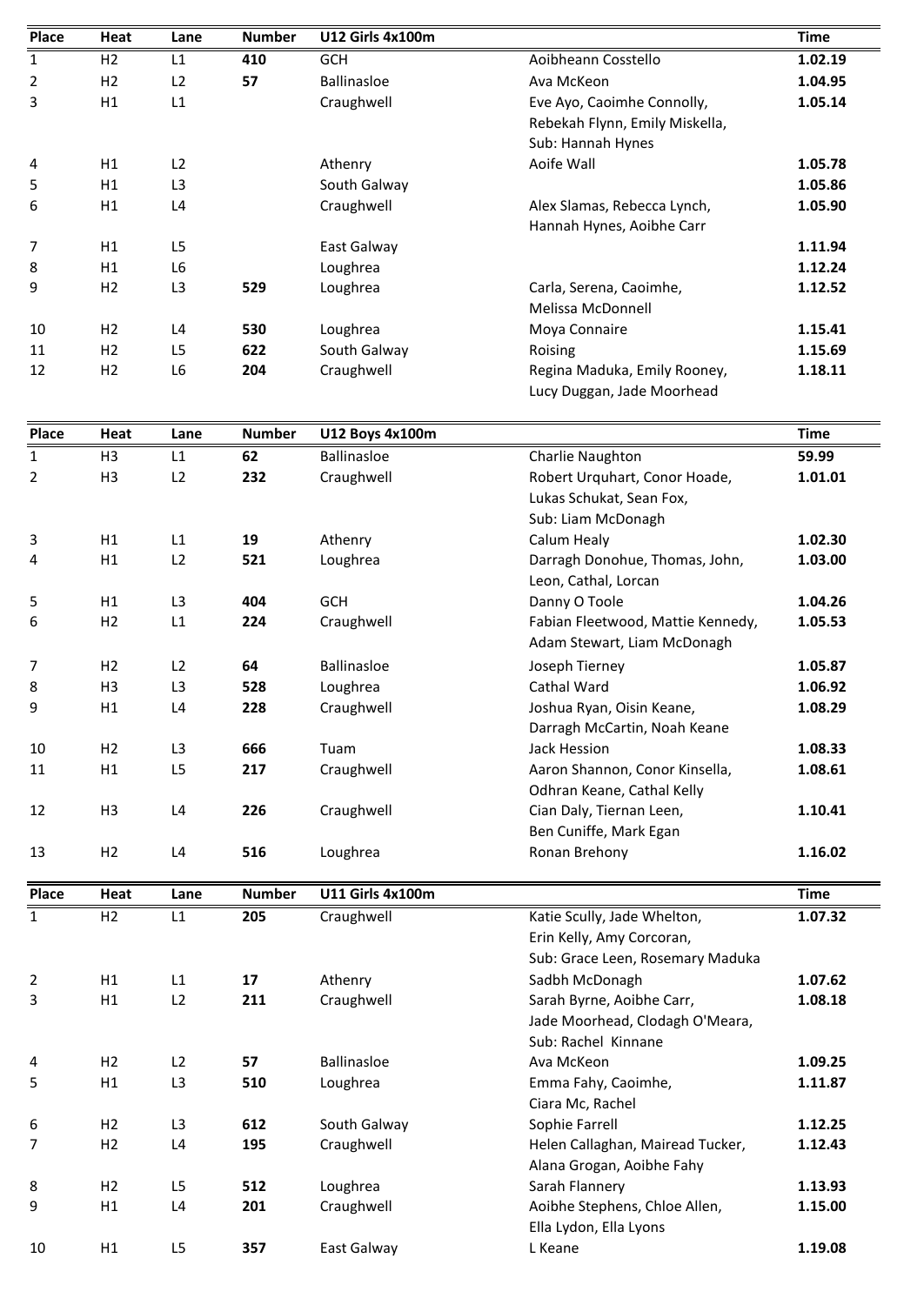| Place | Heat | Lane | Number | U12 Girls 4x100m | | Time |
|---|---|---|---|---|---|---|
| 1 | H2 | L1 | **410** | GCH | Aoibheann Costello | **1.02.19** |
| 2 | H2 | L2 | **57** | Ballinasloe | Ava McKeon | **1.04.95** |
| 3 | H1 | L1 | | Craughwell | Eve Ayo, Caoimhe Connolly, Rebekah Flynn, Emily Miskella, Sub: Hannah Hynes | **1.05.14** |
| 4 | H1 | L2 | | Athenry | Aoife Wall | **1.05.78** |
| 5 | H1 | L3 | | South Galway | | **1.05.86** |
| 6 | H1 | L4 | | Craughwell | Alex Slamas, Rebecca Lynch, Hannah Hynes, Aoibhe Carr | **1.05.90** |
| 7 | H1 | L5 | | East Galway | | **1.11.94** |
| 8 | H1 | L6 | | Loughrea | | **1.12.24** |
| 9 | H2 | L3 | **529** | Loughrea | Carla, Serena, Caoimhe, Melissa McDonnell | **1.12.52** |
| 10 | H2 | L4 | **530** | Loughrea | Moya Connaire | **1.15.41** |
| 11 | H2 | L5 | **622** | South Galway | Roising | **1.15.69** |
| 12 | H2 | L6 | **204** | Craughwell | Regina Maduka, Emily Rooney, Lucy Duggan, Jade Moorhead | **1.18.11** |

| Place | Heat | Lane | Number | U12 Boys 4x100m | | Time |
|---|---|---|---|---|---|---|
| 1 | H3 | L1 | **62** | Ballinasloe | Charlie Naughton | **59.99** |
| 2 | H3 | L2 | **232** | Craughwell | Robert Urquhart, Conor Hoade, Lukas Schukat, Sean Fox, Sub: Liam McDonagh | **1.01.01** |
| 3 | H1 | L1 | **19** | Athenry | Calum Healy | **1.02.30** |
| 4 | H1 | L2 | **521** | Loughrea | Darragh Donohue, Thomas, John, Leon, Cathal, Lorcan | **1.03.00** |
| 5 | H1 | L3 | **404** | GCH | Danny O Toole | **1.04.26** |
| 6 | H2 | L1 | **224** | Craughwell | Fabian Fleetwood, Mattie Kennedy, Adam Stewart, Liam McDonagh | **1.05.53** |
| 7 | H2 | L2 | **64** | Ballinasloe | Joseph Tierney | **1.05.87** |
| 8 | H3 | L3 | **528** | Loughrea | Cathal Ward | **1.06.92** |
| 9 | H1 | L4 | **228** | Craughwell | Joshua Ryan, Oisin Keane, Darragh McCartin, Noah Keane | **1.08.29** |
| 10 | H2 | L3 | **666** | Tuam | Jack Hession | **1.08.33** |
| 11 | H1 | L5 | **217** | Craughwell | Aaron Shannon, Conor Kinsella, Odhran Keane, Cathal Kelly | **1.08.61** |
| 12 | H3 | L4 | **226** | Craughwell | Cian Daly, Tiernan Leen, Ben Cuniffe, Mark Egan | **1.10.41** |
| 13 | H2 | L4 | **516** | Loughrea | Ronan Brehony | **1.16.02** |

| Place | Heat | Lane | Number | U11 Girls 4x100m | | Time |
|---|---|---|---|---|---|---|
| 1 | H2 | L1 | **205** | Craughwell | Katie Scully, Jade Whelton, Erin Kelly, Amy Corcoran, Sub: Grace Leen, Rosemary Maduka | **1.07.32** |
| 2 | H1 | L1 | **17** | Athenry | Sadbh McDonagh | **1.07.62** |
| 3 | H1 | L2 | **211** | Craughwell | Sarah Byrne, Aoibhe Carr, Jade Moorhead, Clodagh O'Meara, Sub: Rachel Kinnane | **1.08.18** |
| 4 | H2 | L2 | **57** | Ballinasloe | Ava McKeon | **1.09.25** |
| 5 | H1 | L3 | **510** | Loughrea | Emma Fahy, Caoimhe, Ciara Mc, Rachel | **1.11.87** |
| 6 | H2 | L3 | **612** | South Galway | Sophie Farrell | **1.12.25** |
| 7 | H2 | L4 | **195** | Craughwell | Helen Callaghan, Mairead Tucker, Alana Grogan, Aoibhe Fahy | **1.12.43** |
| 8 | H2 | L5 | **512** | Loughrea | Sarah Flannery | **1.13.93** |
| 9 | H1 | L4 | **201** | Craughwell | Aoibhe Stephens, Chloe Allen, Ella Lydon, Ella Lyons | **1.15.00** |
| 10 | H1 | L5 | **357** | East Galway | L Keane | **1.19.08** |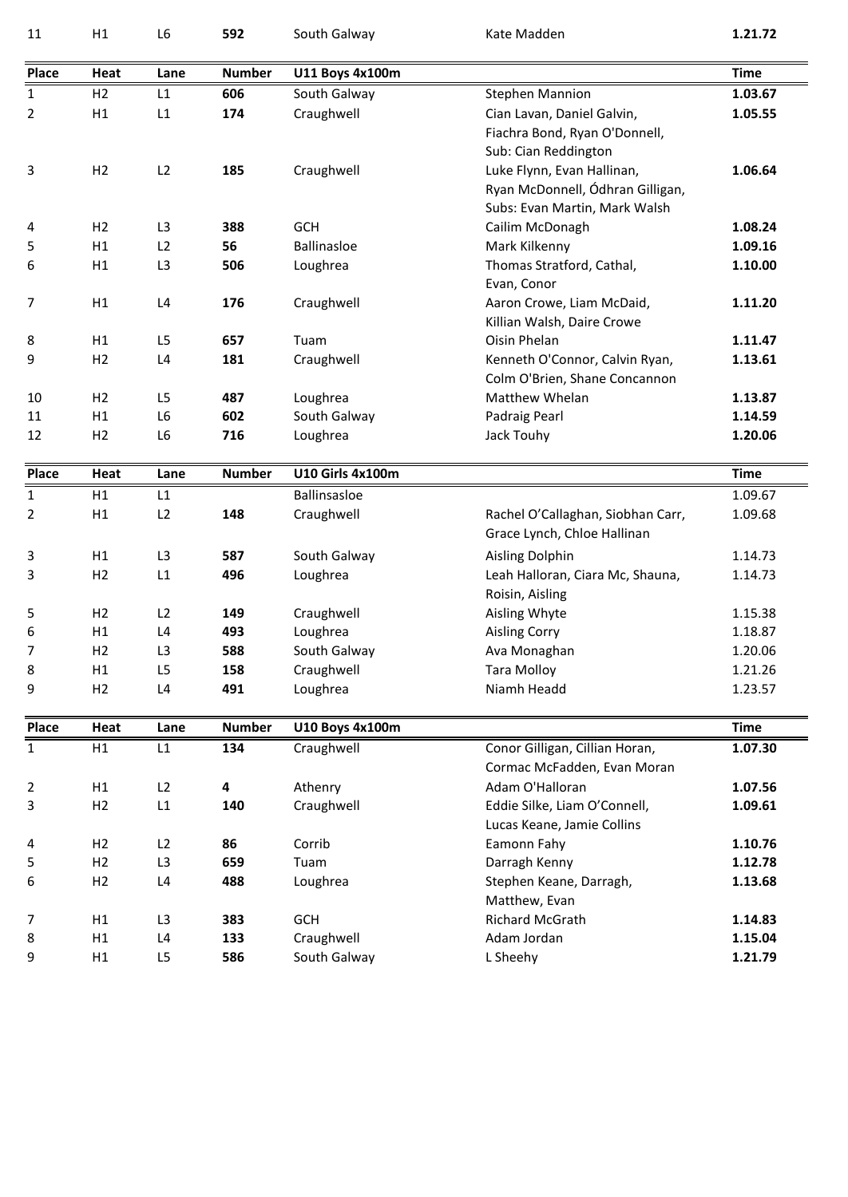| 11 | H1 | L6 | **592** | South Galway | Kate Madden | **1.21.72** |
|---|---|---|---|---|---|---|

| Place | Heat | Lane | Number | U11 Boys 4x100m | | Time |
|---|---|---|---|---|---|---|
| 1 | H2 | L1 | **606** | South Galway | Stephen Mannion | **1.03.67** |
| 2 | H1 | L1 | **174** | Craughwell | Cian Lavan, Daniel Galvin, Fiachra Bond, Ryan O'Donnell, Sub: Cian Reddington | **1.05.55** |
| 3 | H2 | L2 | **185** | Craughwell | Luke Flynn, Evan Hallinan, Ryan McDonnell, Ódhran Gilligan, Subs: Evan Martin, Mark Walsh | **1.06.64** |
| 4 | H2 | L3 | **388** | GCH | Cailim McDonagh | **1.08.24** |
| 5 | H1 | L2 | **56** | Ballinasloe | Mark Kilkenny | **1.09.16** |
| 6 | H1 | L3 | **506** | Loughrea | Thomas Stratford, Cathal, Evan, Conor | **1.10.00** |
| 7 | H1 | L4 | **176** | Craughwell | Aaron Crowe, Liam McDaid, Killian Walsh, Daire Crowe | **1.11.20** |
| 8 | H1 | L5 | **657** | Tuam | Oisin Phelan | **1.11.47** |
| 9 | H2 | L4 | **181** | Craughwell | Kenneth O'Connor, Calvin Ryan, Colm O'Brien, Shane Concannon | **1.13.61** |
| 10 | H2 | L5 | **487** | Loughrea | Matthew Whelan | **1.13.87** |
| 11 | H1 | L6 | **602** | South Galway | Padraig Pearl | **1.14.59** |
| 12 | H2 | L6 | **716** | Loughrea | Jack Touhy | **1.20.06** |

| Place | Heat | Lane | Number | U10 Girls 4x100m | | Time |
|---|---|---|---|---|---|---|
| 1 | H1 | L1 | | Ballinsasloe | | 1.09.67 |
| 2 | H1 | L2 | **148** | Craughwell | Rachel O'Callaghan, Siobhan Carr, Grace Lynch, Chloe Hallinan | 1.09.68 |
| 3 | H1 | L3 | **587** | South Galway | Aisling Dolphin | 1.14.73 |
| 3 | H2 | L1 | **496** | Loughrea | Leah Halloran, Ciara Mc, Shauna, Roisin, Aisling | 1.14.73 |
| 5 | H2 | L2 | **149** | Craughwell | Aisling Whyte | 1.15.38 |
| 6 | H1 | L4 | **493** | Loughrea | Aisling Corry | 1.18.87 |
| 7 | H2 | L3 | **588** | South Galway | Ava Monaghan | 1.20.06 |
| 8 | H1 | L5 | **158** | Craughwell | Tara Molloy | 1.21.26 |
| 9 | H2 | L4 | **491** | Loughrea | Niamh Headd | 1.23.57 |

| Place | Heat | Lane | Number | U10 Boys 4x100m | | Time |
|---|---|---|---|---|---|---|
| 1 | H1 | L1 | **134** | Craughwell | Conor Gilligan, Cillian Horan, Cormac McFadden, Evan Moran | **1.07.30** |
| 2 | H1 | L2 | **4** | Athenry | Adam O'Halloran | **1.07.56** |
| 3 | H2 | L1 | **140** | Craughwell | Eddie Silke, Liam O'Connell, Lucas Keane, Jamie Collins | **1.09.61** |
| 4 | H2 | L2 | **86** | Corrib | Eamonn Fahy | **1.10.76** |
| 5 | H2 | L3 | **659** | Tuam | Darragh Kenny | **1.12.78** |
| 6 | H2 | L4 | **488** | Loughrea | Stephen Keane, Darragh, Matthew, Evan | **1.13.68** |
| 7 | H1 | L3 | **383** | GCH | Richard McGrath | **1.14.83** |
| 8 | H1 | L4 | **133** | Craughwell | Adam Jordan | **1.15.04** |
| 9 | H1 | L5 | **586** | South Galway | L Sheehy | **1.21.79** |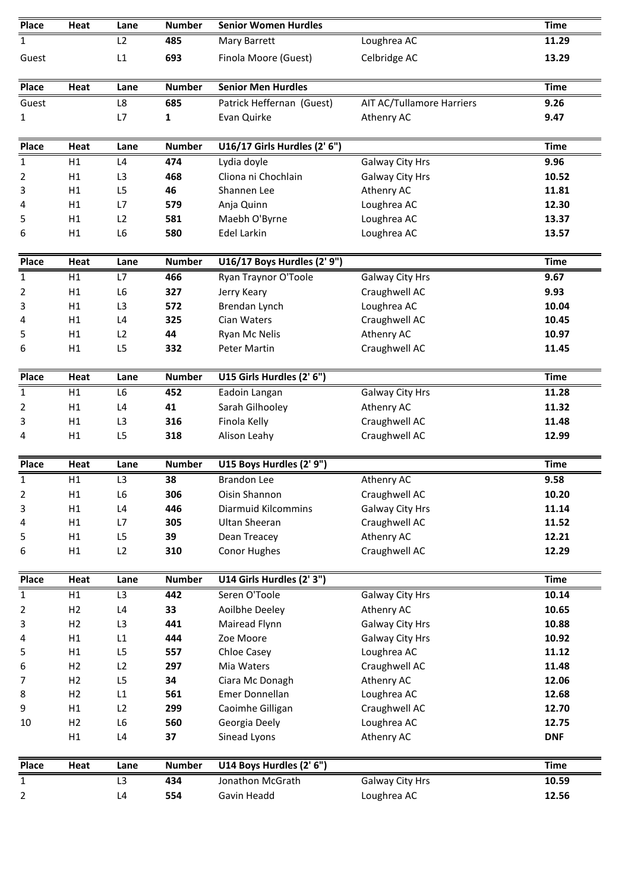| Place | Heat | Lane | Number | Senior Women Hurdles | | Time |
|---|---|---|---|---|---|---|
| 1 | | L2 | **485** | Mary Barrett | Loughrea AC | **11.29** |
| Guest | | L1 | **693** | Finola Moore (Guest) | Celbridge AC | **13.29** |

| Place | Heat | Lane | Number | Senior Men Hurdles | | Time |
|---|---|---|---|---|---|---|
| Guest | | L8 | **685** | Patrick Heffernan (Guest) | AIT AC/Tullamore Harriers | **9.26** |
| 1 | | L7 | **1** | Evan Quirke | Athenry AC | **9.47** |

| Place | Heat | Lane | Number | U16/17 Girls Hurdles (2' 6") | | Time |
|---|---|---|---|---|---|---|
| 1 | H1 | L4 | **474** | Lydia doyle | Galway City Hrs | **9.96** |
| 2 | H1 | L3 | **468** | Cliona ni Chochlain | Galway City Hrs | **10.52** |
| 3 | H1 | L5 | **46** | Shannen Lee | Athenry AC | **11.81** |
| 4 | H1 | L7 | **579** | Anja Quinn | Loughrea AC | **12.30** |
| 5 | H1 | L2 | **581** | Maebh O'Byrne | Loughrea AC | **13.37** |
| 6 | H1 | L6 | **580** | Edel Larkin | Loughrea AC | **13.57** |

| Place | Heat | Lane | Number | U16/17 Boys Hurdles (2' 9") | | Time |
|---|---|---|---|---|---|---|
| 1 | H1 | L7 | **466** | Ryan Traynor O'Toole | Galway City Hrs | **9.67** |
| 2 | H1 | L6 | **327** | Jerry Keary | Craughwell AC | **9.93** |
| 3 | H1 | L3 | **572** | Brendan Lynch | Loughrea AC | **10.04** |
| 4 | H1 | L4 | **325** | Cian Waters | Craughwell AC | **10.45** |
| 5 | H1 | L2 | **44** | Ryan Mc Nelis | Athenry AC | **10.97** |
| 6 | H1 | L5 | **332** | Peter Martin | Craughwell AC | **11.45** |

| Place | Heat | Lane | Number | U15 Girls Hurdles (2' 6") | | Time |
|---|---|---|---|---|---|---|
| 1 | H1 | L6 | **452** | Eadoin Langan | Galway City Hrs | **11.28** |
| 2 | H1 | L4 | **41** | Sarah Gilhooley | Athenry AC | **11.32** |
| 3 | H1 | L3 | **316** | Finola Kelly | Craughwell AC | **11.48** |
| 4 | H1 | L5 | **318** | Alison Leahy | Craughwell AC | **12.99** |

| Place | Heat | Lane | Number | U15 Boys Hurdles (2' 9") | | Time |
|---|---|---|---|---|---|---|
| 1 | H1 | L3 | **38** | Brandon Lee | Athenry AC | **9.58** |
| 2 | H1 | L6 | **306** | Oisin Shannon | Craughwell AC | **10.20** |
| 3 | H1 | L4 | **446** | Diarmuid Kilcommins | Galway City Hrs | **11.14** |
| 4 | H1 | L7 | **305** | Ultan Sheeran | Craughwell AC | **11.52** |
| 5 | H1 | L5 | **39** | Dean Treacey | Athenry AC | **12.21** |
| 6 | H1 | L2 | **310** | Conor Hughes | Craughwell AC | **12.29** |

| Place | Heat | Lane | Number | U14 Girls Hurdles (2' 3") | | Time |
|---|---|---|---|---|---|---|
| 1 | H1 | L3 | **442** | Seren O'Toole | Galway City Hrs | **10.14** |
| 2 | H2 | L4 | **33** | Aoilbhe Deeley | Athenry AC | **10.65** |
| 3 | H2 | L3 | **441** | Mairead Flynn | Galway City Hrs | **10.88** |
| 4 | H1 | L1 | **444** | Zoe Moore | Galway City Hrs | **10.92** |
| 5 | H1 | L5 | **557** | Chloe Casey | Loughrea AC | **11.12** |
| 6 | H2 | L2 | **297** | Mia Waters | Craughwell AC | **11.48** |
| 7 | H2 | L5 | **34** | Ciara Mc Donagh | Athenry AC | **12.06** |
| 8 | H2 | L1 | **561** | Emer Donnellan | Loughrea AC | **12.68** |
| 9 | H1 | L2 | **299** | Caoimhe Gilligan | Craughwell AC | **12.70** |
| 10 | H2 | L6 | **560** | Georgia Deely | Loughrea AC | **12.75** |
| | H1 | L4 | **37** | Sinead Lyons | Athenry AC | **DNF** |

| Place | Heat | Lane | Number | U14 Boys Hurdles (2' 6") | | Time |
|---|---|---|---|---|---|---|
| 1 | | L3 | **434** | Jonathon McGrath | Galway City Hrs | **10.59** |
| 2 | | L4 | **554** | Gavin Headd | Loughrea AC | **12.56** |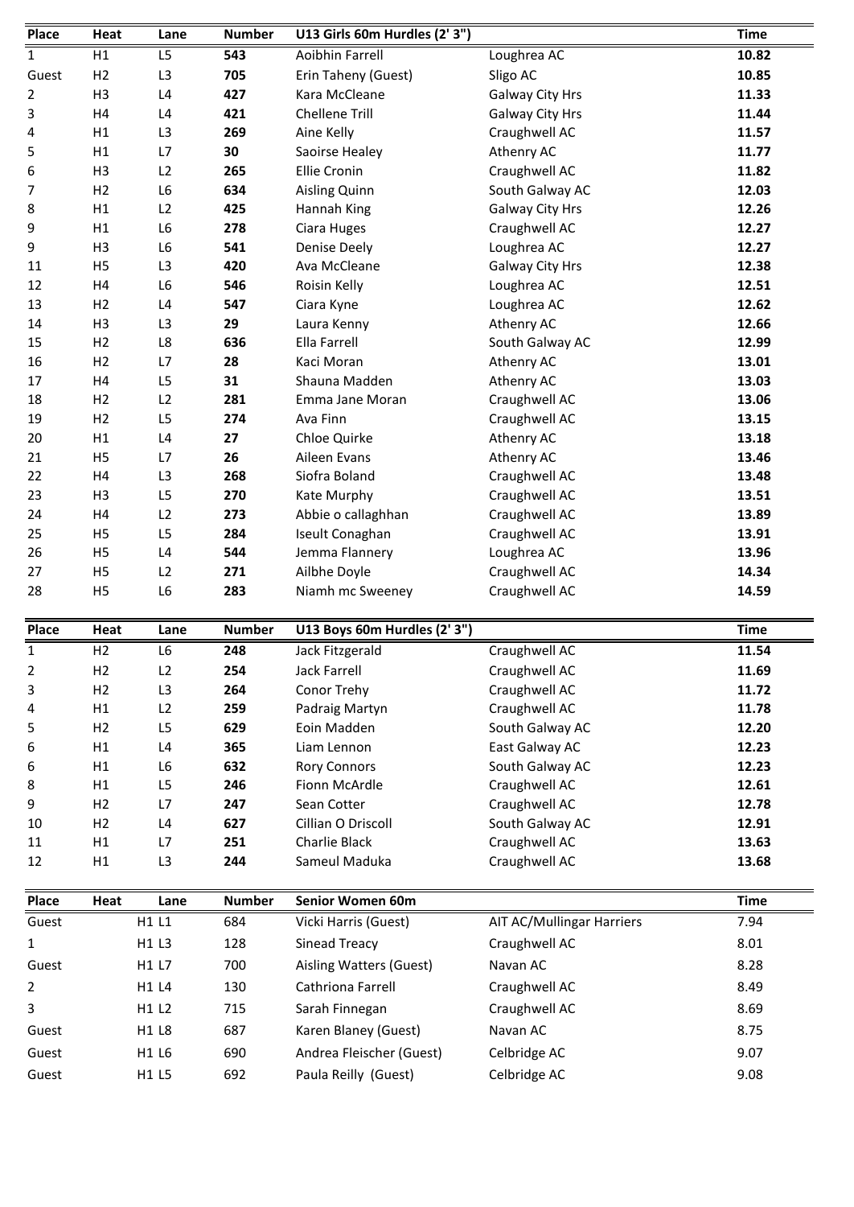| Place | Heat | Lane | Number | U13 Girls 60m Hurdles (2' 3") | | Time |
|---|---|---|---|---|---|---|
| 1 | H1 | L5 | **543** | Aoibhin Farrell | Loughrea AC | **10.82** |
| Guest | H2 | L3 | **705** | Erin Taheny (Guest) | Sligo AC | **10.85** |
| 2 | H3 | L4 | **427** | Kara McCleane | Galway City Hrs | **11.33** |
| 3 | H4 | L4 | **421** | Chellene Trill | Galway City Hrs | **11.44** |
| 4 | H1 | L3 | **269** | Aine Kelly | Craughwell AC | **11.57** |
| 5 | H1 | L7 | **30** | Saoirse Healey | Athenry AC | **11.77** |
| 6 | H3 | L2 | **265** | Ellie Cronin | Craughwell AC | **11.82** |
| 7 | H2 | L6 | **634** | Aisling Quinn | South Galway AC | **12.03** |
| 8 | H1 | L2 | **425** | Hannah King | Galway City Hrs | **12.26** |
| 9 | H1 | L6 | **278** | Ciara Huges | Craughwell AC | **12.27** |
| 9 | H3 | L6 | **541** | Denise Deely | Loughrea AC | **12.27** |
| 11 | H5 | L3 | **420** | Ava McCleane | Galway City Hrs | **12.38** |
| 12 | H4 | L6 | **546** | Roisin Kelly | Loughrea AC | **12.51** |
| 13 | H2 | L4 | **547** | Ciara Kyne | Loughrea AC | **12.62** |
| 14 | H3 | L3 | **29** | Laura Kenny | Athenry AC | **12.66** |
| 15 | H2 | L8 | **636** | Ella Farrell | South Galway AC | **12.99** |
| 16 | H2 | L7 | **28** | Kaci Moran | Athenry AC | **13.01** |
| 17 | H4 | L5 | **31** | Shauna Madden | Athenry AC | **13.03** |
| 18 | H2 | L2 | **281** | Emma Jane Moran | Craughwell AC | **13.06** |
| 19 | H2 | L5 | **274** | Ava Finn | Craughwell AC | **13.15** |
| 20 | H1 | L4 | **27** | Chloe Quirke | Athenry AC | **13.18** |
| 21 | H5 | L7 | **26** | Aileen Evans | Athenry AC | **13.46** |
| 22 | H4 | L3 | **268** | Siofra Boland | Craughwell AC | **13.48** |
| 23 | H3 | L5 | **270** | Kate Murphy | Craughwell AC | **13.51** |
| 24 | H4 | L2 | **273** | Abbie o callaghhan | Craughwell AC | **13.89** |
| 25 | H5 | L5 | **284** | Iseult Conaghan | Craughwell AC | **13.91** |
| 26 | H5 | L4 | **544** | Jemma Flannery | Loughrea AC | **13.96** |
| 27 | H5 | L2 | **271** | Ailbhe Doyle | Craughwell AC | **14.34** |
| 28 | H5 | L6 | **283** | Niamh mc Sweeney | Craughwell AC | **14.59** |

| Place | Heat | Lane | Number | U13 Boys 60m Hurdles (2' 3") | | Time |
|---|---|---|---|---|---|---|
| 1 | H2 | L6 | **248** | Jack Fitzgerald | Craughwell AC | **11.54** |
| 2 | H2 | L2 | **254** | Jack Farrell | Craughwell AC | **11.69** |
| 3 | H2 | L3 | **264** | Conor Trehy | Craughwell AC | **11.72** |
| 4 | H1 | L2 | **259** | Padraig Martyn | Craughwell AC | **11.78** |
| 5 | H2 | L5 | **629** | Eoin Madden | South Galway AC | **12.20** |
| 6 | H1 | L4 | **365** | Liam Lennon | East Galway AC | **12.23** |
| 6 | H1 | L6 | **632** | Rory Connors | South Galway AC | **12.23** |
| 8 | H1 | L5 | **246** | Fionn McArdle | Craughwell AC | **12.61** |
| 9 | H2 | L7 | **247** | Sean Cotter | Craughwell AC | **12.78** |
| 10 | H2 | L4 | **627** | Cillian O Driscoll | South Galway AC | **12.91** |
| 11 | H1 | L7 | **251** | Charlie Black | Craughwell AC | **13.63** |
| 12 | H1 | L3 | **244** | Sameul Maduka | Craughwell AC | **13.68** |

| Place | Heat | Lane | Number | Senior Women 60m | | Time |
|---|---|---|---|---|---|---|
| Guest | H1 | L1 | 684 | Vicki Harris (Guest) | AIT AC/Mullingar Harriers | 7.94 |
| 1 | H1 | L3 | 128 | Sinead Treacy | Craughwell AC | 8.01 |
| Guest | H1 | L7 | 700 | Aisling Watters (Guest) | Navan AC | 8.28 |
| 2 | H1 | L4 | 130 | Cathriona Farrell | Craughwell AC | 8.49 |
| 3 | H1 | L2 | 715 | Sarah Finnegan | Craughwell AC | 8.69 |
| Guest | H1 | L8 | 687 | Karen Blaney (Guest) | Navan AC | 8.75 |
| Guest | H1 | L6 | 690 | Andrea Fleischer (Guest) | Celbridge AC | 9.07 |
| Guest | H1 | L5 | 692 | Paula Reilly (Guest) | Celbridge AC | 9.08 |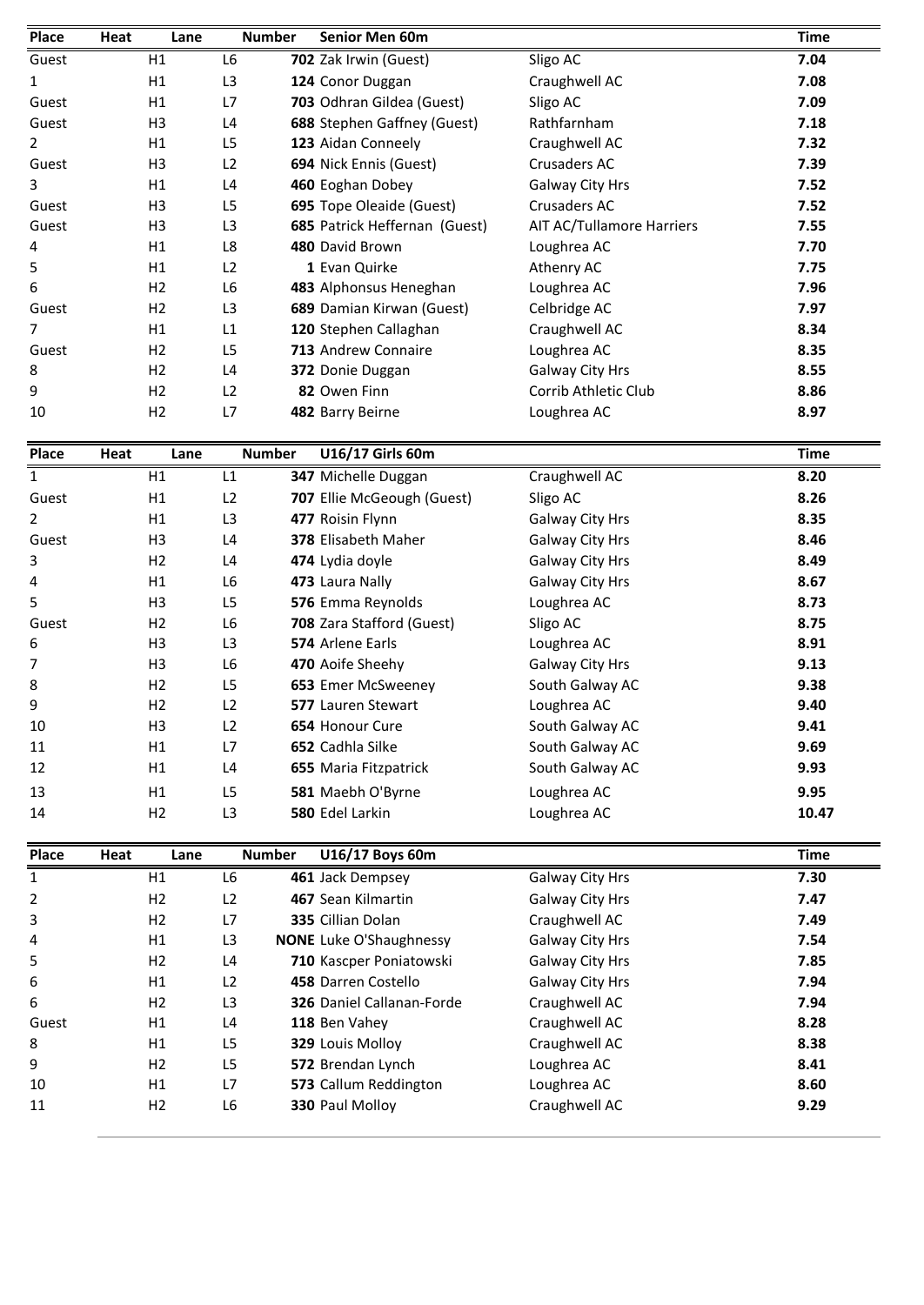| Place | Heat | Lane | Number | Senior Men 60m | | Time |
|---|---|---|---|---|---|---|
| Guest | H1 | L6 | 702 | Zak Irwin (Guest) | Sligo AC | 7.04 |
| 1 | H1 | L3 | 124 | Conor Duggan | Craughwell AC | 7.08 |
| Guest | H1 | L7 | 703 | Odhran Gildea (Guest) | Sligo AC | 7.09 |
| Guest | H3 | L4 | 688 | Stephen Gaffney (Guest) | Rathfarnham | 7.18 |
| 2 | H1 | L5 | 123 | Aidan Conneely | Craughwell AC | 7.32 |
| Guest | H3 | L2 | 694 | Nick Ennis (Guest) | Crusaders AC | 7.39 |
| 3 | H1 | L4 | 460 | Eoghan Dobey | Galway City Hrs | 7.52 |
| Guest | H3 | L5 | 695 | Tope Oleaide (Guest) | Crusaders AC | 7.52 |
| Guest | H3 | L3 | 685 | Patrick Heffernan (Guest) | AIT AC/Tullamore Harriers | 7.55 |
| 4 | H1 | L8 | 480 | David Brown | Loughrea AC | 7.70 |
| 5 | H1 | L2 | 1 | Evan Quirke | Athenry AC | 7.75 |
| 6 | H2 | L6 | 483 | Alphonsus Heneghan | Loughrea AC | 7.96 |
| Guest | H2 | L3 | 689 | Damian Kirwan (Guest) | Celbridge AC | 7.97 |
| 7 | H1 | L1 | 120 | Stephen Callaghan | Craughwell AC | 8.34 |
| Guest | H2 | L5 | 713 | Andrew Connaire | Loughrea AC | 8.35 |
| 8 | H2 | L4 | 372 | Donie Duggan | Galway City Hrs | 8.55 |
| 9 | H2 | L2 | 82 | Owen Finn | Corrib Athletic Club | 8.86 |
| 10 | H2 | L7 | 482 | Barry Beirne | Loughrea AC | 8.97 |

| Place | Heat | Lane | Number | U16/17 Girls 60m | | Time |
|---|---|---|---|---|---|---|
| 1 | H1 | L1 | 347 | Michelle Duggan | Craughwell AC | 8.20 |
| Guest | H1 | L2 | 707 | Ellie McGeough (Guest) | Sligo AC | 8.26 |
| 2 | H1 | L3 | 477 | Roisin Flynn | Galway City Hrs | 8.35 |
| Guest | H3 | L4 | 378 | Elisabeth Maher | Galway City Hrs | 8.46 |
| 3 | H2 | L4 | 474 | Lydia doyle | Galway City Hrs | 8.49 |
| 4 | H1 | L6 | 473 | Laura Nally | Galway City Hrs | 8.67 |
| 5 | H3 | L5 | 576 | Emma Reynolds | Loughrea AC | 8.73 |
| Guest | H2 | L6 | 708 | Zara Stafford (Guest) | Sligo AC | 8.75 |
| 6 | H3 | L3 | 574 | Arlene Earls | Loughrea AC | 8.91 |
| 7 | H3 | L6 | 470 | Aoife Sheehy | Galway City Hrs | 9.13 |
| 8 | H2 | L5 | 653 | Emer McSweeney | South Galway AC | 9.38 |
| 9 | H2 | L2 | 577 | Lauren Stewart | Loughrea AC | 9.40 |
| 10 | H3 | L2 | 654 | Honour Cure | South Galway AC | 9.41 |
| 11 | H1 | L7 | 652 | Cadhla Silke | South Galway AC | 9.69 |
| 12 | H1 | L4 | 655 | Maria Fitzpatrick | South Galway AC | 9.93 |
| 13 | H1 | L5 | 581 | Maebh O'Byrne | Loughrea AC | 9.95 |
| 14 | H2 | L3 | 580 | Edel Larkin | Loughrea AC | 10.47 |

| Place | Heat | Lane | Number | U16/17 Boys 60m | | Time |
|---|---|---|---|---|---|---|
| 1 | H1 | L6 | 461 | Jack Dempsey | Galway City Hrs | 7.30 |
| 2 | H2 | L2 | 467 | Sean Kilmartin | Galway City Hrs | 7.47 |
| 3 | H2 | L7 | 335 | Cillian Dolan | Craughwell AC | 7.49 |
| 4 | H1 | L3 | NONE | Luke O'Shaughnessy | Galway City Hrs | 7.54 |
| 5 | H2 | L4 | 710 | Kascper Poniatowski | Galway City Hrs | 7.85 |
| 6 | H1 | L2 | 458 | Darren Costello | Galway City Hrs | 7.94 |
| 6 | H2 | L3 | 326 | Daniel Callanan-Forde | Craughwell AC | 7.94 |
| Guest | H1 | L4 | 118 | Ben Vahey | Craughwell AC | 8.28 |
| 8 | H1 | L5 | 329 | Louis Molloy | Craughwell AC | 8.38 |
| 9 | H2 | L5 | 572 | Brendan Lynch | Loughrea AC | 8.41 |
| 10 | H1 | L7 | 573 | Callum Reddington | Loughrea AC | 8.60 |
| 11 | H2 | L6 | 330 | Paul Molloy | Craughwell AC | 9.29 |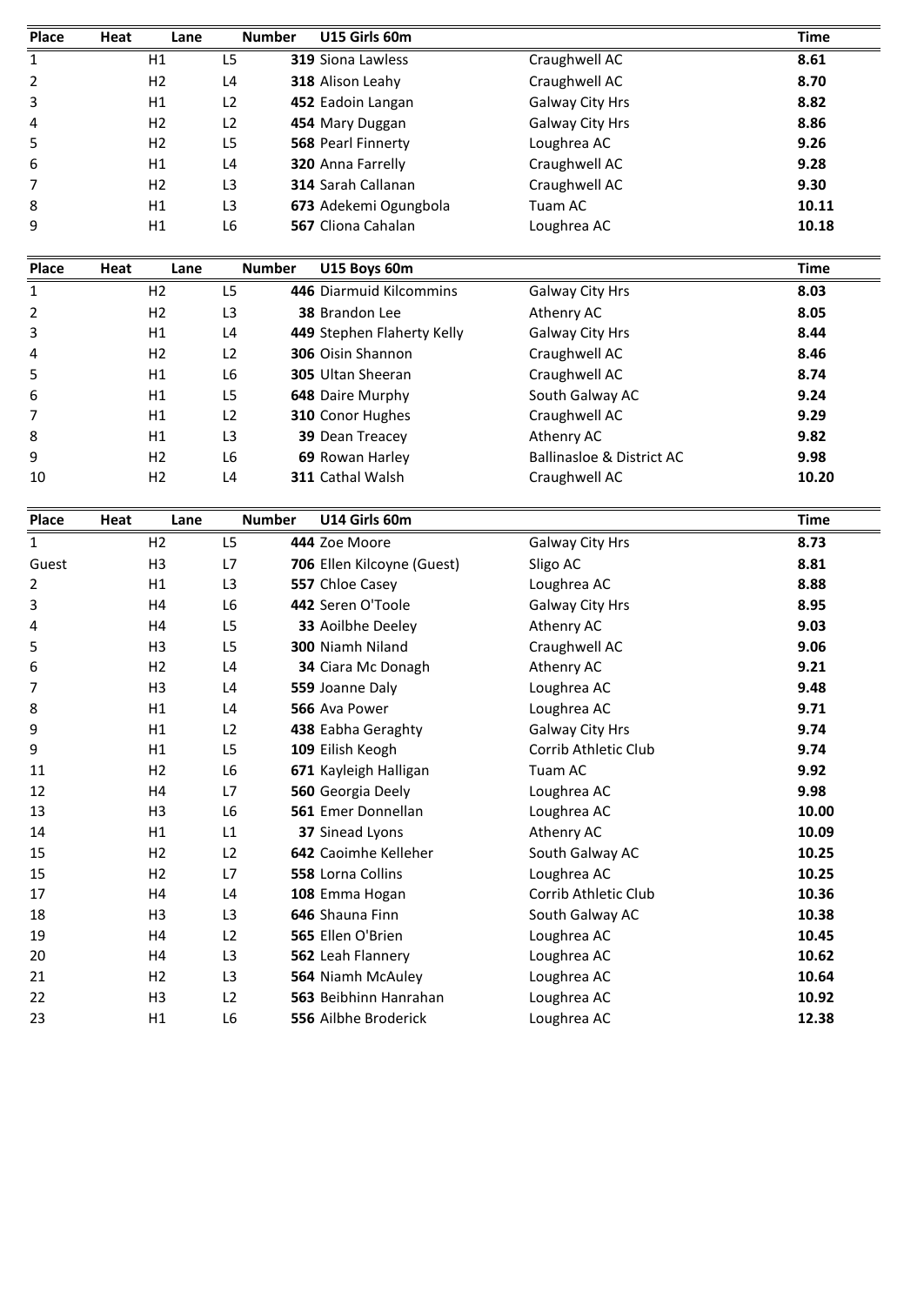| Place | Heat | Lane | Number | U15 Girls 60m | | Time |
|---|---|---|---|---|---|---|
| 1 | H1 | L5 | 319 | Siona Lawless | Craughwell AC | 8.61 |
| 2 | H2 | L4 | 318 | Alison Leahy | Craughwell AC | 8.70 |
| 3 | H1 | L2 | 452 | Eadoin Langan | Galway City Hrs | 8.82 |
| 4 | H2 | L2 | 454 | Mary Duggan | Galway City Hrs | 8.86 |
| 5 | H2 | L5 | 568 | Pearl Finnerty | Loughrea AC | 9.26 |
| 6 | H1 | L4 | 320 | Anna Farrelly | Craughwell AC | 9.28 |
| 7 | H2 | L3 | 314 | Sarah Callanan | Craughwell AC | 9.30 |
| 8 | H1 | L3 | 673 | Adekemi Ogungbola | Tuam AC | 10.11 |
| 9 | H1 | L6 | 567 | Cliona Cahalan | Loughrea AC | 10.18 |

| Place | Heat | Lane | Number | U15 Boys 60m | | Time |
|---|---|---|---|---|---|---|
| 1 | H2 | L5 | 446 | Diarmuid Kilcommins | Galway City Hrs | 8.03 |
| 2 | H2 | L3 | 38 | Brandon Lee | Athenry AC | 8.05 |
| 3 | H1 | L4 | 449 | Stephen Flaherty Kelly | Galway City Hrs | 8.44 |
| 4 | H2 | L2 | 306 | Oisin Shannon | Craughwell AC | 8.46 |
| 5 | H1 | L6 | 305 | Ultan Sheeran | Craughwell AC | 8.74 |
| 6 | H1 | L5 | 648 | Daire Murphy | South Galway AC | 9.24 |
| 7 | H1 | L2 | 310 | Conor Hughes | Craughwell AC | 9.29 |
| 8 | H1 | L3 | 39 | Dean Treacey | Athenry AC | 9.82 |
| 9 | H2 | L6 | 69 | Rowan Harley | Ballinasloe & District AC | 9.98 |
| 10 | H2 | L4 | 311 | Cathal Walsh | Craughwell AC | 10.20 |

| Place | Heat | Lane | Number | U14 Girls 60m | | Time |
|---|---|---|---|---|---|---|
| 1 | H2 | L5 | 444 | Zoe Moore | Galway City Hrs | 8.73 |
| Guest | H3 | L7 | 706 | Ellen Kilcoyne (Guest) | Sligo AC | 8.81 |
| 2 | H1 | L3 | 557 | Chloe Casey | Loughrea AC | 8.88 |
| 3 | H4 | L6 | 442 | Seren O'Toole | Galway City Hrs | 8.95 |
| 4 | H4 | L5 | 33 | Aoilbhe Deeley | Athenry AC | 9.03 |
| 5 | H3 | L5 | 300 | Niamh Niland | Craughwell AC | 9.06 |
| 6 | H2 | L4 | 34 | Ciara Mc Donagh | Athenry AC | 9.21 |
| 7 | H3 | L4 | 559 | Joanne Daly | Loughrea AC | 9.48 |
| 8 | H1 | L4 | 566 | Ava Power | Loughrea AC | 9.71 |
| 9 | H1 | L2 | 438 | Eabha Geraghty | Galway City Hrs | 9.74 |
| 9 | H1 | L5 | 109 | Eilish Keogh | Corrib Athletic Club | 9.74 |
| 11 | H2 | L6 | 671 | Kayleigh Halligan | Tuam AC | 9.92 |
| 12 | H4 | L7 | 560 | Georgia Deely | Loughrea AC | 9.98 |
| 13 | H3 | L6 | 561 | Emer Donnellan | Loughrea AC | 10.00 |
| 14 | H1 | L1 | 37 | Sinead Lyons | Athenry AC | 10.09 |
| 15 | H2 | L2 | 642 | Caoimhe Kelleher | South Galway AC | 10.25 |
| 15 | H2 | L7 | 558 | Lorna Collins | Loughrea AC | 10.25 |
| 17 | H4 | L4 | 108 | Emma Hogan | Corrib Athletic Club | 10.36 |
| 18 | H3 | L3 | 646 | Shauna Finn | South Galway AC | 10.38 |
| 19 | H4 | L2 | 565 | Ellen O'Brien | Loughrea AC | 10.45 |
| 20 | H4 | L3 | 562 | Leah Flannery | Loughrea AC | 10.62 |
| 21 | H2 | L3 | 564 | Niamh McAuley | Loughrea AC | 10.64 |
| 22 | H3 | L2 | 563 | Beibhinn Hanrahan | Loughrea AC | 10.92 |
| 23 | H1 | L6 | 556 | Ailbhe Broderick | Loughrea AC | 12.38 |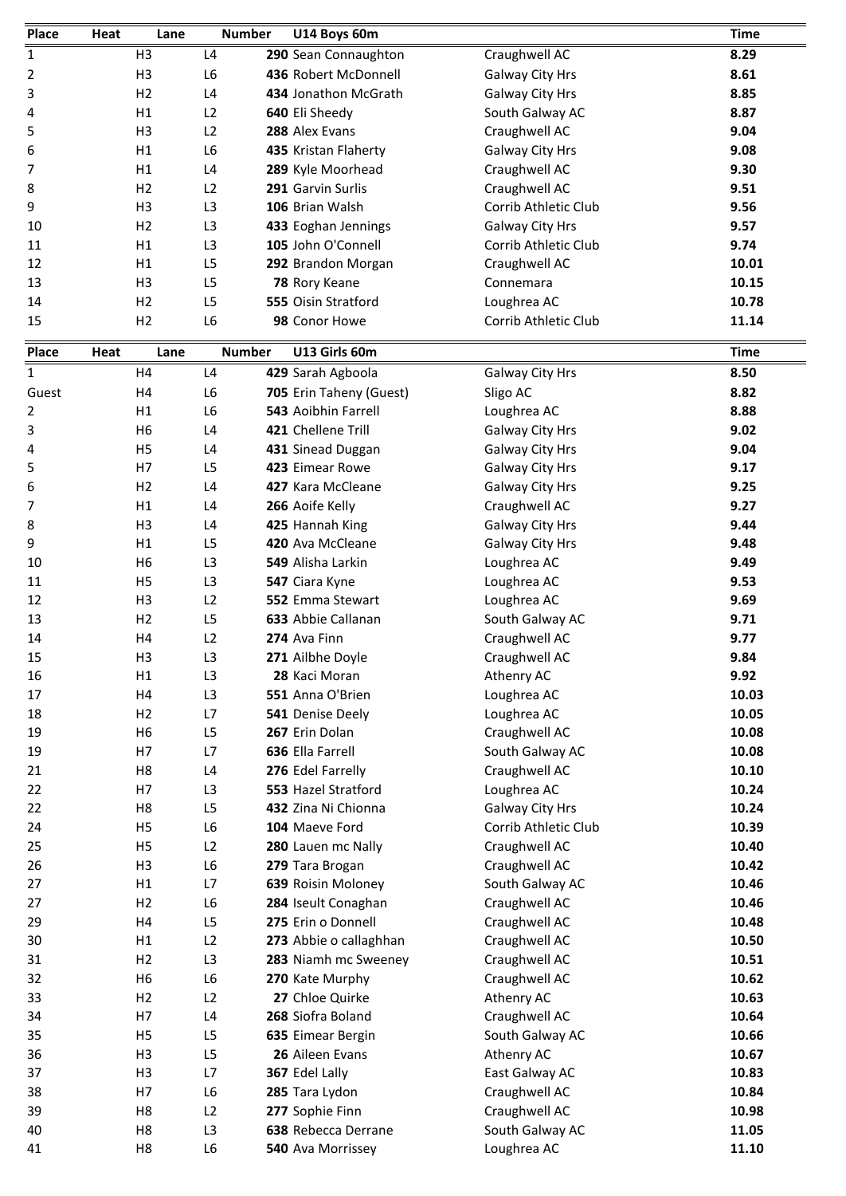| Place | Heat | Lane | Number | U14 Boys 60m | | Time |
|---|---|---|---|---|---|---|
| 1 | H3 | L4 | **290** | Sean Connaughton | Craughwell AC | **8.29** |
| 2 | H3 | L6 | **436** | Robert McDonnell | Galway City Hrs | **8.61** |
| 3 | H2 | L4 | **434** | Jonathon McGrath | Galway City Hrs | **8.85** |
| 4 | H1 | L2 | **640** | Eli Sheedy | South Galway AC | **8.87** |
| 5 | H3 | L2 | **288** | Alex Evans | Craughwell AC | **9.04** |
| 6 | H1 | L6 | **435** | Kristan Flaherty | Galway City Hrs | **9.08** |
| 7 | H1 | L4 | **289** | Kyle Moorhead | Craughwell AC | **9.30** |
| 8 | H2 | L2 | **291** | Garvin Surlis | Craughwell AC | **9.51** |
| 9 | H3 | L3 | **106** | Brian Walsh | Corrib Athletic Club | **9.56** |
| 10 | H2 | L3 | **433** | Eoghan Jennings | Galway City Hrs | **9.57** |
| 11 | H1 | L3 | **105** | John O'Connell | Corrib Athletic Club | **9.74** |
| 12 | H1 | L5 | **292** | Brandon Morgan | Craughwell AC | **10.01** |
| 13 | H3 | L5 | **78** | Rory Keane | Connemara | **10.15** |
| 14 | H2 | L5 | **555** | Oisin Stratford | Loughrea AC | **10.78** |
| 15 | H2 | L6 | **98** | Conor Howe | Corrib Athletic Club | **11.14** |

| Place | Heat | Lane | Number | U13 Girls 60m | | Time |
|---|---|---|---|---|---|---|
| 1 | H4 | L4 | **429** | Sarah Agboola | Galway City Hrs | **8.50** |
| Guest | H4 | L6 | **705** | Erin Taheny (Guest) | Sligo AC | **8.82** |
| 2 | H1 | L6 | **543** | Aoibhin Farrell | Loughrea AC | **8.88** |
| 3 | H6 | L4 | **421** | Chellene Trill | Galway City Hrs | **9.02** |
| 4 | H5 | L4 | **431** | Sinead Duggan | Galway City Hrs | **9.04** |
| 5 | H7 | L5 | **423** | Eimear Rowe | Galway City Hrs | **9.17** |
| 6 | H2 | L4 | **427** | Kara McCleane | Galway City Hrs | **9.25** |
| 7 | H1 | L4 | **266** | Aoife Kelly | Craughwell AC | **9.27** |
| 8 | H3 | L4 | **425** | Hannah King | Galway City Hrs | **9.44** |
| 9 | H1 | L5 | **420** | Ava McCleane | Galway City Hrs | **9.48** |
| 10 | H6 | L3 | **549** | Alisha Larkin | Loughrea AC | **9.49** |
| 11 | H5 | L3 | **547** | Ciara Kyne | Loughrea AC | **9.53** |
| 12 | H3 | L2 | **552** | Emma Stewart | Loughrea AC | **9.69** |
| 13 | H2 | L5 | **633** | Abbie Callanan | South Galway AC | **9.71** |
| 14 | H4 | L2 | **274** | Ava Finn | Craughwell AC | **9.77** |
| 15 | H3 | L3 | **271** | Ailbhe Doyle | Craughwell AC | **9.84** |
| 16 | H1 | L3 | **28** | Kaci Moran | Athenry AC | **9.92** |
| 17 | H4 | L3 | **551** | Anna O'Brien | Loughrea AC | **10.03** |
| 18 | H2 | L7 | **541** | Denise Deely | Loughrea AC | **10.05** |
| 19 | H6 | L5 | **267** | Erin Dolan | Craughwell AC | **10.08** |
| 19 | H7 | L7 | **636** | Ella Farrell | South Galway AC | **10.08** |
| 21 | H8 | L4 | **276** | Edel Farrelly | Craughwell AC | **10.10** |
| 22 | H7 | L3 | **553** | Hazel Stratford | Loughrea AC | **10.24** |
| 22 | H8 | L5 | **432** | Zina Ni Chionna | Galway City Hrs | **10.24** |
| 24 | H5 | L6 | **104** | Maeve Ford | Corrib Athletic Club | **10.39** |
| 25 | H5 | L2 | **280** | Lauen mc Nally | Craughwell AC | **10.40** |
| 26 | H3 | L6 | **279** | Tara Brogan | Craughwell AC | **10.42** |
| 27 | H1 | L7 | **639** | Roisin Moloney | South Galway AC | **10.46** |
| 27 | H2 | L6 | **284** | Iseult Conaghan | Craughwell AC | **10.46** |
| 29 | H4 | L5 | **275** | Erin o Donnell | Craughwell AC | **10.48** |
| 30 | H1 | L2 | **273** | Abbie o callaghhan | Craughwell AC | **10.50** |
| 31 | H2 | L3 | **283** | Niamh mc Sweeney | Craughwell AC | **10.51** |
| 32 | H6 | L6 | **270** | Kate Murphy | Craughwell AC | **10.62** |
| 33 | H2 | L2 | **27** | Chloe Quirke | Athenry AC | **10.63** |
| 34 | H7 | L4 | **268** | Siofra Boland | Craughwell AC | **10.64** |
| 35 | H5 | L5 | **635** | Eimear Bergin | South Galway AC | **10.66** |
| 36 | H3 | L5 | **26** | Aileen Evans | Athenry AC | **10.67** |
| 37 | H3 | L7 | **367** | Edel Lally | East Galway AC | **10.83** |
| 38 | H7 | L6 | **285** | Tara Lydon | Craughwell AC | **10.84** |
| 39 | H8 | L2 | **277** | Sophie Finn | Craughwell AC | **10.98** |
| 40 | H8 | L3 | **638** | Rebecca Derrane | South Galway AC | **11.05** |
| 41 | H8 | L6 | **540** | Ava Morrissey | Loughrea AC | **11.10** |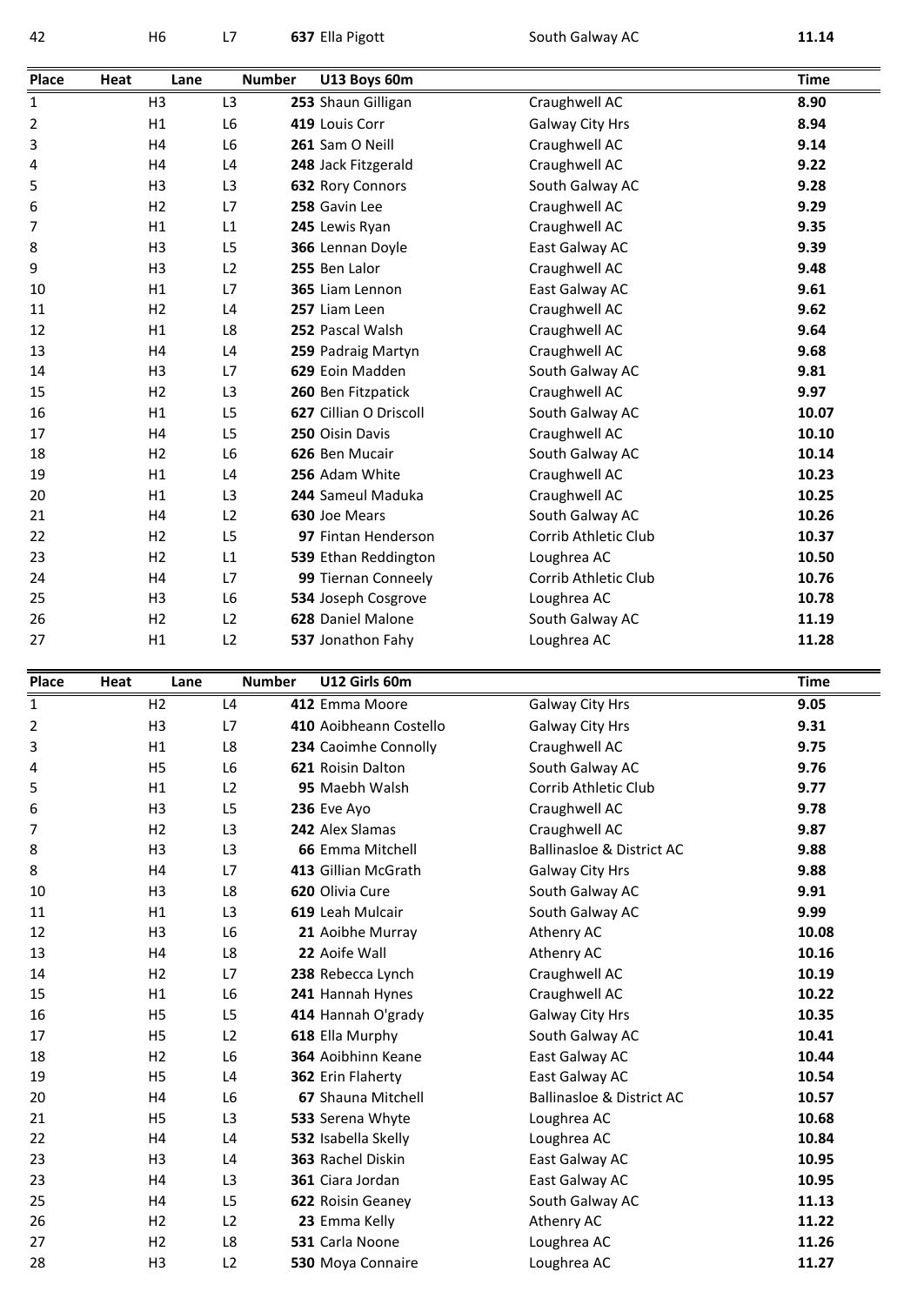| 42 | H6 | L7 | 637 Ella Pigott | South Galway AC | 11.14 |
|---|---|---|---|---|---|

| Place | Heat | Lane | Number U13 Boys 60m | | Time |
|---|---|---|---|---|---|
| 1 | H3 | L3 | **253** Shaun Gilligan | Craughwell AC | **8.90** |
| 2 | H1 | L6 | **419** Louis Corr | Galway City Hrs | **8.94** |
| 3 | H4 | L6 | **261** Sam O Neill | Craughwell AC | **9.14** |
| 4 | H4 | L4 | **248** Jack Fitzgerald | Craughwell AC | **9.22** |
| 5 | H3 | L3 | **632** Rory Connors | South Galway AC | **9.28** |
| 6 | H2 | L7 | **258** Gavin Lee | Craughwell AC | **9.29** |
| 7 | H1 | L1 | **245** Lewis Ryan | Craughwell AC | **9.35** |
| 8 | H3 | L5 | **366** Lennan Doyle | East Galway AC | **9.39** |
| 9 | H3 | L2 | **255** Ben Lalor | Craughwell AC | **9.48** |
| 10 | H1 | L7 | **365** Liam Lennon | East Galway AC | **9.61** |
| 11 | H2 | L4 | **257** Liam Leen | Craughwell AC | **9.62** |
| 12 | H1 | L8 | **252** Pascal Walsh | Craughwell AC | **9.64** |
| 13 | H4 | L4 | **259** Padraig Martyn | Craughwell AC | **9.68** |
| 14 | H3 | L7 | **629** Eoin Madden | South Galway AC | **9.81** |
| 15 | H2 | L3 | **260** Ben Fitzpatick | Craughwell AC | **9.97** |
| 16 | H1 | L5 | **627** Cillian O Driscoll | South Galway AC | **10.07** |
| 17 | H4 | L5 | **250** Oisin Davis | Craughwell AC | **10.10** |
| 18 | H2 | L6 | **626** Ben Mucair | South Galway AC | **10.14** |
| 19 | H1 | L4 | **256** Adam White | Craughwell AC | **10.23** |
| 20 | H1 | L3 | **244** Sameul Maduka | Craughwell AC | **10.25** |
| 21 | H4 | L2 | **630** Joe Mears | South Galway AC | **10.26** |
| 22 | H2 | L5 | **97** Fintan Henderson | Corrib Athletic Club | **10.37** |
| 23 | H2 | L1 | **539** Ethan Reddington | Loughrea AC | **10.50** |
| 24 | H4 | L7 | **99** Tiernan Conneely | Corrib Athletic Club | **10.76** |
| 25 | H3 | L6 | **534** Joseph Cosgrove | Loughrea AC | **10.78** |
| 26 | H2 | L2 | **628** Daniel Malone | South Galway AC | **11.19** |
| 27 | H1 | L2 | **537** Jonathon Fahy | Loughrea AC | **11.28** |

| Place | Heat | Lane | Number U12 Girls 60m | | Time |
|---|---|---|---|---|---|
| 1 | H2 | L4 | **412** Emma Moore | Galway City Hrs | **9.05** |
| 2 | H3 | L7 | **410** Aoibheann Costello | Galway City Hrs | **9.31** |
| 3 | H1 | L8 | **234** Caoimhe Connolly | Craughwell AC | **9.75** |
| 4 | H5 | L6 | **621** Roisin Dalton | South Galway AC | **9.76** |
| 5 | H1 | L2 | **95** Maebh Walsh | Corrib Athletic Club | **9.77** |
| 6 | H3 | L5 | **236** Eve Ayo | Craughwell AC | **9.78** |
| 7 | H2 | L3 | **242** Alex Slamas | Craughwell AC | **9.87** |
| 8 | H3 | L3 | **66** Emma Mitchell | Ballinasloe & District AC | **9.88** |
| 8 | H4 | L7 | **413** Gillian McGrath | Galway City Hrs | **9.88** |
| 10 | H3 | L8 | **620** Olivia Cure | South Galway AC | **9.91** |
| 11 | H1 | L3 | **619** Leah Mulcair | South Galway AC | **9.99** |
| 12 | H3 | L6 | **21** Aoibhe Murray | Athenry AC | **10.08** |
| 13 | H4 | L8 | **22** Aoife Wall | Athenry AC | **10.16** |
| 14 | H2 | L7 | **238** Rebecca Lynch | Craughwell AC | **10.19** |
| 15 | H1 | L6 | **241** Hannah Hynes | Craughwell AC | **10.22** |
| 16 | H5 | L5 | **414** Hannah O'grady | Galway City Hrs | **10.35** |
| 17 | H5 | L2 | **618** Ella Murphy | South Galway AC | **10.41** |
| 18 | H2 | L6 | **364** Aoibhinn Keane | East Galway AC | **10.44** |
| 19 | H5 | L4 | **362** Erin Flaherty | East Galway AC | **10.54** |
| 20 | H4 | L6 | **67** Shauna Mitchell | Ballinasloe & District AC | **10.57** |
| 21 | H5 | L3 | **533** Serena Whyte | Loughrea AC | **10.68** |
| 22 | H4 | L4 | **532** Isabella Skelly | Loughrea AC | **10.84** |
| 23 | H3 | L4 | **363** Rachel Diskin | East Galway AC | **10.95** |
| 23 | H4 | L3 | **361** Ciara Jordan | East Galway AC | **10.95** |
| 25 | H4 | L5 | **622** Roisin Geaney | South Galway AC | **11.13** |
| 26 | H2 | L2 | **23** Emma Kelly | Athenry AC | **11.22** |
| 27 | H2 | L8 | **531** Carla Noone | Loughrea AC | **11.26** |
| 28 | H3 | L2 | **530** Moya Connaire | Loughrea AC | **11.27** |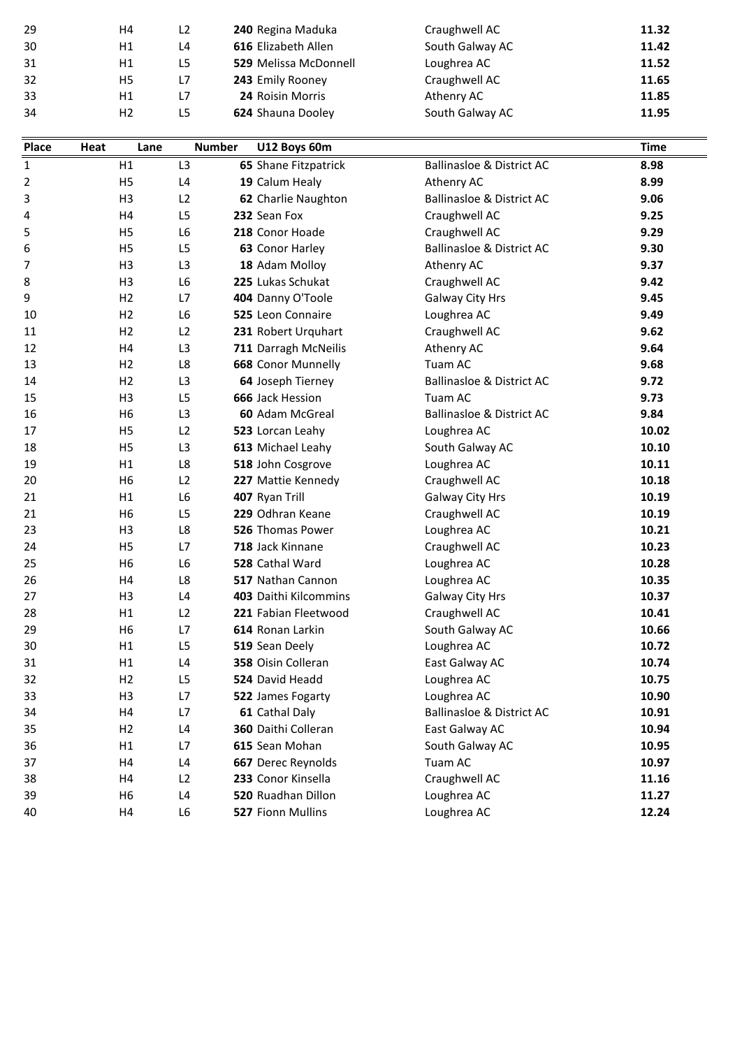| | | | | | | |
|---|---|---|---|---|---|---|
| 29 | H4 | L2 | **240** | Regina Maduka | Craughwell AC | **11.32** |
| 30 | H1 | L4 | **616** | Elizabeth Allen | South Galway AC | **11.42** |
| 31 | H1 | L5 | **529** | Melissa McDonnell | Loughrea AC | **11.52** |
| 32 | H5 | L7 | **243** | Emily Rooney | Craughwell AC | **11.65** |
| 33 | H1 | L7 | **24** | Roisin Morris | Athenry AC | **11.85** |
| 34 | H2 | L5 | **624** | Shauna Dooley | South Galway AC | **11.95** |

| Place | Heat | Lane | Number | U12 Boys 60m | | Time |
|---|---|---|---|---|---|---|
| 1 | H1 | L3 | **65** | Shane Fitzpatrick | Ballinasloe & District AC | **8.98** |
| 2 | H5 | L4 | **19** | Calum Healy | Athenry AC | **8.99** |
| 3 | H3 | L2 | **62** | Charlie Naughton | Ballinasloe & District AC | **9.06** |
| 4 | H4 | L5 | **232** | Sean Fox | Craughwell AC | **9.25** |
| 5 | H5 | L6 | **218** | Conor Hoade | Craughwell AC | **9.29** |
| 6 | H5 | L5 | **63** | Conor Harley | Ballinasloe & District AC | **9.30** |
| 7 | H3 | L3 | **18** | Adam Molloy | Athenry AC | **9.37** |
| 8 | H3 | L6 | **225** | Lukas Schukat | Craughwell AC | **9.42** |
| 9 | H2 | L7 | **404** | Danny O'Toole | Galway City Hrs | **9.45** |
| 10 | H2 | L6 | **525** | Leon Connaire | Loughrea AC | **9.49** |
| 11 | H2 | L2 | **231** | Robert Urquhart | Craughwell AC | **9.62** |
| 12 | H4 | L3 | **711** | Darragh McNeilis | Athenry AC | **9.64** |
| 13 | H2 | L8 | **668** | Conor Munnelly | Tuam AC | **9.68** |
| 14 | H2 | L3 | **64** | Joseph Tierney | Ballinasloe & District AC | **9.72** |
| 15 | H3 | L5 | **666** | Jack Hession | Tuam AC | **9.73** |
| 16 | H6 | L3 | **60** | Adam McGreal | Ballinasloe & District AC | **9.84** |
| 17 | H5 | L2 | **523** | Lorcan Leahy | Loughrea AC | **10.02** |
| 18 | H5 | L3 | **613** | Michael Leahy | South Galway AC | **10.10** |
| 19 | H1 | L8 | **518** | John Cosgrove | Loughrea AC | **10.11** |
| 20 | H6 | L2 | **227** | Mattie Kennedy | Craughwell AC | **10.18** |
| 21 | H1 | L6 | **407** | Ryan Trill | Galway City Hrs | **10.19** |
| 21 | H6 | L5 | **229** | Odhran Keane | Craughwell AC | **10.19** |
| 23 | H3 | L8 | **526** | Thomas Power | Loughrea AC | **10.21** |
| 24 | H5 | L7 | **718** | Jack Kinnane | Craughwell AC | **10.23** |
| 25 | H6 | L6 | **528** | Cathal Ward | Loughrea AC | **10.28** |
| 26 | H4 | L8 | **517** | Nathan Cannon | Loughrea AC | **10.35** |
| 27 | H3 | L4 | **403** | Daithi Kilcommins | Galway City Hrs | **10.37** |
| 28 | H1 | L2 | **221** | Fabian Fleetwood | Craughwell AC | **10.41** |
| 29 | H6 | L7 | **614** | Ronan Larkin | South Galway AC | **10.66** |
| 30 | H1 | L5 | **519** | Sean Deely | Loughrea AC | **10.72** |
| 31 | H1 | L4 | **358** | Oisin Colleran | East Galway AC | **10.74** |
| 32 | H2 | L5 | **524** | David Headd | Loughrea AC | **10.75** |
| 33 | H3 | L7 | **522** | James Fogarty | Loughrea AC | **10.90** |
| 34 | H4 | L7 | **61** | Cathal Daly | Ballinasloe & District AC | **10.91** |
| 35 | H2 | L4 | **360** | Daithi Colleran | East Galway AC | **10.94** |
| 36 | H1 | L7 | **615** | Sean Mohan | South Galway AC | **10.95** |
| 37 | H4 | L4 | **667** | Derec Reynolds | Tuam AC | **10.97** |
| 38 | H4 | L2 | **233** | Conor Kinsella | Craughwell AC | **11.16** |
| 39 | H6 | L4 | **520** | Ruadhan Dillon | Loughrea AC | **11.27** |
| 40 | H4 | L6 | **527** | Fionn Mullins | Loughrea AC | **12.24** |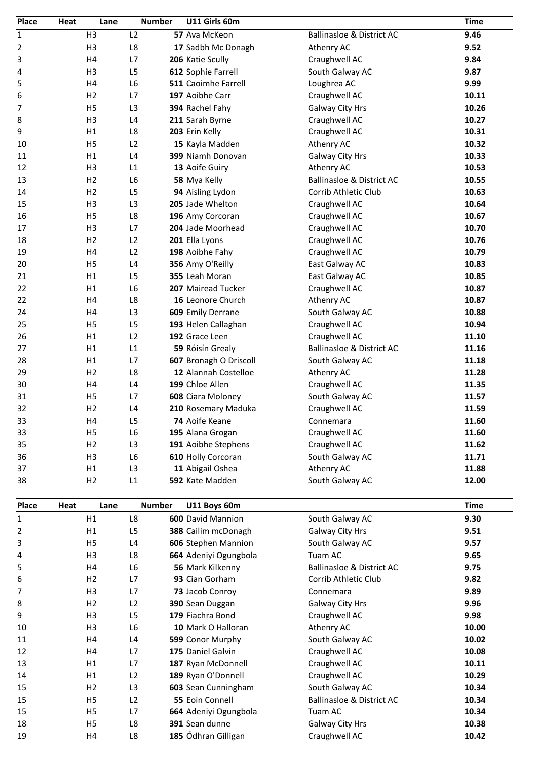| Place | Heat | Lane | Number | U11 Girls 60m | | Time |
|---|---|---|---|---|---|---|
| 1 | H3 | L2 | 57 | Ava McKeon | Ballinasloe & District AC | 9.46 |
| 2 | H3 | L8 | 17 | Sadbh Mc Donagh | Athenry AC | 9.52 |
| 3 | H4 | L7 | 206 | Katie Scully | Craughwell AC | 9.84 |
| 4 | H3 | L5 | 612 | Sophie Farrell | South Galway AC | 9.87 |
| 5 | H4 | L6 | 511 | Caoimhe Farrell | Loughrea AC | 9.99 |
| 6 | H2 | L7 | 197 | Aoibhe Carr | Craughwell AC | 10.11 |
| 7 | H5 | L3 | 394 | Rachel Fahy | Galway City Hrs | 10.26 |
| 8 | H3 | L4 | 211 | Sarah Byrne | Craughwell AC | 10.27 |
| 9 | H1 | L8 | 203 | Erin Kelly | Craughwell AC | 10.31 |
| 10 | H5 | L2 | 15 | Kayla Madden | Athenry AC | 10.32 |
| 11 | H1 | L4 | 399 | Niamh Donovan | Galway City Hrs | 10.33 |
| 12 | H3 | L1 | 13 | Aoife Guiry | Athenry AC | 10.53 |
| 13 | H2 | L6 | 58 | Mya Kelly | Ballinasloe & District AC | 10.55 |
| 14 | H2 | L5 | 94 | Aisling Lydon | Corrib Athletic Club | 10.63 |
| 15 | H3 | L3 | 205 | Jade Whelton | Craughwell AC | 10.64 |
| 16 | H5 | L8 | 196 | Amy Corcoran | Craughwell AC | 10.67 |
| 17 | H3 | L7 | 204 | Jade Moorhead | Craughwell AC | 10.70 |
| 18 | H2 | L2 | 201 | Ella Lyons | Craughwell AC | 10.76 |
| 19 | H4 | L2 | 198 | Aoibhe Fahy | Craughwell AC | 10.79 |
| 20 | H5 | L4 | 356 | Amy O'Reilly | East Galway AC | 10.83 |
| 21 | H1 | L5 | 355 | Leah Moran | East Galway AC | 10.85 |
| 22 | H1 | L6 | 207 | Mairead Tucker | Craughwell AC | 10.87 |
| 22 | H4 | L8 | 16 | Leonore Church | Athenry AC | 10.87 |
| 24 | H4 | L3 | 609 | Emily Derrane | South Galway AC | 10.88 |
| 25 | H5 | L5 | 193 | Helen Callaghan | Craughwell AC | 10.94 |
| 26 | H1 | L2 | 192 | Grace Leen | Craughwell AC | 11.10 |
| 27 | H1 | L1 | 59 | Róisín Grealy | Ballinasloe & District AC | 11.16 |
| 28 | H1 | L7 | 607 | Bronagh O Driscoll | South Galway AC | 11.18 |
| 29 | H2 | L8 | 12 | Alannah Costelloe | Athenry AC | 11.28 |
| 30 | H4 | L4 | 199 | Chloe Allen | Craughwell AC | 11.35 |
| 31 | H5 | L7 | 608 | Ciara Moloney | South Galway AC | 11.57 |
| 32 | H2 | L4 | 210 | Rosemary Maduka | Craughwell AC | 11.59 |
| 33 | H4 | L5 | 74 | Aoife Keane | Connemara | 11.60 |
| 33 | H5 | L6 | 195 | Alana Grogan | Craughwell AC | 11.60 |
| 35 | H2 | L3 | 191 | Aoibhe Stephens | Craughwell AC | 11.62 |
| 36 | H3 | L6 | 610 | Holly Corcoran | South Galway AC | 11.71 |
| 37 | H1 | L3 | 11 | Abigail Oshea | Athenry AC | 11.88 |
| 38 | H2 | L1 | 592 | Kate Madden | South Galway AC | 12.00 |

| Place | Heat | Lane | Number | U11 Boys 60m | | Time |
|---|---|---|---|---|---|---|
| 1 | H1 | L8 | 600 | David Mannion | South Galway AC | 9.30 |
| 2 | H1 | L5 | 388 | Cailim mcDonagh | Galway City Hrs | 9.51 |
| 3 | H5 | L4 | 606 | Stephen Mannion | South Galway AC | 9.57 |
| 4 | H3 | L8 | 664 | Adeniyi Ogungbola | Tuam AC | 9.65 |
| 5 | H4 | L6 | 56 | Mark Kilkenny | Ballinasloe & District AC | 9.75 |
| 6 | H2 | L7 | 93 | Cian Gorham | Corrib Athletic Club | 9.82 |
| 7 | H3 | L7 | 73 | Jacob Conroy | Connemara | 9.89 |
| 8 | H2 | L2 | 390 | Sean Duggan | Galway City Hrs | 9.96 |
| 9 | H3 | L5 | 179 | Fiachra Bond | Craughwell AC | 9.98 |
| 10 | H3 | L6 | 10 | Mark O Halloran | Athenry AC | 10.00 |
| 11 | H4 | L4 | 599 | Conor Murphy | South Galway AC | 10.02 |
| 12 | H4 | L7 | 175 | Daniel Galvin | Craughwell AC | 10.08 |
| 13 | H1 | L7 | 187 | Ryan McDonnell | Craughwell AC | 10.11 |
| 14 | H1 | L2 | 189 | Ryan O'Donnell | Craughwell AC | 10.29 |
| 15 | H2 | L3 | 603 | Sean Cunningham | South Galway AC | 10.34 |
| 15 | H5 | L2 | 55 | Eoin Connell | Ballinasloe & District AC | 10.34 |
| 15 | H5 | L7 | 664 | Adeniyi Ogungbola | Tuam AC | 10.34 |
| 18 | H5 | L8 | 391 | Sean dunne | Galway City Hrs | 10.38 |
| 19 | H4 | L8 | 185 | Ódhran Gilligan | Craughwell AC | 10.42 |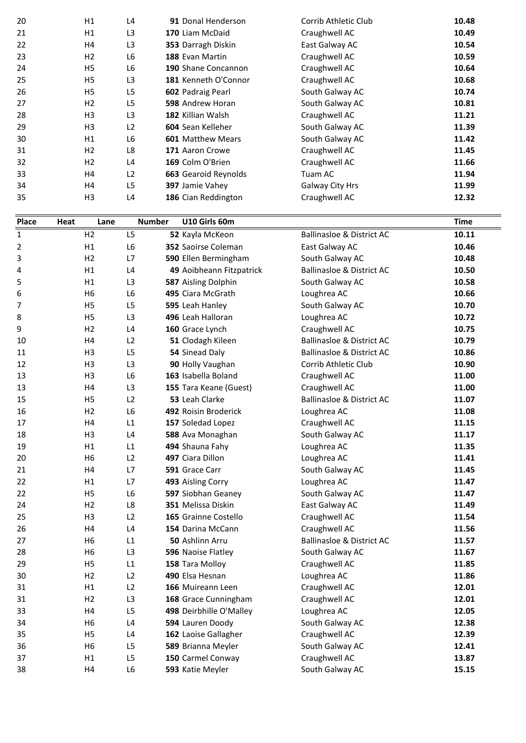| Place | Heat | Lane | Number | Name | Club | Time |
|---|---|---|---|---|---|---|
| 20 | H1 | L4 | **91** | Donal Henderson | Corrib Athletic Club | **10.48** |
| 21 | H1 | L3 | **170** | Liam McDaid | Craughwell AC | **10.49** |
| 22 | H4 | L3 | **353** | Darragh Diskin | East Galway AC | **10.54** |
| 23 | H2 | L6 | **188** | Evan Martin | Craughwell AC | **10.59** |
| 24 | H5 | L6 | **190** | Shane Concannon | Craughwell AC | **10.64** |
| 25 | H5 | L3 | **181** | Kenneth O'Connor | Craughwell AC | **10.68** |
| 26 | H5 | L5 | **602** | Padraig Pearl | South Galway AC | **10.74** |
| 27 | H2 | L5 | **598** | Andrew Horan | South Galway AC | **10.81** |
| 28 | H3 | L3 | **182** | Killian Walsh | Craughwell AC | **11.21** |
| 29 | H3 | L2 | **604** | Sean Kelleher | South Galway AC | **11.39** |
| 30 | H1 | L6 | **601** | Matthew Mears | South Galway AC | **11.42** |
| 31 | H2 | L8 | **171** | Aaron Crowe | Craughwell AC | **11.45** |
| 32 | H2 | L4 | **169** | Colm O'Brien | Craughwell AC | **11.66** |
| 33 | H4 | L2 | **663** | Gearoid Reynolds | Tuam AC | **11.94** |
| 34 | H4 | L5 | **397** | Jamie Vahey | Galway City Hrs | **11.99** |
| 35 | H3 | L4 | **186** | Cian Reddington | Craughwell AC | **12.32** |

| Place | Heat | Lane | Number | U10 Girls 60m | | Time |
|---|---|---|---|---|---|---|
| 1 | H2 | L5 | **52** | Kayla McKeon | Ballinasloe & District AC | **10.11** |
| 2 | H1 | L6 | **352** | Saoirse Coleman | East Galway AC | **10.46** |
| 3 | H2 | L7 | **590** | Ellen Bermingham | South Galway AC | **10.48** |
| 4 | H1 | L4 | **49** | Aoibheann Fitzpatrick | Ballinasloe & District AC | **10.50** |
| 5 | H1 | L3 | **587** | Aisling Dolphin | South Galway AC | **10.58** |
| 6 | H6 | L6 | **495** | Ciara McGrath | Loughrea AC | **10.66** |
| 7 | H5 | L5 | **595** | Leah Hanley | South Galway AC | **10.70** |
| 8 | H5 | L3 | **496** | Leah Halloran | Loughrea AC | **10.72** |
| 9 | H2 | L4 | **160** | Grace Lynch | Craughwell AC | **10.75** |
| 10 | H4 | L2 | **51** | Clodagh Kileen | Ballinasloe & District AC | **10.79** |
| 11 | H3 | L5 | **54** | Sinead Daly | Ballinasloe & District AC | **10.86** |
| 12 | H3 | L3 | **90** | Holly Vaughan | Corrib Athletic Club | **10.90** |
| 13 | H3 | L6 | **163** | Isabella Boland | Craughwell AC | **11.00** |
| 13 | H4 | L3 | **155** | Tara Keane (Guest) | Craughwell AC | **11.00** |
| 15 | H5 | L2 | **53** | Leah Clarke | Ballinasloe & District AC | **11.07** |
| 16 | H2 | L6 | **492** | Roisin Broderick | Loughrea AC | **11.08** |
| 17 | H4 | L1 | **157** | Soledad Lopez | Craughwell AC | **11.15** |
| 18 | H3 | L4 | **588** | Ava Monaghan | South Galway AC | **11.17** |
| 19 | H1 | L1 | **494** | Shauna Fahy | Loughrea AC | **11.35** |
| 20 | H6 | L2 | **497** | Ciara Dillon | Loughrea AC | **11.41** |
| 21 | H4 | L7 | **591** | Grace Carr | South Galway AC | **11.45** |
| 22 | H1 | L7 | **493** | Aisling Corry | Loughrea AC | **11.47** |
| 22 | H5 | L6 | **597** | Siobhan Geaney | South Galway AC | **11.47** |
| 24 | H2 | L8 | **351** | Melissa Diskin | East Galway AC | **11.49** |
| 25 | H3 | L2 | **165** | Grainne Costello | Craughwell AC | **11.54** |
| 26 | H4 | L4 | **154** | Darina McCann | Craughwell AC | **11.56** |
| 27 | H6 | L1 | **50** | Ashlinn Arru | Ballinasloe & District AC | **11.57** |
| 28 | H6 | L3 | **596** | Naoise Flatley | South Galway AC | **11.67** |
| 29 | H5 | L1 | **158** | Tara Molloy | Craughwell AC | **11.85** |
| 30 | H2 | L2 | **490** | Elsa Hesnan | Loughrea AC | **11.86** |
| 31 | H1 | L2 | **166** | Muireann Leen | Craughwell AC | **12.01** |
| 31 | H2 | L3 | **168** | Grace Cunningham | Craughwell AC | **12.01** |
| 33 | H4 | L5 | **498** | Deirbhille O'Malley | Loughrea AC | **12.05** |
| 34 | H6 | L4 | **594** | Lauren Doody | South Galway AC | **12.38** |
| 35 | H5 | L4 | **162** | Laoise Gallagher | Craughwell AC | **12.39** |
| 36 | H6 | L5 | **589** | Brianna Meyler | South Galway AC | **12.41** |
| 37 | H1 | L5 | **150** | Carmel Conway | Craughwell AC | **13.87** |
| 38 | H4 | L6 | **593** | Katie Meyler | South Galway AC | **15.15** |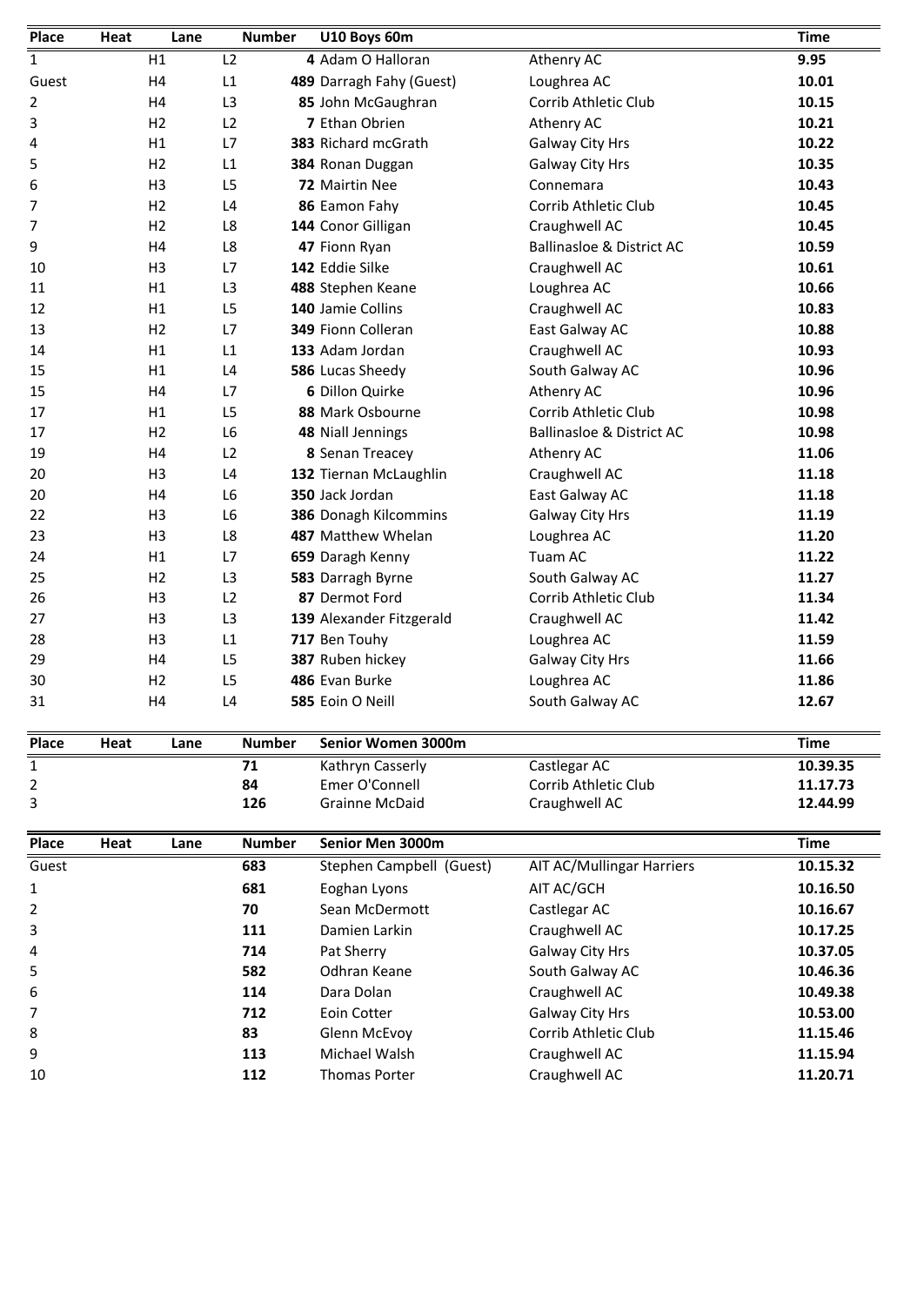| Place | Heat | Lane | Number | U10 Boys 60m | | Time |
|---|---|---|---|---|---|---|
| 1 | H1 | L2 | 4 | Adam O Halloran | Athenry AC | **9.95** |
| Guest | H4 | L1 | 489 | Darragh Fahy (Guest) | Loughrea AC | **10.01** |
| 2 | H4 | L3 | 85 | John McGaughran | Corrib Athletic Club | **10.15** |
| 3 | H2 | L2 | 7 | Ethan Obrien | Athenry AC | **10.21** |
| 4 | H1 | L7 | 383 | Richard mcGrath | Galway City Hrs | **10.22** |
| 5 | H2 | L1 | 384 | Ronan Duggan | Galway City Hrs | **10.35** |
| 6 | H3 | L5 | 72 | Mairtin Nee | Connemara | **10.43** |
| 7 | H2 | L4 | 86 | Eamon Fahy | Corrib Athletic Club | **10.45** |
| 7 | H2 | L8 | 144 | Conor Gilligan | Craughwell AC | **10.45** |
| 9 | H4 | L8 | 47 | Fionn Ryan | Ballinasloe & District AC | **10.59** |
| 10 | H3 | L7 | 142 | Eddie Silke | Craughwell AC | **10.61** |
| 11 | H1 | L3 | 488 | Stephen Keane | Loughrea AC | **10.66** |
| 12 | H1 | L5 | 140 | Jamie Collins | Craughwell AC | **10.83** |
| 13 | H2 | L7 | 349 | Fionn Colleran | East Galway AC | **10.88** |
| 14 | H1 | L1 | 133 | Adam Jordan | Craughwell AC | **10.93** |
| 15 | H1 | L4 | 586 | Lucas Sheedy | South Galway AC | **10.96** |
| 15 | H4 | L7 | 6 | Dillon Quirke | Athenry AC | **10.96** |
| 17 | H1 | L5 | 88 | Mark Osbourne | Corrib Athletic Club | **10.98** |
| 17 | H2 | L6 | 48 | Niall Jennings | Ballinasloe & District AC | **10.98** |
| 19 | H4 | L2 | 8 | Senan Treacey | Athenry AC | **11.06** |
| 20 | H3 | L4 | 132 | Tiernan McLaughlin | Craughwell AC | **11.18** |
| 20 | H4 | L6 | 350 | Jack Jordan | East Galway AC | **11.18** |
| 22 | H3 | L6 | 386 | Donagh Kilcommins | Galway City Hrs | **11.19** |
| 23 | H3 | L8 | 487 | Matthew Whelan | Loughrea AC | **11.20** |
| 24 | H1 | L7 | 659 | Daragh Kenny | Tuam AC | **11.22** |
| 25 | H2 | L3 | 583 | Darragh Byrne | South Galway AC | **11.27** |
| 26 | H3 | L2 | 87 | Dermot Ford | Corrib Athletic Club | **11.34** |
| 27 | H3 | L3 | 139 | Alexander Fitzgerald | Craughwell AC | **11.42** |
| 28 | H3 | L1 | 717 | Ben Touhy | Loughrea AC | **11.59** |
| 29 | H4 | L5 | 387 | Ruben hickey | Galway City Hrs | **11.66** |
| 30 | H2 | L5 | 486 | Evan Burke | Loughrea AC | **11.86** |
| 31 | H4 | L4 | 585 | Eoin O Neill | South Galway AC | **12.67** |

| Place | Heat | Lane | Number | Senior Women 3000m | | Time |
|---|---|---|---|---|---|---|
| 1 | | | **71** | Kathryn Casserly | Castlegar AC | **10.39.35** |
| 2 | | | **84** | Emer O'Connell | Corrib Athletic Club | **11.17.73** |
| 3 | | | **126** | Grainne McDaid | Craughwell AC | **12.44.99** |

| Place | Heat | Lane | Number | Senior Men 3000m | | Time |
|---|---|---|---|---|---|---|
| Guest | | | **683** | Stephen Campbell (Guest) | AIT AC/Mullingar Harriers | **10.15.32** |
| 1 | | | **681** | Eoghan Lyons | AIT AC/GCH | **10.16.50** |
| 2 | | | **70** | Sean McDermott | Castlegar AC | **10.16.67** |
| 3 | | | **111** | Damien Larkin | Craughwell AC | **10.17.25** |
| 4 | | | **714** | Pat Sherry | Galway City Hrs | **10.37.05** |
| 5 | | | **582** | Odhran Keane | South Galway AC | **10.46.36** |
| 6 | | | **114** | Dara Dolan | Craughwell AC | **10.49.38** |
| 7 | | | **712** | Eoin Cotter | Galway City Hrs | **10.53.00** |
| 8 | | | **83** | Glenn McEvoy | Corrib Athletic Club | **11.15.46** |
| 9 | | | **113** | Michael Walsh | Craughwell AC | **11.15.94** |
| 10 | | | **112** | Thomas Porter | Craughwell AC | **11.20.71** |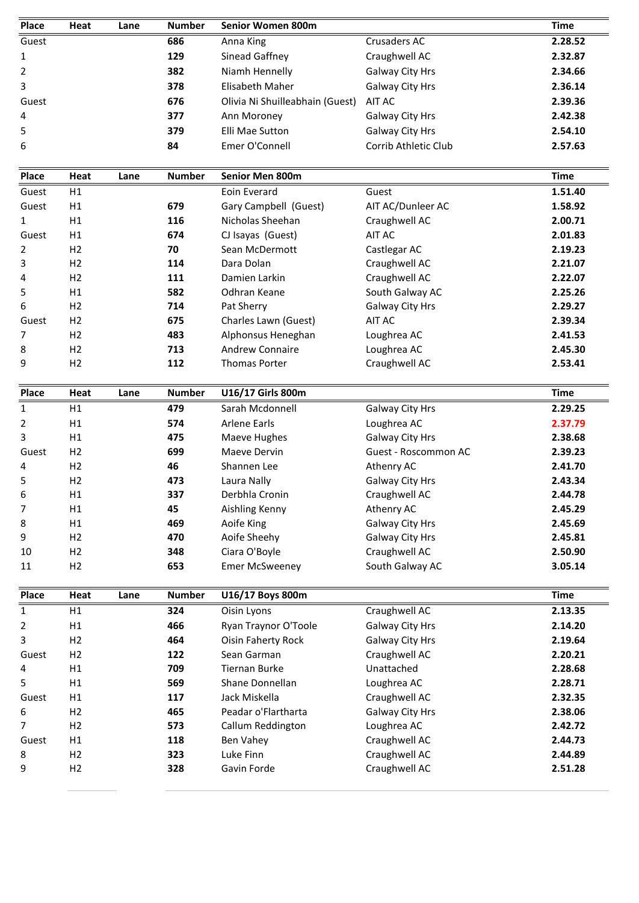| Place | Heat | Lane | Number | Senior Women 800m | | Time |
|---|---|---|---|---|---|---|
| Guest | | | 686 | Anna King | Crusaders AC | 2.28.52 |
| 1 | | | 129 | Sinead Gaffney | Craughwell AC | 2.32.87 |
| 2 | | | 382 | Niamh Hennelly | Galway City Hrs | 2.34.66 |
| 3 | | | 378 | Elisabeth Maher | Galway City Hrs | 2.36.14 |
| Guest | | | 676 | Olivia Ni Shuilleabhain (Guest) | AIT AC | 2.39.36 |
| 4 | | | 377 | Ann Moroney | Galway City Hrs | 2.42.38 |
| 5 | | | 379 | Elli Mae Sutton | Galway City Hrs | 2.54.10 |
| 6 | | | 84 | Emer O'Connell | Corrib Athletic Club | 2.57.63 |

| Place | Heat | Lane | Number | Senior Men 800m | | Time |
|---|---|---|---|---|---|---|
| Guest | H1 | | | Eoin Everard | Guest | 1.51.40 |
| Guest | H1 | | 679 | Gary Campbell (Guest) | AIT AC/Dunleer AC | 1.58.92 |
| 1 | H1 | | 116 | Nicholas Sheehan | Craughwell AC | 2.00.71 |
| Guest | H1 | | 674 | CJ Isayas (Guest) | AIT AC | 2.01.83 |
| 2 | H2 | | 70 | Sean McDermott | Castlegar AC | 2.19.23 |
| 3 | H2 | | 114 | Dara Dolan | Craughwell AC | 2.21.07 |
| 4 | H2 | | 111 | Damien Larkin | Craughwell AC | 2.22.07 |
| 5 | H1 | | 582 | Odhran Keane | South Galway AC | 2.25.26 |
| 6 | H2 | | 714 | Pat Sherry | Galway City Hrs | 2.29.27 |
| Guest | H2 | | 675 | Charles Lawn (Guest) | AIT AC | 2.39.34 |
| 7 | H2 | | 483 | Alphonsus Heneghan | Loughrea AC | 2.41.53 |
| 8 | H2 | | 713 | Andrew Connaire | Loughrea AC | 2.45.30 |
| 9 | H2 | | 112 | Thomas Porter | Craughwell AC | 2.53.41 |

| Place | Heat | Lane | Number | U16/17 Girls 800m | | Time |
|---|---|---|---|---|---|---|
| 1 | H1 | | 479 | Sarah Mcdonnell | Galway City Hrs | 2.29.25 |
| 2 | H1 | | 574 | Arlene Earls | Loughrea AC | 2.37.79 |
| 3 | H1 | | 475 | Maeve Hughes | Galway City Hrs | 2.38.68 |
| Guest | H2 | | 699 | Maeve Dervin | Guest - Roscommon AC | 2.39.23 |
| 4 | H2 | | 46 | Shannen Lee | Athenry AC | 2.41.70 |
| 5 | H2 | | 473 | Laura Nally | Galway City Hrs | 2.43.34 |
| 6 | H1 | | 337 | Derbhla Cronin | Craughwell AC | 2.44.78 |
| 7 | H1 | | 45 | Aishling Kenny | Athenry AC | 2.45.29 |
| 8 | H1 | | 469 | Aoife King | Galway City Hrs | 2.45.69 |
| 9 | H2 | | 470 | Aoife Sheehy | Galway City Hrs | 2.45.81 |
| 10 | H2 | | 348 | Ciara O'Boyle | Craughwell AC | 2.50.90 |
| 11 | H2 | | 653 | Emer McSweeney | South Galway AC | 3.05.14 |

| Place | Heat | Lane | Number | U16/17 Boys 800m | | Time |
|---|---|---|---|---|---|---|
| 1 | H1 | | 324 | Oisin Lyons | Craughwell AC | 2.13.35 |
| 2 | H1 | | 466 | Ryan Traynor O'Toole | Galway City Hrs | 2.14.20 |
| 3 | H2 | | 464 | Oisin Faherty Rock | Galway City Hrs | 2.19.64 |
| Guest | H2 | | 122 | Sean Garman | Craughwell AC | 2.20.21 |
| 4 | H1 | | 709 | Tiernan Burke | Unattached | 2.28.68 |
| 5 | H1 | | 569 | Shane Donnellan | Loughrea AC | 2.28.71 |
| Guest | H1 | | 117 | Jack Miskella | Craughwell AC | 2.32.35 |
| 6 | H2 | | 465 | Peadar o'Flartharta | Galway City Hrs | 2.38.06 |
| 7 | H2 | | 573 | Callum Reddington | Loughrea AC | 2.42.72 |
| Guest | H1 | | 118 | Ben Vahey | Craughwell AC | 2.44.73 |
| 8 | H2 | | 323 | Luke Finn | Craughwell AC | 2.44.89 |
| 9 | H2 | | 328 | Gavin Forde | Craughwell AC | 2.51.28 |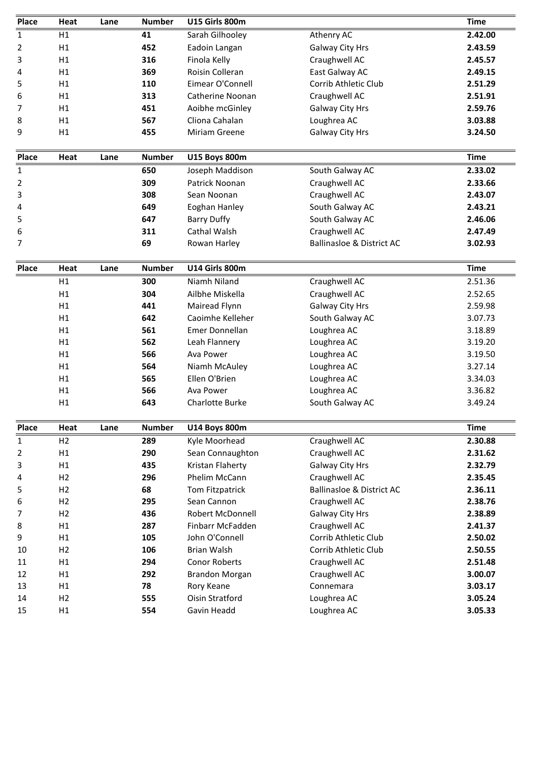| Place | Heat | Lane | Number | U15 Girls 800m | | Time |
|---|---|---|---|---|---|---|
| 1 | H1 | | **41** | Sarah Gilhooley | Athenry AC | **2.42.00** |
| 2 | H1 | | **452** | Eadoin Langan | Galway City Hrs | **2.43.59** |
| 3 | H1 | | **316** | Finola Kelly | Craughwell AC | **2.45.57** |
| 4 | H1 | | **369** | Roisin Colleran | East Galway AC | **2.49.15** |
| 5 | H1 | | **110** | Eimear O'Connell | Corrib Athletic Club | **2.51.29** |
| 6 | H1 | | **313** | Catherine Noonan | Craughwell AC | **2.51.91** |
| 7 | H1 | | **451** | Aoibhe mcGinley | Galway City Hrs | **2.59.76** |
| 8 | H1 | | **567** | Cliona Cahalan | Loughrea AC | **3.03.88** |
| 9 | H1 | | **455** | Miriam Greene | Galway City Hrs | **3.24.50** |

| Place | Heat | Lane | Number | U15 Boys 800m | | Time |
|---|---|---|---|---|---|---|
| 1 | | | **650** | Joseph Maddison | South Galway AC | **2.33.02** |
| 2 | | | **309** | Patrick Noonan | Craughwell AC | **2.33.66** |
| 3 | | | **308** | Sean Noonan | Craughwell AC | **2.43.07** |
| 4 | | | **649** | Eoghan Hanley | South Galway AC | **2.43.21** |
| 5 | | | **647** | Barry Duffy | South Galway AC | **2.46.06** |
| 6 | | | **311** | Cathal Walsh | Craughwell AC | **2.47.49** |
| 7 | | | **69** | Rowan Harley | Ballinasloe & District AC | **3.02.93** |

| Place | Heat | Lane | Number | U14 Girls 800m | | Time |
|---|---|---|---|---|---|---|
| | H1 | | **300** | Niamh Niland | Craughwell AC | 2.51.36 |
| | H1 | | **304** | Ailbhe Miskella | Craughwell AC | 2.52.65 |
| | H1 | | **441** | Mairead Flynn | Galway City Hrs | 2.59.98 |
| | H1 | | **642** | Caoimhe Kelleher | South Galway AC | 3.07.73 |
| | H1 | | **561** | Emer Donnellan | Loughrea AC | 3.18.89 |
| | H1 | | **562** | Leah Flannery | Loughrea AC | 3.19.20 |
| | H1 | | **566** | Ava Power | Loughrea AC | 3.19.50 |
| | H1 | | **564** | Niamh McAuley | Loughrea AC | 3.27.14 |
| | H1 | | **565** | Ellen O'Brien | Loughrea AC | 3.34.03 |
| | H1 | | **566** | Ava Power | Loughrea AC | 3.36.82 |
| | H1 | | **643** | Charlotte Burke | South Galway AC | 3.49.24 |

| Place | Heat | Lane | Number | U14 Boys 800m | | Time |
|---|---|---|---|---|---|---|
| 1 | H2 | | **289** | Kyle Moorhead | Craughwell AC | **2.30.88** |
| 2 | H1 | | **290** | Sean Connaughton | Craughwell AC | **2.31.62** |
| 3 | H1 | | **435** | Kristan Flaherty | Galway City Hrs | **2.32.79** |
| 4 | H2 | | **296** | Phelim McCann | Craughwell AC | **2.35.45** |
| 5 | H2 | | **68** | Tom Fitzpatrick | Ballinasloe & District AC | **2.36.11** |
| 6 | H2 | | **295** | Sean Cannon | Craughwell AC | **2.38.76** |
| 7 | H2 | | **436** | Robert McDonnell | Galway City Hrs | **2.38.89** |
| 8 | H1 | | **287** | Finbarr McFadden | Craughwell AC | **2.41.37** |
| 9 | H1 | | **105** | John O'Connell | Corrib Athletic Club | **2.50.02** |
| 10 | H2 | | **106** | Brian Walsh | Corrib Athletic Club | **2.50.55** |
| 11 | H1 | | **294** | Conor Roberts | Craughwell AC | **2.51.48** |
| 12 | H1 | | **292** | Brandon Morgan | Craughwell AC | **3.00.07** |
| 13 | H1 | | **78** | Rory Keane | Connemara | **3.03.17** |
| 14 | H2 | | **555** | Oisin Stratford | Loughrea AC | **3.05.24** |
| 15 | H1 | | **554** | Gavin Headd | Loughrea AC | **3.05.33** |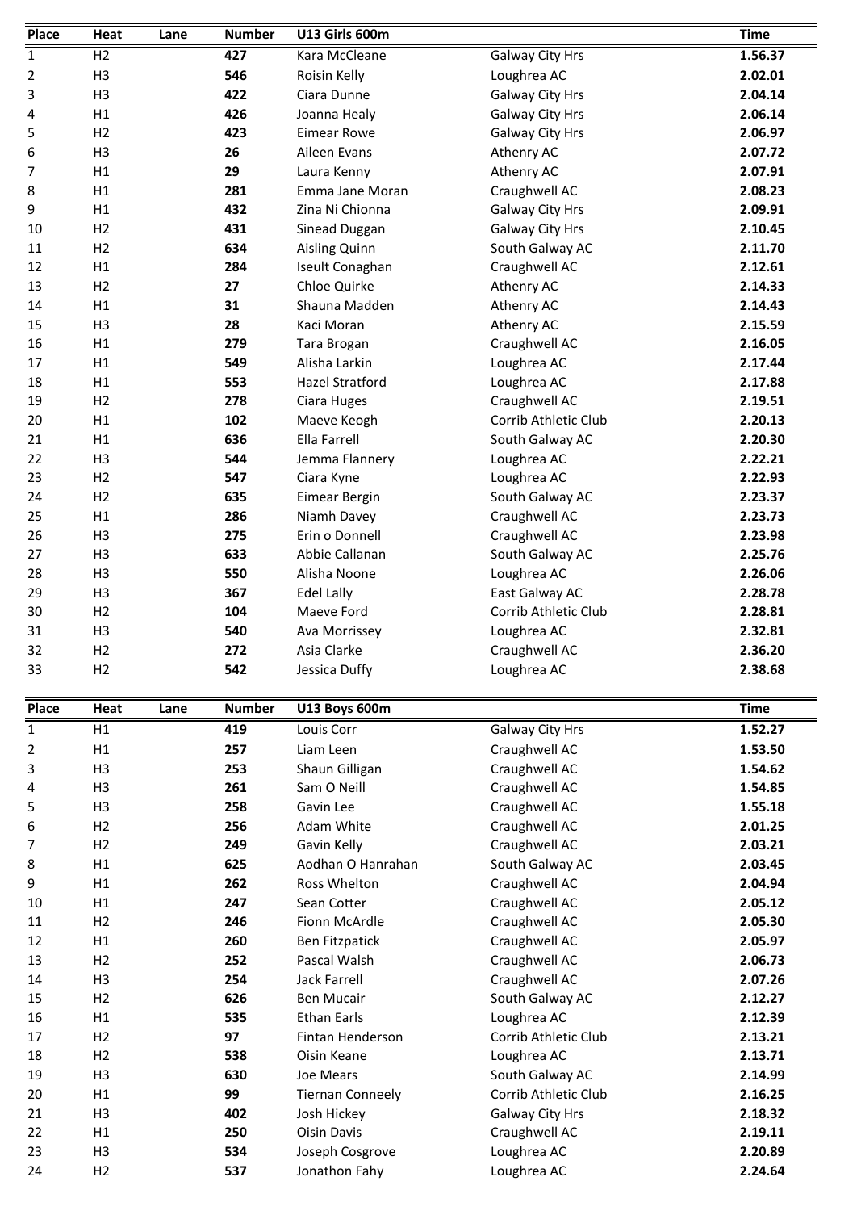| Place | Heat | Lane | Number | U13 Girls 600m | | Time |
|---|---|---|---|---|---|---|
| 1 | H2 | | **427** | Kara McCleane | Galway City Hrs | **1.56.37** |
| 2 | H3 | | **546** | Roisin Kelly | Loughrea AC | **2.02.01** |
| 3 | H3 | | **422** | Ciara Dunne | Galway City Hrs | **2.04.14** |
| 4 | H1 | | **426** | Joanna Healy | Galway City Hrs | **2.06.14** |
| 5 | H2 | | **423** | Eimear Rowe | Galway City Hrs | **2.06.97** |
| 6 | H3 | | **26** | Aileen Evans | Athenry AC | **2.07.72** |
| 7 | H1 | | **29** | Laura Kenny | Athenry AC | **2.07.91** |
| 8 | H1 | | **281** | Emma Jane Moran | Craughwell AC | **2.08.23** |
| 9 | H1 | | **432** | Zina Ni Chionna | Galway City Hrs | **2.09.91** |
| 10 | H2 | | **431** | Sinead Duggan | Galway City Hrs | **2.10.45** |
| 11 | H2 | | **634** | Aisling Quinn | South Galway AC | **2.11.70** |
| 12 | H1 | | **284** | Iseult Conaghan | Craughwell AC | **2.12.61** |
| 13 | H2 | | **27** | Chloe Quirke | Athenry AC | **2.14.33** |
| 14 | H1 | | **31** | Shauna Madden | Athenry AC | **2.14.43** |
| 15 | H3 | | **28** | Kaci Moran | Athenry AC | **2.15.59** |
| 16 | H1 | | **279** | Tara Brogan | Craughwell AC | **2.16.05** |
| 17 | H1 | | **549** | Alisha Larkin | Loughrea AC | **2.17.44** |
| 18 | H1 | | **553** | Hazel Stratford | Loughrea AC | **2.17.88** |
| 19 | H2 | | **278** | Ciara Huges | Craughwell AC | **2.19.51** |
| 20 | H1 | | **102** | Maeve Keogh | Corrib Athletic Club | **2.20.13** |
| 21 | H1 | | **636** | Ella Farrell | South Galway AC | **2.20.30** |
| 22 | H3 | | **544** | Jemma Flannery | Loughrea AC | **2.22.21** |
| 23 | H2 | | **547** | Ciara Kyne | Loughrea AC | **2.22.93** |
| 24 | H2 | | **635** | Eimear Bergin | South Galway AC | **2.23.37** |
| 25 | H1 | | **286** | Niamh Davey | Craughwell AC | **2.23.73** |
| 26 | H3 | | **275** | Erin o Donnell | Craughwell AC | **2.23.98** |
| 27 | H3 | | **633** | Abbie Callanan | South Galway AC | **2.25.76** |
| 28 | H3 | | **550** | Alisha Noone | Loughrea AC | **2.26.06** |
| 29 | H3 | | **367** | Edel Lally | East Galway AC | **2.28.78** |
| 30 | H2 | | **104** | Maeve Ford | Corrib Athletic Club | **2.28.81** |
| 31 | H3 | | **540** | Ava Morrissey | Loughrea AC | **2.32.81** |
| 32 | H2 | | **272** | Asia Clarke | Craughwell AC | **2.36.20** |
| 33 | H2 | | **542** | Jessica Duffy | Loughrea AC | **2.38.68** |

| Place | Heat | Lane | Number | U13 Boys 600m | | Time |
|---|---|---|---|---|---|---|
| 1 | H1 | | **419** | Louis Corr | Galway City Hrs | **1.52.27** |
| 2 | H1 | | **257** | Liam Leen | Craughwell AC | **1.53.50** |
| 3 | H3 | | **253** | Shaun Gilligan | Craughwell AC | **1.54.62** |
| 4 | H3 | | **261** | Sam O Neill | Craughwell AC | **1.54.85** |
| 5 | H3 | | **258** | Gavin Lee | Craughwell AC | **1.55.18** |
| 6 | H2 | | **256** | Adam White | Craughwell AC | **2.01.25** |
| 7 | H2 | | **249** | Gavin Kelly | Craughwell AC | **2.03.21** |
| 8 | H1 | | **625** | Aodhan O Hanrahan | South Galway AC | **2.03.45** |
| 9 | H1 | | **262** | Ross Whelton | Craughwell AC | **2.04.94** |
| 10 | H1 | | **247** | Sean Cotter | Craughwell AC | **2.05.12** |
| 11 | H2 | | **246** | Fionn McArdle | Craughwell AC | **2.05.30** |
| 12 | H1 | | **260** | Ben Fitzpatick | Craughwell AC | **2.05.97** |
| 13 | H2 | | **252** | Pascal Walsh | Craughwell AC | **2.06.73** |
| 14 | H3 | | **254** | Jack Farrell | Craughwell AC | **2.07.26** |
| 15 | H2 | | **626** | Ben Mucair | South Galway AC | **2.12.27** |
| 16 | H1 | | **535** | Ethan Earls | Loughrea AC | **2.12.39** |
| 17 | H2 | | **97** | Fintan Henderson | Corrib Athletic Club | **2.13.21** |
| 18 | H2 | | **538** | Oisin Keane | Loughrea AC | **2.13.71** |
| 19 | H3 | | **630** | Joe Mears | South Galway AC | **2.14.99** |
| 20 | H1 | | **99** | Tiernan Conneely | Corrib Athletic Club | **2.16.25** |
| 21 | H3 | | **402** | Josh Hickey | Galway City Hrs | **2.18.32** |
| 22 | H1 | | **250** | Oisin Davis | Craughwell AC | **2.19.11** |
| 23 | H3 | | **534** | Joseph Cosgrove | Loughrea AC | **2.20.89** |
| 24 | H2 | | **537** | Jonathon Fahy | Loughrea AC | **2.24.64** |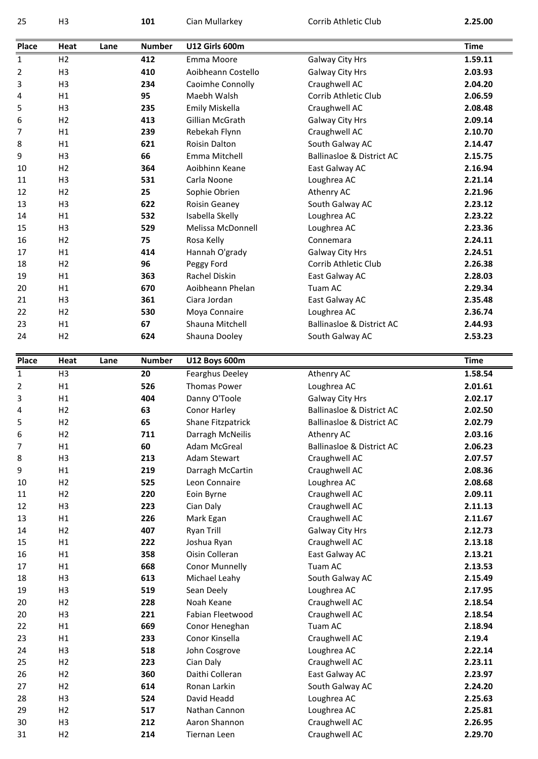| 25 | H3 | | 101 | Cian Mullarkey | Corrib Athletic Club | 2.25.00 |
|---|---|---|---|---|---|---|

| Place | Heat | Lane | Number | U12 Girls 600m | | Time |
|---|---|---|---|---|---|---|
| 1 | H2 | | 412 | Emma Moore | Galway City Hrs | 1.59.11 |
| 2 | H3 | | 410 | Aoibheann Costello | Galway City Hrs | 2.03.93 |
| 3 | H3 | | 234 | Caoimhe Connolly | Craughwell AC | 2.04.20 |
| 4 | H1 | | 95 | Maebh Walsh | Corrib Athletic Club | 2.06.59 |
| 5 | H3 | | 235 | Emily Miskella | Craughwell AC | 2.08.48 |
| 6 | H2 | | 413 | Gillian McGrath | Galway City Hrs | 2.09.14 |
| 7 | H1 | | 239 | Rebekah Flynn | Craughwell AC | 2.10.70 |
| 8 | H1 | | 621 | Roisin Dalton | South Galway AC | 2.14.47 |
| 9 | H3 | | 66 | Emma Mitchell | Ballinasloe & District AC | 2.15.75 |
| 10 | H2 | | 364 | Aoibhinn Keane | East Galway AC | 2.16.94 |
| 11 | H3 | | 531 | Carla Noone | Loughrea AC | 2.21.14 |
| 12 | H2 | | 25 | Sophie Obrien | Athenry AC | 2.21.96 |
| 13 | H3 | | 622 | Roisin Geaney | South Galway AC | 2.23.12 |
| 14 | H1 | | 532 | Isabella Skelly | Loughrea AC | 2.23.22 |
| 15 | H3 | | 529 | Melissa McDonnell | Loughrea AC | 2.23.36 |
| 16 | H2 | | 75 | Rosa Kelly | Connemara | 2.24.11 |
| 17 | H1 | | 414 | Hannah O'grady | Galway City Hrs | 2.24.51 |
| 18 | H2 | | 96 | Peggy Ford | Corrib Athletic Club | 2.26.38 |
| 19 | H1 | | 363 | Rachel Diskin | East Galway AC | 2.28.03 |
| 20 | H1 | | 670 | Aoibheann Phelan | Tuam AC | 2.29.34 |
| 21 | H3 | | 361 | Ciara Jordan | East Galway AC | 2.35.48 |
| 22 | H2 | | 530 | Moya Connaire | Loughrea AC | 2.36.74 |
| 23 | H1 | | 67 | Shauna Mitchell | Ballinasloe & District AC | 2.44.93 |
| 24 | H2 | | 624 | Shauna Dooley | South Galway AC | 2.53.23 |

| Place | Heat | Lane | Number | U12 Boys 600m | | Time |
|---|---|---|---|---|---|---|
| 1 | H3 | | 20 | Fearghus Deeley | Athenry AC | 1.58.54 |
| 2 | H1 | | 526 | Thomas Power | Loughrea AC | 2.01.61 |
| 3 | H1 | | 404 | Danny O'Toole | Galway City Hrs | 2.02.17 |
| 4 | H2 | | 63 | Conor Harley | Ballinasloe & District AC | 2.02.50 |
| 5 | H2 | | 65 | Shane Fitzpatrick | Ballinasloe & District AC | 2.02.79 |
| 6 | H2 | | 711 | Darragh McNeilis | Athenry AC | 2.03.16 |
| 7 | H1 | | 60 | Adam McGreal | Ballinasloe & District AC | 2.06.23 |
| 8 | H3 | | 213 | Adam Stewart | Craughwell AC | 2.07.57 |
| 9 | H1 | | 219 | Darragh McCartin | Craughwell AC | 2.08.36 |
| 10 | H2 | | 525 | Leon Connaire | Loughrea AC | 2.08.68 |
| 11 | H2 | | 220 | Eoin Byrne | Craughwell AC | 2.09.11 |
| 12 | H3 | | 223 | Cian Daly | Craughwell AC | 2.11.13 |
| 13 | H1 | | 226 | Mark Egan | Craughwell AC | 2.11.67 |
| 14 | H2 | | 407 | Ryan Trill | Galway City Hrs | 2.12.73 |
| 15 | H1 | | 222 | Joshua Ryan | Craughwell AC | 2.13.18 |
| 16 | H1 | | 358 | Oisin Colleran | East Galway AC | 2.13.21 |
| 17 | H1 | | 668 | Conor Munnelly | Tuam AC | 2.13.53 |
| 18 | H3 | | 613 | Michael Leahy | South Galway AC | 2.15.49 |
| 19 | H3 | | 519 | Sean Deely | Loughrea AC | 2.17.95 |
| 20 | H2 | | 228 | Noah Keane | Craughwell AC | 2.18.54 |
| 20 | H3 | | 221 | Fabian Fleetwood | Craughwell AC | 2.18.54 |
| 22 | H1 | | 669 | Conor Heneghan | Tuam AC | 2.18.94 |
| 23 | H1 | | 233 | Conor Kinsella | Craughwell AC | 2.19.4 |
| 24 | H3 | | 518 | John Cosgrove | Loughrea AC | 2.22.14 |
| 25 | H2 | | 223 | Cian Daly | Craughwell AC | 2.23.11 |
| 26 | H2 | | 360 | Daithi Colleran | East Galway AC | 2.23.97 |
| 27 | H2 | | 614 | Ronan Larkin | South Galway AC | 2.24.20 |
| 28 | H3 | | 524 | David Headd | Loughrea AC | 2.25.63 |
| 29 | H2 | | 517 | Nathan Cannon | Loughrea AC | 2.25.81 |
| 30 | H3 | | 212 | Aaron Shannon | Craughwell AC | 2.26.95 |
| 31 | H2 | | 214 | Tiernan Leen | Craughwell AC | 2.29.70 |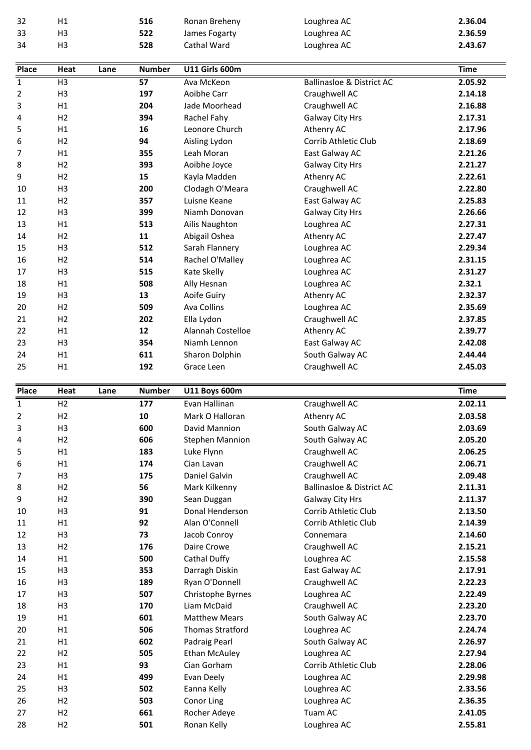| Place | Heat | Lane | Number | | | Time |
|---|---|---|---|---|---|---|
| 32 | H1 | | **516** | Ronan Breheny | Loughrea AC | **2.36.04** |
| 33 | H3 | | **522** | James Fogarty | Loughrea AC | **2.36.59** |
| 34 | H3 | | **528** | Cathal Ward | Loughrea AC | **2.43.67** |

| Place | Heat | Lane | Number | U11 Girls 600m | | Time |
|---|---|---|---|---|---|---|
| 1 | H3 | | **57** | Ava McKeon | Ballinasloe & District AC | **2.05.92** |
| 2 | H3 | | **197** | Aoibhe Carr | Craughwell AC | **2.14.18** |
| 3 | H1 | | **204** | Jade Moorhead | Craughwell AC | **2.16.88** |
| 4 | H2 | | **394** | Rachel Fahy | Galway City Hrs | **2.17.31** |
| 5 | H1 | | **16** | Leonore Church | Athenry AC | **2.17.96** |
| 6 | H2 | | **94** | Aisling Lydon | Corrib Athletic Club | **2.18.69** |
| 7 | H1 | | **355** | Leah Moran | East Galway AC | **2.21.26** |
| 8 | H2 | | **393** | Aoibhe Joyce | Galway City Hrs | **2.21.27** |
| 9 | H2 | | **15** | Kayla Madden | Athenry AC | **2.22.61** |
| 10 | H3 | | **200** | Clodagh O'Meara | Craughwell AC | **2.22.80** |
| 11 | H2 | | **357** | Luisne Keane | East Galway AC | **2.25.83** |
| 12 | H3 | | **399** | Niamh Donovan | Galway City Hrs | **2.26.66** |
| 13 | H1 | | **513** | Ailis Naughton | Loughrea AC | **2.27.31** |
| 14 | H2 | | **11** | Abigail Oshea | Athenry AC | **2.27.47** |
| 15 | H3 | | **512** | Sarah Flannery | Loughrea AC | **2.29.34** |
| 16 | H2 | | **514** | Rachel O'Malley | Loughrea AC | **2.31.15** |
| 17 | H3 | | **515** | Kate Skelly | Loughrea AC | **2.31.27** |
| 18 | H1 | | **508** | Ally Hesnan | Loughrea AC | **2.32.1** |
| 19 | H3 | | **13** | Aoife Guiry | Athenry AC | **2.32.37** |
| 20 | H2 | | **509** | Ava Collins | Loughrea AC | **2.35.69** |
| 21 | H2 | | **202** | Ella Lydon | Craughwell AC | **2.37.85** |
| 22 | H1 | | **12** | Alannah Costelloe | Athenry AC | **2.39.77** |
| 23 | H3 | | **354** | Niamh Lennon | East Galway AC | **2.42.08** |
| 24 | H1 | | **611** | Sharon Dolphin | South Galway AC | **2.44.44** |
| 25 | H1 | | **192** | Grace Leen | Craughwell AC | **2.45.03** |

| Place | Heat | Lane | Number | U11 Boys 600m | | Time |
|---|---|---|---|---|---|---|
| 1 | H2 | | **177** | Evan Hallinan | Craughwell AC | **2.02.11** |
| 2 | H2 | | **10** | Mark O Halloran | Athenry AC | **2.03.58** |
| 3 | H3 | | **600** | David Mannion | South Galway AC | **2.03.69** |
| 4 | H2 | | **606** | Stephen Mannion | South Galway AC | **2.05.20** |
| 5 | H1 | | **183** | Luke Flynn | Craughwell AC | **2.06.25** |
| 6 | H1 | | **174** | Cian Lavan | Craughwell AC | **2.06.71** |
| 7 | H3 | | **175** | Daniel Galvin | Craughwell AC | **2.09.48** |
| 8 | H2 | | **56** | Mark Kilkenny | Ballinasloe & District AC | **2.11.31** |
| 9 | H2 | | **390** | Sean Duggan | Galway City Hrs | **2.11.37** |
| 10 | H3 | | **91** | Donal Henderson | Corrib Athletic Club | **2.13.50** |
| 11 | H1 | | **92** | Alan O'Connell | Corrib Athletic Club | **2.14.39** |
| 12 | H3 | | **73** | Jacob Conroy | Connemara | **2.14.60** |
| 13 | H2 | | **176** | Daire Crowe | Craughwell AC | **2.15.21** |
| 14 | H1 | | **500** | Cathal Duffy | Loughrea AC | **2.15.58** |
| 15 | H3 | | **353** | Darragh Diskin | East Galway AC | **2.17.91** |
| 16 | H3 | | **189** | Ryan O'Donnell | Craughwell AC | **2.22.23** |
| 17 | H3 | | **507** | Christophe Byrnes | Loughrea AC | **2.22.49** |
| 18 | H3 | | **170** | Liam McDaid | Craughwell AC | **2.23.20** |
| 19 | H1 | | **601** | Matthew Mears | South Galway AC | **2.23.70** |
| 20 | H1 | | **506** | Thomas Stratford | Loughrea AC | **2.24.74** |
| 21 | H1 | | **602** | Padraig Pearl | South Galway AC | **2.26.97** |
| 22 | H2 | | **505** | Ethan McAuley | Loughrea AC | **2.27.94** |
| 23 | H1 | | **93** | Cian Gorham | Corrib Athletic Club | **2.28.06** |
| 24 | H1 | | **499** | Evan Deely | Loughrea AC | **2.29.98** |
| 25 | H3 | | **502** | Eanna Kelly | Loughrea AC | **2.33.56** |
| 26 | H2 | | **503** | Conor Ling | Loughrea AC | **2.36.35** |
| 27 | H2 | | **661** | Rocher Adeye | Tuam AC | **2.41.05** |
| 28 | H2 | | **501** | Ronan Kelly | Loughrea AC | **2.55.81** |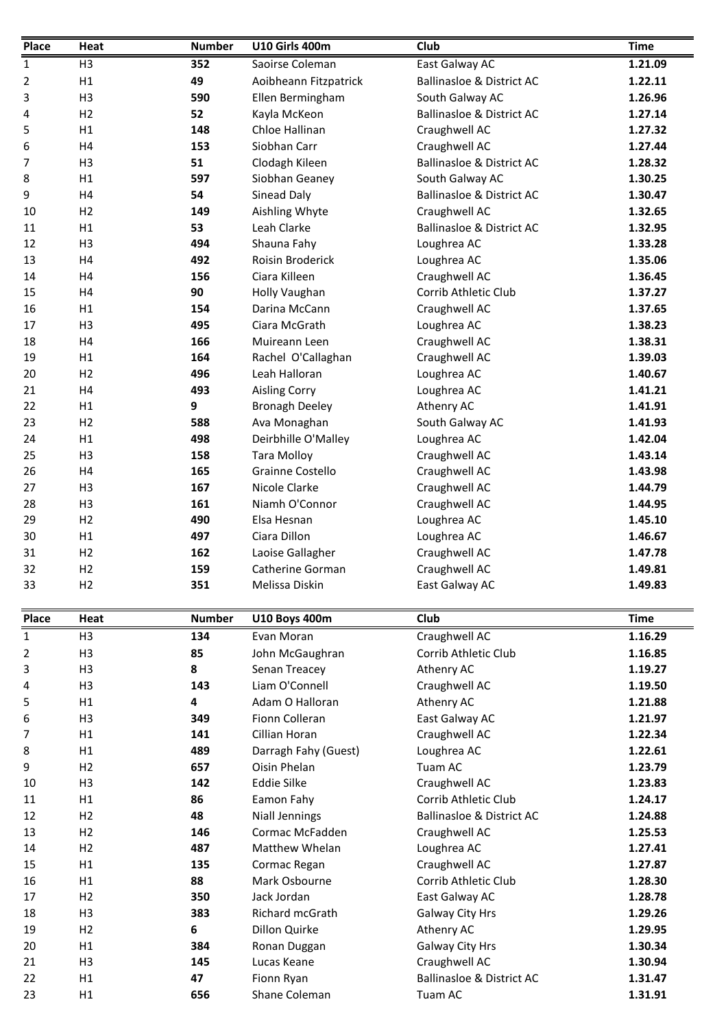| Place | Heat | Number | U10 Girls 400m | Club | Time |
|---|---|---|---|---|---|
| 1 | H3 | **352** | Saoirse Coleman | East Galway AC | **1.21.09** |
| 2 | H1 | **49** | Aoibheann Fitzpatrick | Ballinasloe & District AC | **1.22.11** |
| 3 | H3 | **590** | Ellen Bermingham | South Galway AC | **1.26.96** |
| 4 | H2 | **52** | Kayla McKeon | Ballinasloe & District AC | **1.27.14** |
| 5 | H1 | **148** | Chloe Hallinan | Craughwell AC | **1.27.32** |
| 6 | H4 | **153** | Siobhan Carr | Craughwell AC | **1.27.44** |
| 7 | H3 | **51** | Clodagh Kileen | Ballinasloe & District AC | **1.28.32** |
| 8 | H1 | **597** | Siobhan Geaney | South Galway AC | **1.30.25** |
| 9 | H4 | **54** | Sinead Daly | Ballinasloe & District AC | **1.30.47** |
| 10 | H2 | **149** | Aishling Whyte | Craughwell AC | **1.32.65** |
| 11 | H1 | **53** | Leah Clarke | Ballinasloe & District AC | **1.32.95** |
| 12 | H3 | **494** | Shauna Fahy | Loughrea AC | **1.33.28** |
| 13 | H4 | **492** | Roisin Broderick | Loughrea AC | **1.35.06** |
| 14 | H4 | **156** | Ciara Killeen | Craughwell AC | **1.36.45** |
| 15 | H4 | **90** | Holly Vaughan | Corrib Athletic Club | **1.37.27** |
| 16 | H1 | **154** | Darina McCann | Craughwell AC | **1.37.65** |
| 17 | H3 | **495** | Ciara McGrath | Loughrea AC | **1.38.23** |
| 18 | H4 | **166** | Muireann Leen | Craughwell AC | **1.38.31** |
| 19 | H1 | **164** | Rachel O'Callaghan | Craughwell AC | **1.39.03** |
| 20 | H2 | **496** | Leah Halloran | Loughrea AC | **1.40.67** |
| 21 | H4 | **493** | Aisling Corry | Loughrea AC | **1.41.21** |
| 22 | H1 | **9** | Bronagh Deeley | Athenry AC | **1.41.91** |
| 23 | H2 | **588** | Ava Monaghan | South Galway AC | **1.41.93** |
| 24 | H1 | **498** | Deirbhille O'Malley | Loughrea AC | **1.42.04** |
| 25 | H3 | **158** | Tara Molloy | Craughwell AC | **1.43.14** |
| 26 | H4 | **165** | Grainne Costello | Craughwell AC | **1.43.98** |
| 27 | H3 | **167** | Nicole Clarke | Craughwell AC | **1.44.79** |
| 28 | H3 | **161** | Niamh O'Connor | Craughwell AC | **1.44.95** |
| 29 | H2 | **490** | Elsa Hesnan | Loughrea AC | **1.45.10** |
| 30 | H1 | **497** | Ciara Dillon | Loughrea AC | **1.46.67** |
| 31 | H2 | **162** | Laoise Gallagher | Craughwell AC | **1.47.78** |
| 32 | H2 | **159** | Catherine Gorman | Craughwell AC | **1.49.81** |
| 33 | H2 | **351** | Melissa Diskin | East Galway AC | **1.49.83** |

| Place | Heat | Number | U10 Boys 400m | Club | Time |
|---|---|---|---|---|---|
| 1 | H3 | **134** | Evan Moran | Craughwell AC | **1.16.29** |
| 2 | H3 | **85** | John McGaughran | Corrib Athletic Club | **1.16.85** |
| 3 | H3 | **8** | Senan Treacey | Athenry AC | **1.19.27** |
| 4 | H3 | **143** | Liam O'Connell | Craughwell AC | **1.19.50** |
| 5 | H1 | **4** | Adam O Halloran | Athenry AC | **1.21.88** |
| 6 | H3 | **349** | Fionn Colleran | East Galway AC | **1.21.97** |
| 7 | H1 | **141** | Cillian Horan | Craughwell AC | **1.22.34** |
| 8 | H1 | **489** | Darragh Fahy (Guest) | Loughrea AC | **1.22.61** |
| 9 | H2 | **657** | Oisin Phelan | Tuam AC | **1.23.79** |
| 10 | H3 | **142** | Eddie Silke | Craughwell AC | **1.23.83** |
| 11 | H1 | **86** | Eamon Fahy | Corrib Athletic Club | **1.24.17** |
| 12 | H2 | **48** | Niall Jennings | Ballinasloe & District AC | **1.24.88** |
| 13 | H2 | **146** | Cormac McFadden | Craughwell AC | **1.25.53** |
| 14 | H2 | **487** | Matthew Whelan | Loughrea AC | **1.27.41** |
| 15 | H1 | **135** | Cormac Regan | Craughwell AC | **1.27.87** |
| 16 | H1 | **88** | Mark Osbourne | Corrib Athletic Club | **1.28.30** |
| 17 | H2 | **350** | Jack Jordan | East Galway AC | **1.28.78** |
| 18 | H3 | **383** | Richard mcGrath | Galway City Hrs | **1.29.26** |
| 19 | H2 | **6** | Dillon Quirke | Athenry AC | **1.29.95** |
| 20 | H1 | **384** | Ronan Duggan | Galway City Hrs | **1.30.34** |
| 21 | H3 | **145** | Lucas Keane | Craughwell AC | **1.30.94** |
| 22 | H1 | **47** | Fionn Ryan | Ballinasloe & District AC | **1.31.47** |
| 23 | H1 | **656** | Shane Coleman | Tuam AC | **1.31.91** |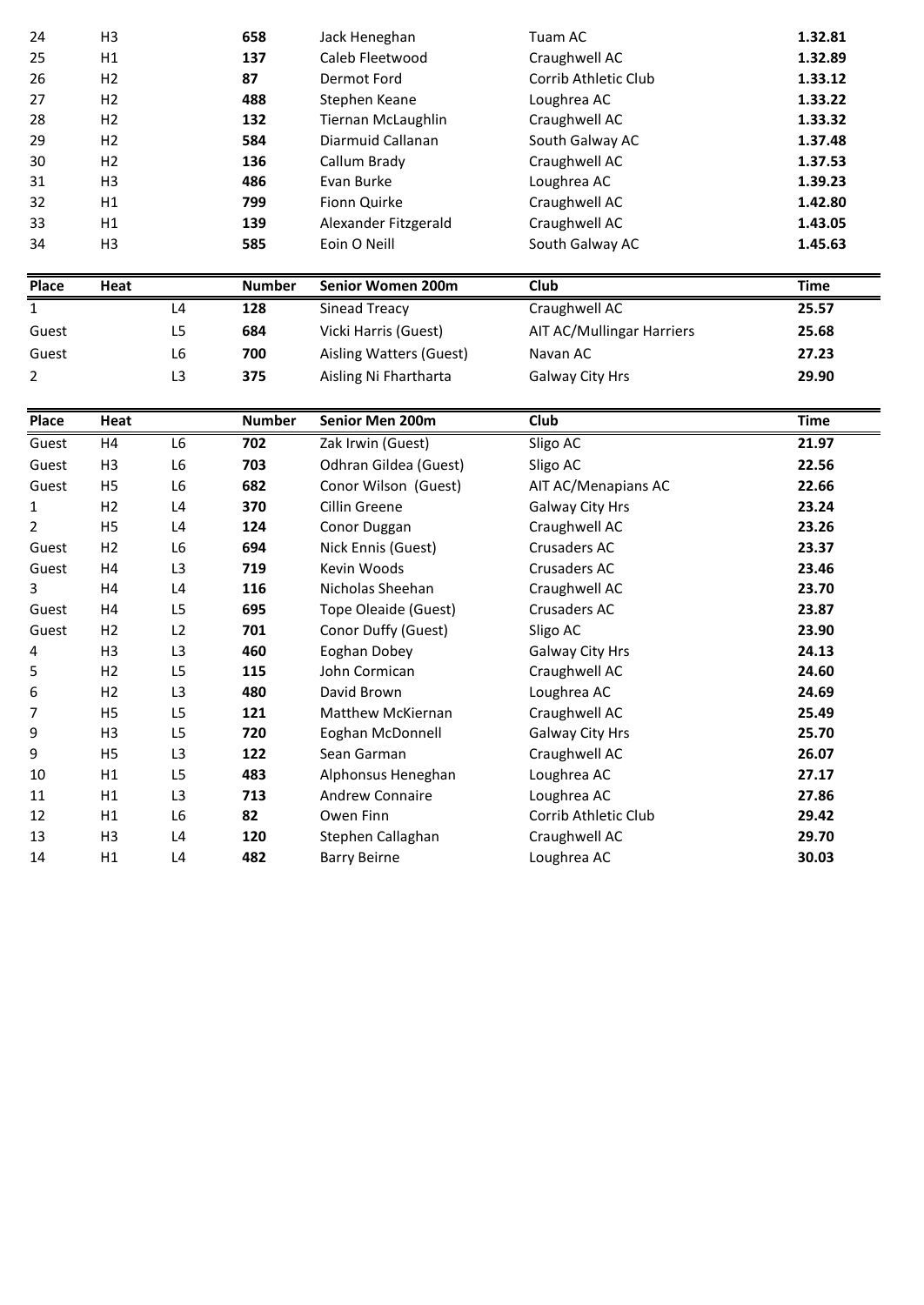| 24 | H3 | | 658 | Jack Heneghan | Tuam AC | 1.32.81 |
|---|---|---|---|---|---|---|
| 25 | H1 | | 137 | Caleb Fleetwood | Craughwell AC | 1.32.89 |
| 26 | H2 | | 87 | Dermot Ford | Corrib Athletic Club | 1.33.12 |
| 27 | H2 | | 488 | Stephen Keane | Loughrea AC | 1.33.22 |
| 28 | H2 | | 132 | Tiernan McLaughlin | Craughwell AC | 1.33.32 |
| 29 | H2 | | 584 | Diarmuid Callanan | South Galway AC | 1.37.48 |
| 30 | H2 | | 136 | Callum Brady | Craughwell AC | 1.37.53 |
| 31 | H3 | | 486 | Evan Burke | Loughrea AC | 1.39.23 |
| 32 | H1 | | 799 | Fionn Quirke | Craughwell AC | 1.42.80 |
| 33 | H1 | | 139 | Alexander Fitzgerald | Craughwell AC | 1.43.05 |
| 34 | H3 | | 585 | Eoin O Neill | South Galway AC | 1.45.63 |

| Place | Heat | | Number | Senior Women 200m | Club | Time |
|---|---|---|---|---|---|---|
| 1 | | L4 | 128 | Sinead Treacy | Craughwell AC | 25.57 |
| Guest | | L5 | 684 | Vicki Harris (Guest) | AIT AC/Mullingar Harriers | 25.68 |
| Guest | | L6 | 700 | Aisling Watters (Guest) | Navan AC | 27.23 |
| 2 | | L3 | 375 | Aisling Ni Fhartharta | Galway City Hrs | 29.90 |

| Place | Heat | | Number | Senior Men 200m | Club | Time |
|---|---|---|---|---|---|---|
| Guest | H4 | L6 | 702 | Zak Irwin (Guest) | Sligo AC | 21.97 |
| Guest | H3 | L6 | 703 | Odhran Gildea (Guest) | Sligo AC | 22.56 |
| Guest | H5 | L6 | 682 | Conor Wilson (Guest) | AIT AC/Menapians AC | 22.66 |
| 1 | H2 | L4 | 370 | Cillin Greene | Galway City Hrs | 23.24 |
| 2 | H5 | L4 | 124 | Conor Duggan | Craughwell AC | 23.26 |
| Guest | H2 | L6 | 694 | Nick Ennis (Guest) | Crusaders AC | 23.37 |
| Guest | H4 | L3 | 719 | Kevin Woods | Crusaders AC | 23.46 |
| 3 | H4 | L4 | 116 | Nicholas Sheehan | Craughwell AC | 23.70 |
| Guest | H4 | L5 | 695 | Tope Oleaide (Guest) | Crusaders AC | 23.87 |
| Guest | H2 | L2 | 701 | Conor Duffy (Guest) | Sligo AC | 23.90 |
| 4 | H3 | L3 | 460 | Eoghan Dobey | Galway City Hrs | 24.13 |
| 5 | H2 | L5 | 115 | John Cormican | Craughwell AC | 24.60 |
| 6 | H2 | L3 | 480 | David Brown | Loughrea AC | 24.69 |
| 7 | H5 | L5 | 121 | Matthew McKiernan | Craughwell AC | 25.49 |
| 9 | H3 | L5 | 720 | Eoghan McDonnell | Galway City Hrs | 25.70 |
| 9 | H5 | L3 | 122 | Sean Garman | Craughwell AC | 26.07 |
| 10 | H1 | L5 | 483 | Alphonsus Heneghan | Loughrea AC | 27.17 |
| 11 | H1 | L3 | 713 | Andrew Connaire | Loughrea AC | 27.86 |
| 12 | H1 | L6 | 82 | Owen Finn | Corrib Athletic Club | 29.42 |
| 13 | H3 | L4 | 120 | Stephen Callaghan | Craughwell AC | 29.70 |
| 14 | H1 | L4 | 482 | Barry Beirne | Loughrea AC | 30.03 |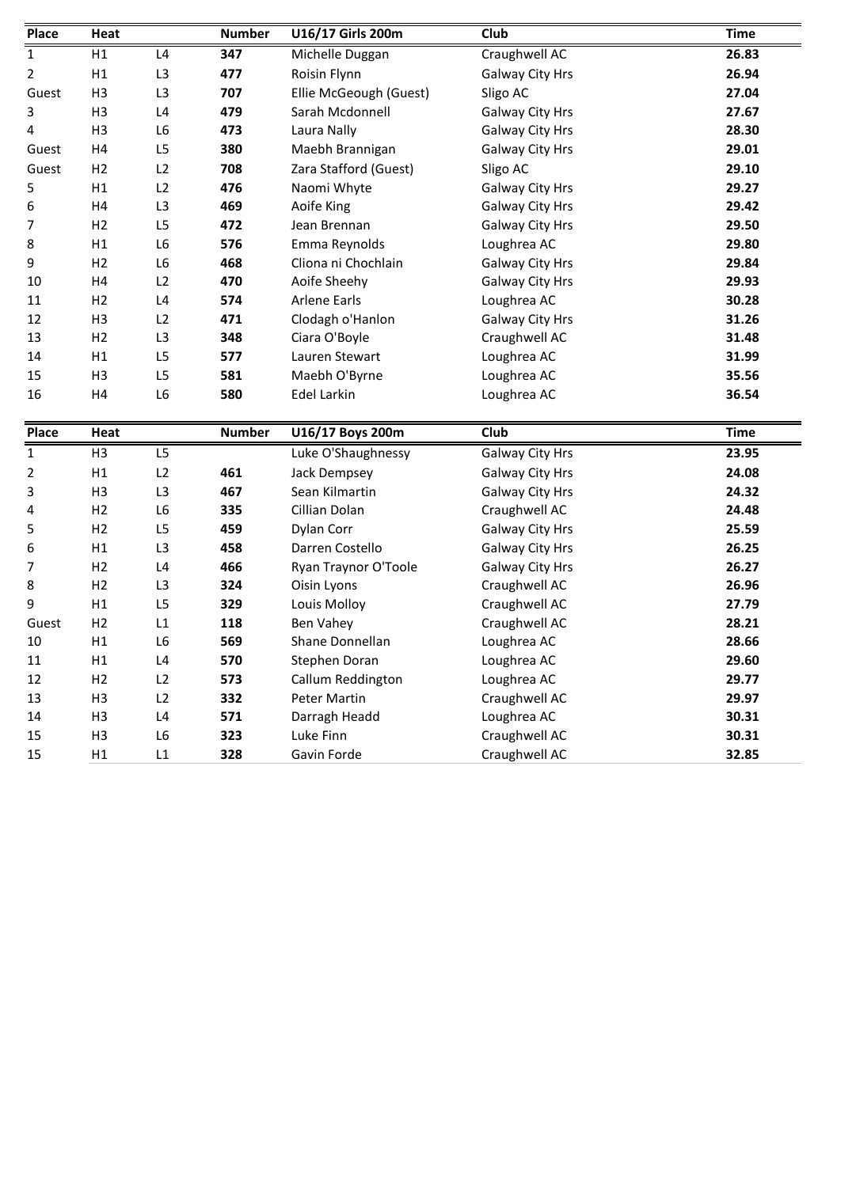| Place | Heat | | Number | U16/17 Girls 200m | Club | Time |
|---|---|---|---|---|---|---|
| 1 | H1 | L4 | **347** | Michelle Duggan | Craughwell AC | **26.83** |
| 2 | H1 | L3 | **477** | Roisin Flynn | Galway City Hrs | **26.94** |
| Guest | H3 | L3 | **707** | Ellie McGeough (Guest) | Sligo AC | **27.04** |
| 3 | H3 | L4 | **479** | Sarah Mcdonnell | Galway City Hrs | **27.67** |
| 4 | H3 | L6 | **473** | Laura Nally | Galway City Hrs | **28.30** |
| Guest | H4 | L5 | **380** | Maebh Brannigan | Galway City Hrs | **29.01** |
| Guest | H2 | L2 | **708** | Zara Stafford (Guest) | Sligo AC | **29.10** |
| 5 | H1 | L2 | **476** | Naomi Whyte | Galway City Hrs | **29.27** |
| 6 | H4 | L3 | **469** | Aoife King | Galway City Hrs | **29.42** |
| 7 | H2 | L5 | **472** | Jean Brennan | Galway City Hrs | **29.50** |
| 8 | H1 | L6 | **576** | Emma Reynolds | Loughrea AC | **29.80** |
| 9 | H2 | L6 | **468** | Cliona ni Chochlain | Galway City Hrs | **29.84** |
| 10 | H4 | L2 | **470** | Aoife Sheehy | Galway City Hrs | **29.93** |
| 11 | H2 | L4 | **574** | Arlene Earls | Loughrea AC | **30.28** |
| 12 | H3 | L2 | **471** | Clodagh o'Hanlon | Galway City Hrs | **31.26** |
| 13 | H2 | L3 | **348** | Ciara O'Boyle | Craughwell AC | **31.48** |
| 14 | H1 | L5 | **577** | Lauren Stewart | Loughrea AC | **31.99** |
| 15 | H3 | L5 | **581** | Maebh O'Byrne | Loughrea AC | **35.56** |
| 16 | H4 | L6 | **580** | Edel Larkin | Loughrea AC | **36.54** |

| Place | Heat | | Number | U16/17 Boys 200m | Club | Time |
|---|---|---|---|---|---|---|
| 1 | H3 | L5 | | Luke O'Shaughnessy | Galway City Hrs | **23.95** |
| 2 | H1 | L2 | **461** | Jack Dempsey | Galway City Hrs | **24.08** |
| 3 | H3 | L3 | **467** | Sean Kilmartin | Galway City Hrs | **24.32** |
| 4 | H2 | L6 | **335** | Cillian Dolan | Craughwell AC | **24.48** |
| 5 | H2 | L5 | **459** | Dylan Corr | Galway City Hrs | **25.59** |
| 6 | H1 | L3 | **458** | Darren Costello | Galway City Hrs | **26.25** |
| 7 | H2 | L4 | **466** | Ryan Traynor O'Toole | Galway City Hrs | **26.27** |
| 8 | H2 | L3 | **324** | Oisin Lyons | Craughwell AC | **26.96** |
| 9 | H1 | L5 | **329** | Louis Molloy | Craughwell AC | **27.79** |
| Guest | H2 | L1 | **118** | Ben Vahey | Craughwell AC | **28.21** |
| 10 | H1 | L6 | **569** | Shane Donnellan | Loughrea AC | **28.66** |
| 11 | H1 | L4 | **570** | Stephen Doran | Loughrea AC | **29.60** |
| 12 | H2 | L2 | **573** | Callum Reddington | Loughrea AC | **29.77** |
| 13 | H3 | L2 | **332** | Peter Martin | Craughwell AC | **29.97** |
| 14 | H3 | L4 | **571** | Darragh Headd | Loughrea AC | **30.31** |
| 15 | H3 | L6 | **323** | Luke Finn | Craughwell AC | **30.31** |
| 15 | H1 | L1 | **328** | Gavin Forde | Craughwell AC | **32.85** |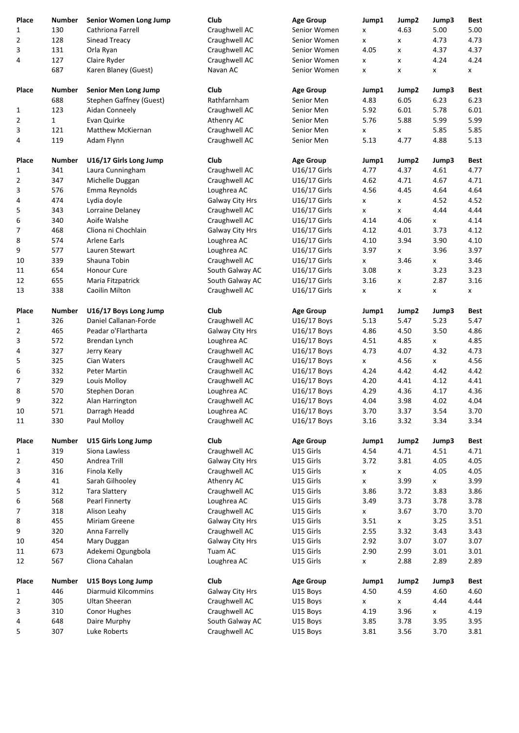| Place | Number | Senior Women Long Jump | Club | Age Group | Jump1 | Jump2 | Jump3 | Best |
|---|---|---|---|---|---|---|---|---|
| 1 | 130 | Cathriona Farrell | Craughwell AC | Senior Women | x | 4.63 | 5.00 | 5.00 |
| 2 | 128 | Sinead Treacy | Craughwell AC | Senior Women | x | x | 4.73 | 4.73 |
| 3 | 131 | Orla Ryan | Craughwell AC | Senior Women | 4.05 | x | 4.37 | 4.37 |
| 4 | 127 | Claire Ryder | Craughwell AC | Senior Women | x | x | 4.24 | 4.24 |
| | 687 | Karen Blaney (Guest) | Navan AC | Senior Women | x | x | x | x |

| Place | Number | Senior Men Long Jump | Club | Age Group | Jump1 | Jump2 | Jump3 | Best |
|---|---|---|---|---|---|---|---|---|
| | 688 | Stephen Gaffney (Guest) | Rathfarnham | Senior Men | 4.83 | 6.05 | 6.23 | 6.23 |
| 1 | 123 | Aidan Conneely | Craughwell AC | Senior Men | 5.92 | 6.01 | 5.78 | 6.01 |
| 2 | 1 | Evan Quirke | Athenry AC | Senior Men | 5.76 | 5.88 | 5.99 | 5.99 |
| 3 | 121 | Matthew McKiernan | Craughwell AC | Senior Men | x | x | 5.85 | 5.85 |
| 4 | 119 | Adam Flynn | Craughwell AC | Senior Men | 5.13 | 4.77 | 4.88 | 5.13 |

| Place | Number | U16/17 Girls Long Jump | Club | Age Group | Jump1 | Jump2 | Jump3 | Best |
|---|---|---|---|---|---|---|---|---|
| 1 | 341 | Laura Cunningham | Craughwell AC | U16/17 Girls | 4.77 | 4.37 | 4.61 | 4.77 |
| 2 | 347 | Michelle Duggan | Craughwell AC | U16/17 Girls | 4.62 | 4.71 | 4.67 | 4.71 |
| 3 | 576 | Emma Reynolds | Loughrea AC | U16/17 Girls | 4.56 | 4.45 | 4.64 | 4.64 |
| 4 | 474 | Lydia doyle | Galway City Hrs | U16/17 Girls | x | x | 4.52 | 4.52 |
| 5 | 343 | Lorraine Delaney | Craughwell AC | U16/17 Girls | x | x | 4.44 | 4.44 |
| 6 | 340 | Aoife Walshe | Craughwell AC | U16/17 Girls | 4.14 | 4.06 | x | 4.14 |
| 7 | 468 | Cliona ni Chochlain | Galway City Hrs | U16/17 Girls | 4.12 | 4.01 | 3.73 | 4.12 |
| 8 | 574 | Arlene Earls | Loughrea AC | U16/17 Girls | 4.10 | 3.94 | 3.90 | 4.10 |
| 9 | 577 | Lauren Stewart | Loughrea AC | U16/17 Girls | 3.97 | x | 3.96 | 3.97 |
| 10 | 339 | Shauna Tobin | Craughwell AC | U16/17 Girls | x | 3.46 | x | 3.46 |
| 11 | 654 | Honour Cure | South Galway AC | U16/17 Girls | 3.08 | x | 3.23 | 3.23 |
| 12 | 655 | Maria Fitzpatrick | South Galway AC | U16/17 Girls | 3.16 | x | 2.87 | 3.16 |
| 13 | 338 | Caoilin Milton | Craughwell AC | U16/17 Girls | x | x | x | x |

| Place | Number | U16/17 Boys Long Jump | Club | Age Group | Jump1 | Jump2 | Jump3 | Best |
|---|---|---|---|---|---|---|---|---|
| 1 | 326 | Daniel Callanan-Forde | Craughwell AC | U16/17 Boys | 5.13 | 5.47 | 5.23 | 5.47 |
| 2 | 465 | Peadar o'Flartharta | Galway City Hrs | U16/17 Boys | 4.86 | 4.50 | 3.50 | 4.86 |
| 3 | 572 | Brendan Lynch | Loughrea AC | U16/17 Boys | 4.51 | 4.85 | x | 4.85 |
| 4 | 327 | Jerry Keary | Craughwell AC | U16/17 Boys | 4.73 | 4.07 | 4.32 | 4.73 |
| 5 | 325 | Cian Waters | Craughwell AC | U16/17 Boys | x | 4.56 | x | 4.56 |
| 6 | 332 | Peter Martin | Craughwell AC | U16/17 Boys | 4.24 | 4.42 | 4.42 | 4.42 |
| 7 | 329 | Louis Molloy | Craughwell AC | U16/17 Boys | 4.20 | 4.41 | 4.12 | 4.41 |
| 8 | 570 | Stephen Doran | Loughrea AC | U16/17 Boys | 4.29 | 4.36 | 4.17 | 4.36 |
| 9 | 322 | Alan Harrington | Craughwell AC | U16/17 Boys | 4.04 | 3.98 | 4.02 | 4.04 |
| 10 | 571 | Darragh Headd | Loughrea AC | U16/17 Boys | 3.70 | 3.37 | 3.54 | 3.70 |
| 11 | 330 | Paul Molloy | Craughwell AC | U16/17 Boys | 3.16 | 3.32 | 3.34 | 3.34 |

| Place | Number | U15 Girls Long Jump | Club | Age Group | Jump1 | Jump2 | Jump3 | Best |
|---|---|---|---|---|---|---|---|---|
| 1 | 319 | Siona Lawless | Craughwell AC | U15 Girls | 4.54 | 4.71 | 4.51 | 4.71 |
| 2 | 450 | Andrea Trill | Galway City Hrs | U15 Girls | 3.72 | 3.81 | 4.05 | 4.05 |
| 3 | 316 | Finola Kelly | Craughwell AC | U15 Girls | x | x | 4.05 | 4.05 |
| 4 | 41 | Sarah Gilhooley | Athenry AC | U15 Girls | x | 3.99 | x | 3.99 |
| 5 | 312 | Tara Slattery | Craughwell AC | U15 Girls | 3.86 | 3.72 | 3.83 | 3.86 |
| 6 | 568 | Pearl Finnerty | Loughrea AC | U15 Girls | 3.49 | 3.73 | 3.78 | 3.78 |
| 7 | 318 | Alison Leahy | Craughwell AC | U15 Girls | x | 3.67 | 3.70 | 3.70 |
| 8 | 455 | Miriam Greene | Galway City Hrs | U15 Girls | 3.51 | x | 3.25 | 3.51 |
| 9 | 320 | Anna Farrelly | Craughwell AC | U15 Girls | 2.55 | 3.32 | 3.43 | 3.43 |
| 10 | 454 | Mary Duggan | Galway City Hrs | U15 Girls | 2.92 | 3.07 | 3.07 | 3.07 |
| 11 | 673 | Adekemi Ogungbola | Tuam AC | U15 Girls | 2.90 | 2.99 | 3.01 | 3.01 |
| 12 | 567 | Cliona Cahalan | Loughrea AC | U15 Girls | x | 2.88 | 2.89 | 2.89 |

| Place | Number | U15 Boys Long Jump | Club | Age Group | Jump1 | Jump2 | Jump3 | Best |
|---|---|---|---|---|---|---|---|---|
| 1 | 446 | Diarmuid Kilcommins | Galway City Hrs | U15 Boys | 4.50 | 4.59 | 4.60 | 4.60 |
| 2 | 305 | Ultan Sheeran | Craughwell AC | U15 Boys | x | x | 4.44 | 4.44 |
| 3 | 310 | Conor Hughes | Craughwell AC | U15 Boys | 4.19 | 3.96 | x | 4.19 |
| 4 | 648 | Daire Murphy | South Galway AC | U15 Boys | 3.85 | 3.78 | 3.95 | 3.95 |
| 5 | 307 | Luke Roberts | Craughwell AC | U15 Boys | 3.81 | 3.56 | 3.70 | 3.81 |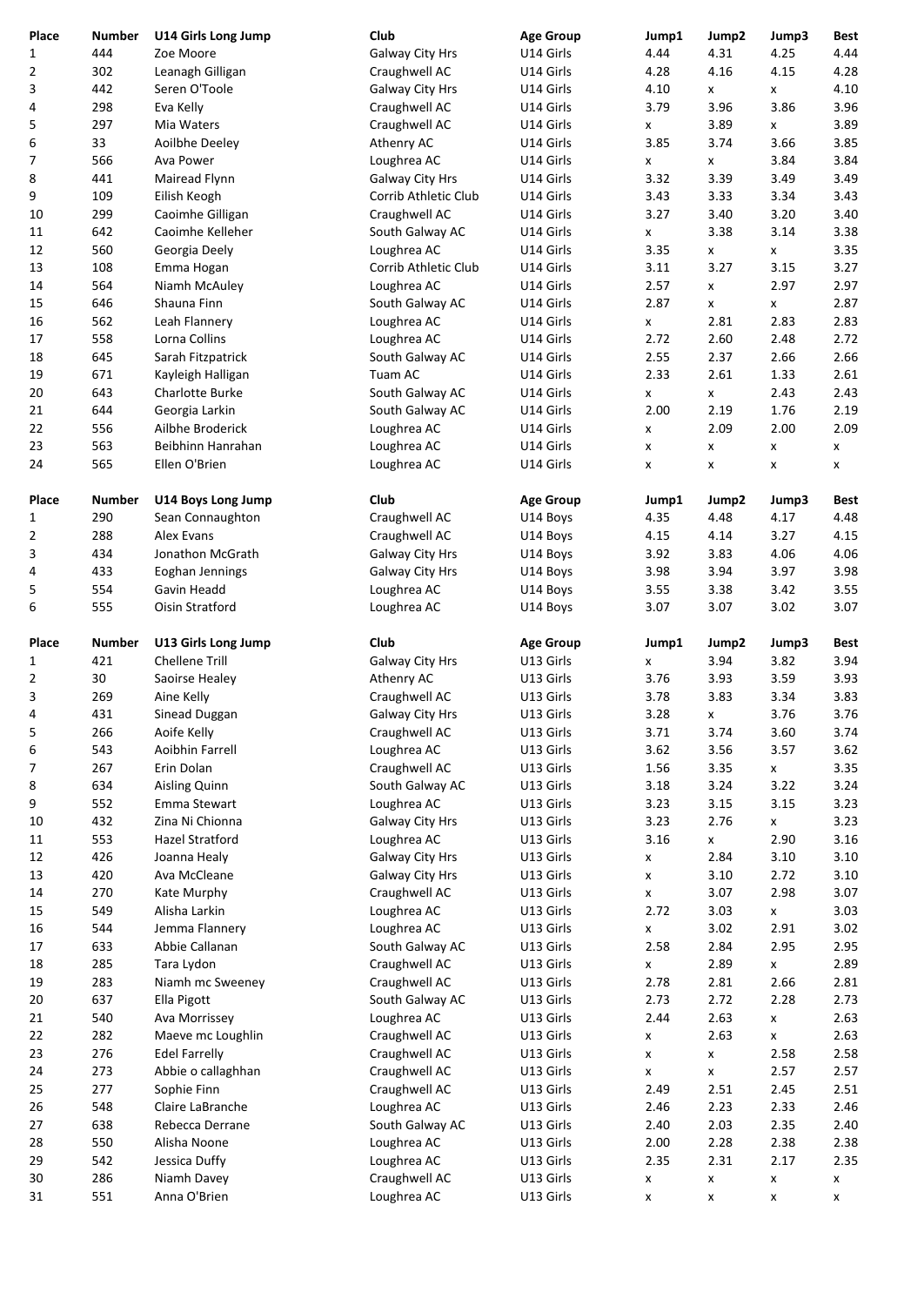| Place | Number | U14 Girls Long Jump | Club | Age Group | Jump1 | Jump2 | Jump3 | Best |
|---|---|---|---|---|---|---|---|---|
| 1 | 444 | Zoe Moore | Galway City Hrs | U14 Girls | 4.44 | 4.31 | 4.25 | 4.44 |
| 2 | 302 | Leanagh Gilligan | Craughwell AC | U14 Girls | 4.28 | 4.16 | 4.15 | 4.28 |
| 3 | 442 | Seren O'Toole | Galway City Hrs | U14 Girls | 4.10 | x | x | 4.10 |
| 4 | 298 | Eva Kelly | Craughwell AC | U14 Girls | 3.79 | 3.96 | 3.86 | 3.96 |
| 5 | 297 | Mia Waters | Craughwell AC | U14 Girls | x | 3.89 | x | 3.89 |
| 6 | 33 | Aoilbhe Deeley | Athenry AC | U14 Girls | 3.85 | 3.74 | 3.66 | 3.85 |
| 7 | 566 | Ava Power | Loughrea AC | U14 Girls | x | x | 3.84 | 3.84 |
| 8 | 441 | Mairead Flynn | Galway City Hrs | U14 Girls | 3.32 | 3.39 | 3.49 | 3.49 |
| 9 | 109 | Eilish Keogh | Corrib Athletic Club | U14 Girls | 3.43 | 3.33 | 3.34 | 3.43 |
| 10 | 299 | Caoimhe Gilligan | Craughwell AC | U14 Girls | 3.27 | 3.40 | 3.20 | 3.40 |
| 11 | 642 | Caoimhe Kelleher | South Galway AC | U14 Girls | x | 3.38 | 3.14 | 3.38 |
| 12 | 560 | Georgia Deely | Loughrea AC | U14 Girls | 3.35 | x | x | 3.35 |
| 13 | 108 | Emma Hogan | Corrib Athletic Club | U14 Girls | 3.11 | 3.27 | 3.15 | 3.27 |
| 14 | 564 | Niamh McAuley | Loughrea AC | U14 Girls | 2.57 | x | 2.97 | 2.97 |
| 15 | 646 | Shauna Finn | South Galway AC | U14 Girls | 2.87 | x | x | 2.87 |
| 16 | 562 | Leah Flannery | Loughrea AC | U14 Girls | x | 2.81 | 2.83 | 2.83 |
| 17 | 558 | Lorna Collins | Loughrea AC | U14 Girls | 2.72 | 2.60 | 2.48 | 2.72 |
| 18 | 645 | Sarah Fitzpatrick | South Galway AC | U14 Girls | 2.55 | 2.37 | 2.66 | 2.66 |
| 19 | 671 | Kayleigh Halligan | Tuam AC | U14 Girls | 2.33 | 2.61 | 1.33 | 2.61 |
| 20 | 643 | Charlotte Burke | South Galway AC | U14 Girls | x | x | 2.43 | 2.43 |
| 21 | 644 | Georgia Larkin | South Galway AC | U14 Girls | 2.00 | 2.19 | 1.76 | 2.19 |
| 22 | 556 | Ailbhe Broderick | Loughrea AC | U14 Girls | x | 2.09 | 2.00 | 2.09 |
| 23 | 563 | Beibhinn Hanrahan | Loughrea AC | U14 Girls | x | x | x | x |
| 24 | 565 | Ellen O'Brien | Loughrea AC | U14 Girls | x | x | x | x |

| Place | Number | U14 Boys Long Jump | Club | Age Group | Jump1 | Jump2 | Jump3 | Best |
|---|---|---|---|---|---|---|---|---|
| 1 | 290 | Sean Connaughton | Craughwell AC | U14 Boys | 4.35 | 4.48 | 4.17 | 4.48 |
| 2 | 288 | Alex Evans | Craughwell AC | U14 Boys | 4.15 | 4.14 | 3.27 | 4.15 |
| 3 | 434 | Jonathon McGrath | Galway City Hrs | U14 Boys | 3.92 | 3.83 | 4.06 | 4.06 |
| 4 | 433 | Eoghan Jennings | Galway City Hrs | U14 Boys | 3.98 | 3.94 | 3.97 | 3.98 |
| 5 | 554 | Gavin Headd | Loughrea AC | U14 Boys | 3.55 | 3.38 | 3.42 | 3.55 |
| 6 | 555 | Oisin Stratford | Loughrea AC | U14 Boys | 3.07 | 3.07 | 3.02 | 3.07 |

| Place | Number | U13 Girls Long Jump | Club | Age Group | Jump1 | Jump2 | Jump3 | Best |
|---|---|---|---|---|---|---|---|---|
| 1 | 421 | Chellene Trill | Galway City Hrs | U13 Girls | x | 3.94 | 3.82 | 3.94 |
| 2 | 30 | Saoirse Healey | Athenry AC | U13 Girls | 3.76 | 3.93 | 3.59 | 3.93 |
| 3 | 269 | Aine Kelly | Craughwell AC | U13 Girls | 3.78 | 3.83 | 3.34 | 3.83 |
| 4 | 431 | Sinead Duggan | Galway City Hrs | U13 Girls | 3.28 | x | 3.76 | 3.76 |
| 5 | 266 | Aoife Kelly | Craughwell AC | U13 Girls | 3.71 | 3.74 | 3.60 | 3.74 |
| 6 | 543 | Aoibhin Farrell | Loughrea AC | U13 Girls | 3.62 | 3.56 | 3.57 | 3.62 |
| 7 | 267 | Erin Dolan | Craughwell AC | U13 Girls | 1.56 | 3.35 | x | 3.35 |
| 8 | 634 | Aisling Quinn | South Galway AC | U13 Girls | 3.18 | 3.24 | 3.22 | 3.24 |
| 9 | 552 | Emma Stewart | Loughrea AC | U13 Girls | 3.23 | 3.15 | 3.15 | 3.23 |
| 10 | 432 | Zina Ni Chionna | Galway City Hrs | U13 Girls | 3.23 | 2.76 | x | 3.23 |
| 11 | 553 | Hazel Stratford | Loughrea AC | U13 Girls | 3.16 | x | 2.90 | 3.16 |
| 12 | 426 | Joanna Healy | Galway City Hrs | U13 Girls | x | 2.84 | 3.10 | 3.10 |
| 13 | 420 | Ava McCleane | Galway City Hrs | U13 Girls | x | 3.10 | 2.72 | 3.10 |
| 14 | 270 | Kate Murphy | Craughwell AC | U13 Girls | x | 3.07 | 2.98 | 3.07 |
| 15 | 549 | Alisha Larkin | Loughrea AC | U13 Girls | 2.72 | 3.03 | x | 3.03 |
| 16 | 544 | Jemma Flannery | Loughrea AC | U13 Girls | x | 3.02 | 2.91 | 3.02 |
| 17 | 633 | Abbie Callanan | South Galway AC | U13 Girls | 2.58 | 2.84 | 2.95 | 2.95 |
| 18 | 285 | Tara Lydon | Craughwell AC | U13 Girls | x | 2.89 | x | 2.89 |
| 19 | 283 | Niamh mc Sweeney | Craughwell AC | U13 Girls | 2.78 | 2.81 | 2.66 | 2.81 |
| 20 | 637 | Ella Pigott | South Galway AC | U13 Girls | 2.73 | 2.72 | 2.28 | 2.73 |
| 21 | 540 | Ava Morrissey | Loughrea AC | U13 Girls | 2.44 | 2.63 | x | 2.63 |
| 22 | 282 | Maeve mc Loughlin | Craughwell AC | U13 Girls | x | 2.63 | x | 2.63 |
| 23 | 276 | Edel Farrelly | Craughwell AC | U13 Girls | x | x | 2.58 | 2.58 |
| 24 | 273 | Abbie o callaghhan | Craughwell AC | U13 Girls | x | x | 2.57 | 2.57 |
| 25 | 277 | Sophie Finn | Craughwell AC | U13 Girls | 2.49 | 2.51 | 2.45 | 2.51 |
| 26 | 548 | Claire LaBranche | Loughrea AC | U13 Girls | 2.46 | 2.23 | 2.33 | 2.46 |
| 27 | 638 | Rebecca Derrane | South Galway AC | U13 Girls | 2.40 | 2.03 | 2.35 | 2.40 |
| 28 | 550 | Alisha Noone | Loughrea AC | U13 Girls | 2.00 | 2.28 | 2.38 | 2.38 |
| 29 | 542 | Jessica Duffy | Loughrea AC | U13 Girls | 2.35 | 2.31 | 2.17 | 2.35 |
| 30 | 286 | Niamh Davey | Craughwell AC | U13 Girls | x | x | x | x |
| 31 | 551 | Anna O'Brien | Loughrea AC | U13 Girls | x | x | x | x |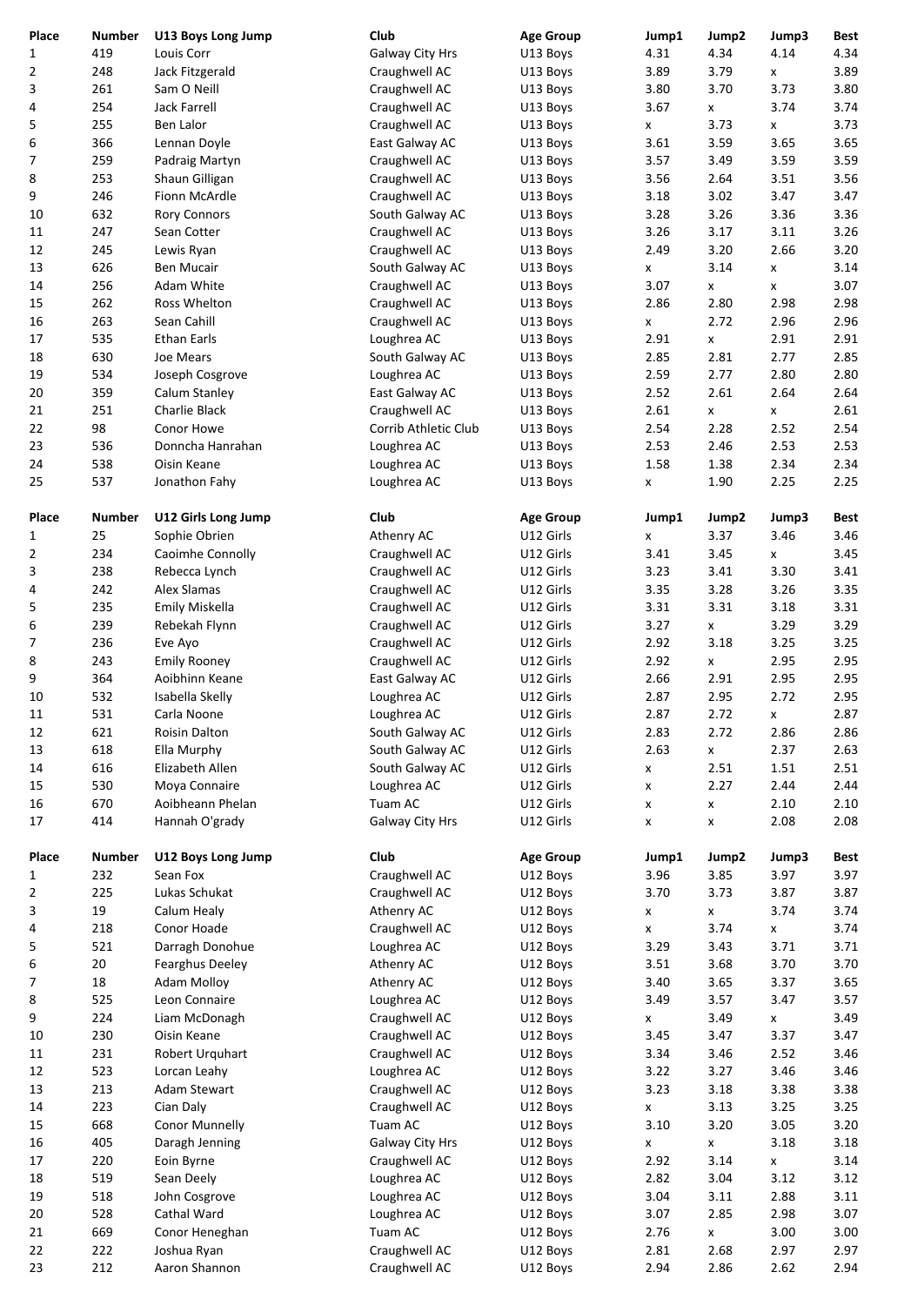| Place | Number | U13 Boys Long Jump | Club | Age Group | Jump1 | Jump2 | Jump3 | Best |
|---|---|---|---|---|---|---|---|---|
| 1 | 419 | Louis Corr | Galway City Hrs | U13 Boys | 4.31 | 4.34 | 4.14 | 4.34 |
| 2 | 248 | Jack Fitzgerald | Craughwell AC | U13 Boys | 3.89 | 3.79 | x | 3.89 |
| 3 | 261 | Sam O Neill | Craughwell AC | U13 Boys | 3.80 | 3.70 | 3.73 | 3.80 |
| 4 | 254 | Jack Farrell | Craughwell AC | U13 Boys | 3.67 | x | 3.74 | 3.74 |
| 5 | 255 | Ben Lalor | Craughwell AC | U13 Boys | x | 3.73 | x | 3.73 |
| 6 | 366 | Lennan Doyle | East Galway AC | U13 Boys | 3.61 | 3.59 | 3.65 | 3.65 |
| 7 | 259 | Padraig Martyn | Craughwell AC | U13 Boys | 3.57 | 3.49 | 3.59 | 3.59 |
| 8 | 253 | Shaun Gilligan | Craughwell AC | U13 Boys | 3.56 | 2.64 | 3.51 | 3.56 |
| 9 | 246 | Fionn McArdle | Craughwell AC | U13 Boys | 3.18 | 3.02 | 3.47 | 3.47 |
| 10 | 632 | Rory Connors | South Galway AC | U13 Boys | 3.28 | 3.26 | 3.36 | 3.36 |
| 11 | 247 | Sean Cotter | Craughwell AC | U13 Boys | 3.26 | 3.17 | 3.11 | 3.26 |
| 12 | 245 | Lewis Ryan | Craughwell AC | U13 Boys | 2.49 | 3.20 | 2.66 | 3.20 |
| 13 | 626 | Ben Mucair | South Galway AC | U13 Boys | x | 3.14 | x | 3.14 |
| 14 | 256 | Adam White | Craughwell AC | U13 Boys | 3.07 | x | x | 3.07 |
| 15 | 262 | Ross Whelton | Craughwell AC | U13 Boys | 2.86 | 2.80 | 2.98 | 2.98 |
| 16 | 263 | Sean Cahill | Craughwell AC | U13 Boys | x | 2.72 | 2.96 | 2.96 |
| 17 | 535 | Ethan Earls | Loughrea AC | U13 Boys | 2.91 | x | 2.91 | 2.91 |
| 18 | 630 | Joe Mears | South Galway AC | U13 Boys | 2.85 | 2.81 | 2.77 | 2.85 |
| 19 | 534 | Joseph Cosgrove | Loughrea AC | U13 Boys | 2.59 | 2.77 | 2.80 | 2.80 |
| 20 | 359 | Calum Stanley | East Galway AC | U13 Boys | 2.52 | 2.61 | 2.64 | 2.64 |
| 21 | 251 | Charlie Black | Craughwell AC | U13 Boys | 2.61 | x | x | 2.61 |
| 22 | 98 | Conor Howe | Corrib Athletic Club | U13 Boys | 2.54 | 2.28 | 2.52 | 2.54 |
| 23 | 536 | Donncha Hanrahan | Loughrea AC | U13 Boys | 2.53 | 2.46 | 2.53 | 2.53 |
| 24 | 538 | Oisin Keane | Loughrea AC | U13 Boys | 1.58 | 1.38 | 2.34 | 2.34 |
| 25 | 537 | Jonathon Fahy | Loughrea AC | U13 Boys | x | 1.90 | 2.25 | 2.25 |

| Place | Number | U12 Girls Long Jump | Club | Age Group | Jump1 | Jump2 | Jump3 | Best |
|---|---|---|---|---|---|---|---|---|
| 1 | 25 | Sophie Obrien | Athenry AC | U12 Girls | x | 3.37 | 3.46 | 3.46 |
| 2 | 234 | Caoimhe Connolly | Craughwell AC | U12 Girls | 3.41 | 3.45 | x | 3.45 |
| 3 | 238 | Rebecca Lynch | Craughwell AC | U12 Girls | 3.23 | 3.41 | 3.30 | 3.41 |
| 4 | 242 | Alex Slamas | Craughwell AC | U12 Girls | 3.35 | 3.28 | 3.26 | 3.35 |
| 5 | 235 | Emily Miskella | Craughwell AC | U12 Girls | 3.31 | 3.31 | 3.18 | 3.31 |
| 6 | 239 | Rebekah Flynn | Craughwell AC | U12 Girls | 3.27 | x | 3.29 | 3.29 |
| 7 | 236 | Eve Ayo | Craughwell AC | U12 Girls | 2.92 | 3.18 | 3.25 | 3.25 |
| 8 | 243 | Emily Rooney | Craughwell AC | U12 Girls | 2.92 | x | 2.95 | 2.95 |
| 9 | 364 | Aoibhinn Keane | East Galway AC | U12 Girls | 2.66 | 2.91 | 2.95 | 2.95 |
| 10 | 532 | Isabella Skelly | Loughrea AC | U12 Girls | 2.87 | 2.95 | 2.72 | 2.95 |
| 11 | 531 | Carla Noone | Loughrea AC | U12 Girls | 2.87 | 2.72 | x | 2.87 |
| 12 | 621 | Roisin Dalton | South Galway AC | U12 Girls | 2.83 | 2.72 | 2.86 | 2.86 |
| 13 | 618 | Ella Murphy | South Galway AC | U12 Girls | 2.63 | x | 2.37 | 2.63 |
| 14 | 616 | Elizabeth Allen | South Galway AC | U12 Girls | x | 2.51 | 1.51 | 2.51 |
| 15 | 530 | Moya Connaire | Loughrea AC | U12 Girls | x | 2.27 | 2.44 | 2.44 |
| 16 | 670 | Aoibheann Phelan | Tuam AC | U12 Girls | x | x | 2.10 | 2.10 |
| 17 | 414 | Hannah O'grady | Galway City Hrs | U12 Girls | x | x | 2.08 | 2.08 |

| Place | Number | U12 Boys Long Jump | Club | Age Group | Jump1 | Jump2 | Jump3 | Best |
|---|---|---|---|---|---|---|---|---|
| 1 | 232 | Sean Fox | Craughwell AC | U12 Boys | 3.96 | 3.85 | 3.97 | 3.97 |
| 2 | 225 | Lukas Schukat | Craughwell AC | U12 Boys | 3.70 | 3.73 | 3.87 | 3.87 |
| 3 | 19 | Calum Healy | Athenry AC | U12 Boys | x | x | 3.74 | 3.74 |
| 4 | 218 | Conor Hoade | Craughwell AC | U12 Boys | x | 3.74 | x | 3.74 |
| 5 | 521 | Darragh Donohue | Loughrea AC | U12 Boys | 3.29 | 3.43 | 3.71 | 3.71 |
| 6 | 20 | Fearghus Deeley | Athenry AC | U12 Boys | 3.51 | 3.68 | 3.70 | 3.70 |
| 7 | 18 | Adam Molloy | Athenry AC | U12 Boys | 3.40 | 3.65 | 3.37 | 3.65 |
| 8 | 525 | Leon Connaire | Loughrea AC | U12 Boys | 3.49 | 3.57 | 3.47 | 3.57 |
| 9 | 224 | Liam McDonagh | Craughwell AC | U12 Boys | x | 3.49 | x | 3.49 |
| 10 | 230 | Oisin Keane | Craughwell AC | U12 Boys | 3.45 | 3.47 | 3.37 | 3.47 |
| 11 | 231 | Robert Urquhart | Craughwell AC | U12 Boys | 3.34 | 3.46 | 2.52 | 3.46 |
| 12 | 523 | Lorcan Leahy | Loughrea AC | U12 Boys | 3.22 | 3.27 | 3.46 | 3.46 |
| 13 | 213 | Adam Stewart | Craughwell AC | U12 Boys | 3.23 | 3.18 | 3.38 | 3.38 |
| 14 | 223 | Cian Daly | Craughwell AC | U12 Boys | x | 3.13 | 3.25 | 3.25 |
| 15 | 668 | Conor Munnelly | Tuam AC | U12 Boys | 3.10 | 3.20 | 3.05 | 3.20 |
| 16 | 405 | Daragh Jenning | Galway City Hrs | U12 Boys | x | x | 3.18 | 3.18 |
| 17 | 220 | Eoin Byrne | Craughwell AC | U12 Boys | 2.92 | 3.14 | x | 3.14 |
| 18 | 519 | Sean Deely | Loughrea AC | U12 Boys | 2.82 | 3.04 | 3.12 | 3.12 |
| 19 | 518 | John Cosgrove | Loughrea AC | U12 Boys | 3.04 | 3.11 | 2.88 | 3.11 |
| 20 | 528 | Cathal Ward | Loughrea AC | U12 Boys | 3.07 | 2.85 | 2.98 | 3.07 |
| 21 | 669 | Conor Heneghan | Tuam AC | U12 Boys | 2.76 | x | 3.00 | 3.00 |
| 22 | 222 | Joshua Ryan | Craughwell AC | U12 Boys | 2.81 | 2.68 | 2.97 | 2.97 |
| 23 | 212 | Aaron Shannon | Craughwell AC | U12 Boys | 2.94 | 2.86 | 2.62 | 2.94 |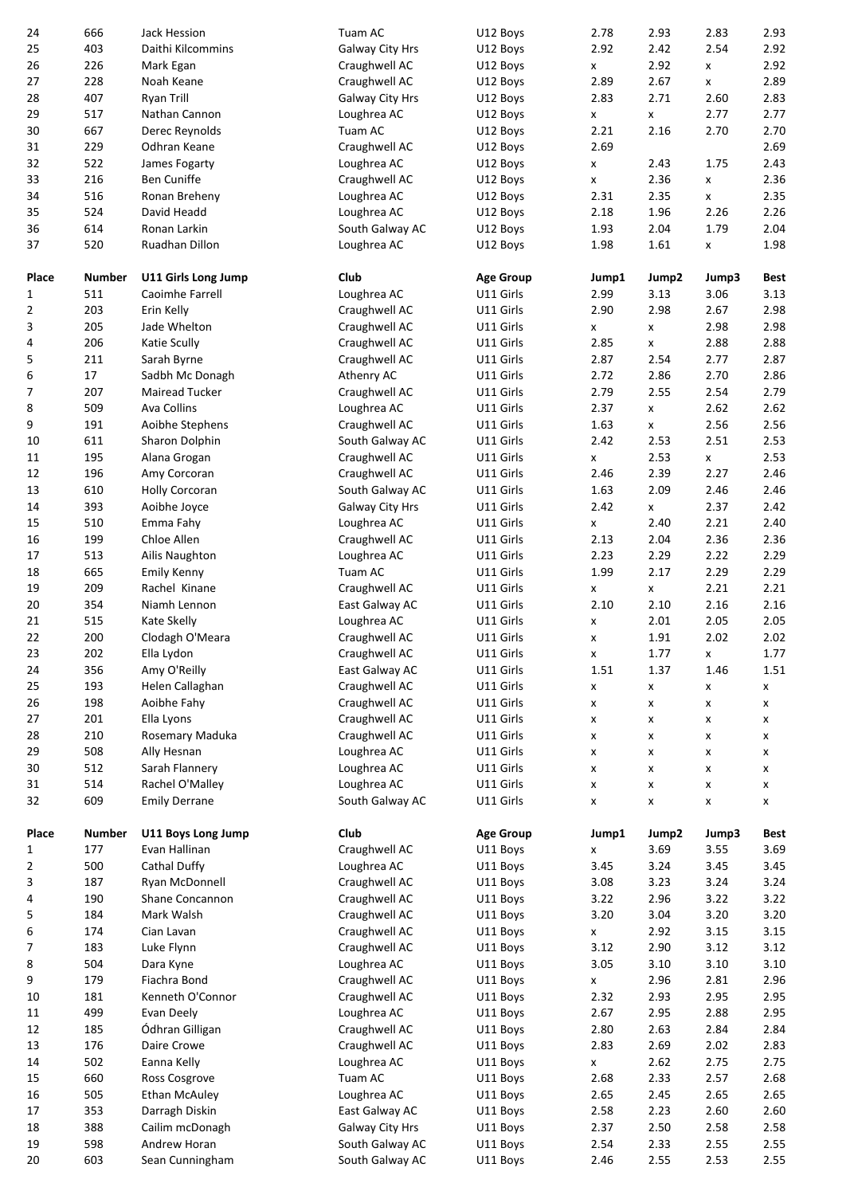| 24 | 666 | Jack Hession | Tuam AC | U12 Boys | 2.78 | 2.93 | 2.83 | 2.93 |
|---|---|---|---|---|---|---|---|---|
| 25 | 403 | Daithi Kilcommins | Galway City Hrs | U12 Boys | 2.92 | 2.42 | 2.54 | 2.92 |
| 26 | 226 | Mark Egan | Craughwell AC | U12 Boys | x | 2.92 | x | 2.92 |
| 27 | 228 | Noah Keane | Craughwell AC | U12 Boys | 2.89 | 2.67 | x | 2.89 |
| 28 | 407 | Ryan Trill | Galway City Hrs | U12 Boys | 2.83 | 2.71 | 2.60 | 2.83 |
| 29 | 517 | Nathan Cannon | Loughrea AC | U12 Boys | x | x | 2.77 | 2.77 |
| 30 | 667 | Derec Reynolds | Tuam AC | U12 Boys | 2.21 | 2.16 | 2.70 | 2.70 |
| 31 | 229 | Odhran Keane | Craughwell AC | U12 Boys | 2.69 | | | 2.69 |
| 32 | 522 | James Fogarty | Loughrea AC | U12 Boys | x | 2.43 | 1.75 | 2.43 |
| 33 | 216 | Ben Cuniffe | Craughwell AC | U12 Boys | x | 2.36 | x | 2.36 |
| 34 | 516 | Ronan Breheny | Loughrea AC | U12 Boys | 2.31 | 2.35 | x | 2.35 |
| 35 | 524 | David Headd | Loughrea AC | U12 Boys | 2.18 | 1.96 | 2.26 | 2.26 |
| 36 | 614 | Ronan Larkin | South Galway AC | U12 Boys | 1.93 | 2.04 | 1.79 | 2.04 |
| 37 | 520 | Ruadhan Dillon | Loughrea AC | U12 Boys | 1.98 | 1.61 | x | 1.98 |

| Place | Number | U11 Girls Long Jump | Club | Age Group | Jump1 | Jump2 | Jump3 | Best |
|---|---|---|---|---|---|---|---|---|
| 1 | 511 | Caoimhe Farrell | Loughrea AC | U11 Girls | 2.99 | 3.13 | 3.06 | 3.13 |
| 2 | 203 | Erin Kelly | Craughwell AC | U11 Girls | 2.90 | 2.98 | 2.67 | 2.98 |
| 3 | 205 | Jade Whelton | Craughwell AC | U11 Girls | x | x | 2.98 | 2.98 |
| 4 | 206 | Katie Scully | Craughwell AC | U11 Girls | 2.85 | x | 2.88 | 2.88 |
| 5 | 211 | Sarah Byrne | Craughwell AC | U11 Girls | 2.87 | 2.54 | 2.77 | 2.87 |
| 6 | 17 | Sadbh Mc Donagh | Athenry AC | U11 Girls | 2.72 | 2.86 | 2.70 | 2.86 |
| 7 | 207 | Mairead Tucker | Craughwell AC | U11 Girls | 2.79 | 2.55 | 2.54 | 2.79 |
| 8 | 509 | Ava Collins | Loughrea AC | U11 Girls | 2.37 | x | 2.62 | 2.62 |
| 9 | 191 | Aoibhe Stephens | Craughwell AC | U11 Girls | 1.63 | x | 2.56 | 2.56 |
| 10 | 611 | Sharon Dolphin | South Galway AC | U11 Girls | 2.42 | 2.53 | 2.51 | 2.53 |
| 11 | 195 | Alana Grogan | Craughwell AC | U11 Girls | x | 2.53 | x | 2.53 |
| 12 | 196 | Amy Corcoran | Craughwell AC | U11 Girls | 2.46 | 2.39 | 2.27 | 2.46 |
| 13 | 610 | Holly Corcoran | South Galway AC | U11 Girls | 1.63 | 2.09 | 2.46 | 2.46 |
| 14 | 393 | Aoibhe Joyce | Galway City Hrs | U11 Girls | 2.42 | x | 2.37 | 2.42 |
| 15 | 510 | Emma Fahy | Loughrea AC | U11 Girls | x | 2.40 | 2.21 | 2.40 |
| 16 | 199 | Chloe Allen | Craughwell AC | U11 Girls | 2.13 | 2.04 | 2.36 | 2.36 |
| 17 | 513 | Ailis Naughton | Loughrea AC | U11 Girls | 2.23 | 2.29 | 2.22 | 2.29 |
| 18 | 665 | Emily Kenny | Tuam AC | U11 Girls | 1.99 | 2.17 | 2.29 | 2.29 |
| 19 | 209 | Rachel Kinane | Craughwell AC | U11 Girls | x | x | 2.21 | 2.21 |
| 20 | 354 | Niamh Lennon | East Galway AC | U11 Girls | 2.10 | 2.10 | 2.16 | 2.16 |
| 21 | 515 | Kate Skelly | Loughrea AC | U11 Girls | x | 2.01 | 2.05 | 2.05 |
| 22 | 200 | Clodagh O'Meara | Craughwell AC | U11 Girls | x | 1.91 | 2.02 | 2.02 |
| 23 | 202 | Ella Lydon | Craughwell AC | U11 Girls | x | 1.77 | x | 1.77 |
| 24 | 356 | Amy O'Reilly | East Galway AC | U11 Girls | 1.51 | 1.37 | 1.46 | 1.51 |
| 25 | 193 | Helen Callaghan | Craughwell AC | U11 Girls | x | x | x | x |
| 26 | 198 | Aoibhe Fahy | Craughwell AC | U11 Girls | x | x | x | x |
| 27 | 201 | Ella Lyons | Craughwell AC | U11 Girls | x | x | x | x |
| 28 | 210 | Rosemary Maduka | Craughwell AC | U11 Girls | x | x | x | x |
| 29 | 508 | Ally Hesnan | Loughrea AC | U11 Girls | x | x | x | x |
| 30 | 512 | Sarah Flannery | Loughrea AC | U11 Girls | x | x | x | x |
| 31 | 514 | Rachel O'Malley | Loughrea AC | U11 Girls | x | x | x | x |
| 32 | 609 | Emily Derrane | South Galway AC | U11 Girls | x | x | x | x |

| Place | Number | U11 Boys Long Jump | Club | Age Group | Jump1 | Jump2 | Jump3 | Best |
|---|---|---|---|---|---|---|---|---|
| 1 | 177 | Evan Hallinan | Craughwell AC | U11 Boys | x | 3.69 | 3.55 | 3.69 |
| 2 | 500 | Cathal Duffy | Loughrea AC | U11 Boys | 3.45 | 3.24 | 3.45 | 3.45 |
| 3 | 187 | Ryan McDonnell | Craughwell AC | U11 Boys | 3.08 | 3.23 | 3.24 | 3.24 |
| 4 | 190 | Shane Concannon | Craughwell AC | U11 Boys | 3.22 | 2.96 | 3.22 | 3.22 |
| 5 | 184 | Mark Walsh | Craughwell AC | U11 Boys | 3.20 | 3.04 | 3.20 | 3.20 |
| 6 | 174 | Cian Lavan | Craughwell AC | U11 Boys | x | 2.92 | 3.15 | 3.15 |
| 7 | 183 | Luke Flynn | Craughwell AC | U11 Boys | 3.12 | 2.90 | 3.12 | 3.12 |
| 8 | 504 | Dara Kyne | Loughrea AC | U11 Boys | 3.05 | 3.10 | 3.10 | 3.10 |
| 9 | 179 | Fiachra Bond | Craughwell AC | U11 Boys | x | 2.96 | 2.81 | 2.96 |
| 10 | 181 | Kenneth O'Connor | Craughwell AC | U11 Boys | 2.32 | 2.93 | 2.95 | 2.95 |
| 11 | 499 | Evan Deely | Loughrea AC | U11 Boys | 2.67 | 2.95 | 2.88 | 2.95 |
| 12 | 185 | Ódhran Gilligan | Craughwell AC | U11 Boys | 2.80 | 2.63 | 2.84 | 2.84 |
| 13 | 176 | Daire Crowe | Craughwell AC | U11 Boys | 2.83 | 2.69 | 2.02 | 2.83 |
| 14 | 502 | Eanna Kelly | Loughrea AC | U11 Boys | x | 2.62 | 2.75 | 2.75 |
| 15 | 660 | Ross Cosgrove | Tuam AC | U11 Boys | 2.68 | 2.33 | 2.57 | 2.68 |
| 16 | 505 | Ethan McAuley | Loughrea AC | U11 Boys | 2.65 | 2.45 | 2.65 | 2.65 |
| 17 | 353 | Darragh Diskin | East Galway AC | U11 Boys | 2.58 | 2.23 | 2.60 | 2.60 |
| 18 | 388 | Cailim mcDonagh | Galway City Hrs | U11 Boys | 2.37 | 2.50 | 2.58 | 2.58 |
| 19 | 598 | Andrew Horan | South Galway AC | U11 Boys | 2.54 | 2.33 | 2.55 | 2.55 |
| 20 | 603 | Sean Cunningham | South Galway AC | U11 Boys | 2.46 | 2.55 | 2.53 | 2.55 |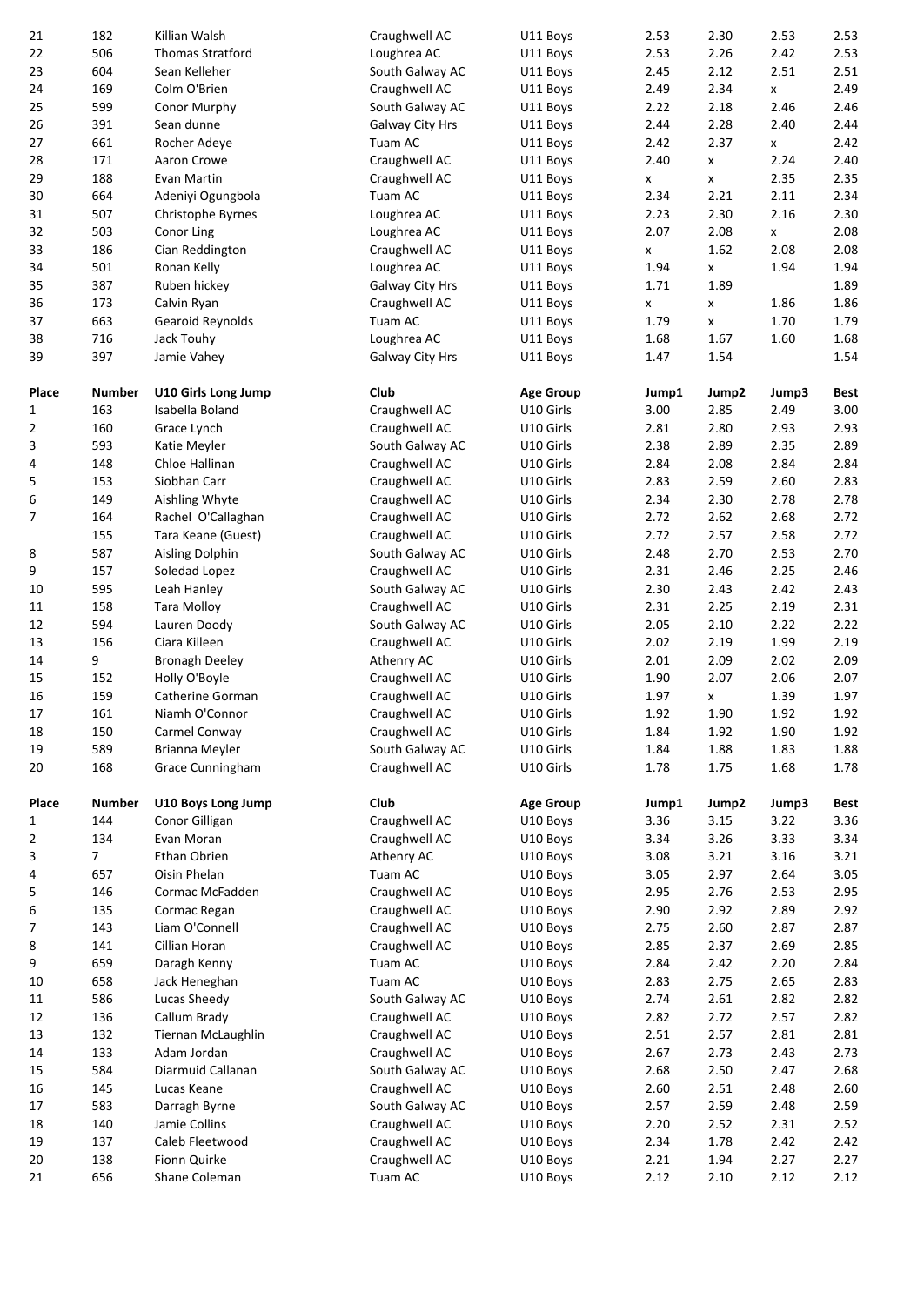| | | | | | | | | |
|---|---|---|---|---|---|---|---|---|
| 21 | 182 | Killian Walsh | Craughwell AC | U11 Boys | 2.53 | 2.30 | 2.53 | 2.53 |
| 22 | 506 | Thomas Stratford | Loughrea AC | U11 Boys | 2.53 | 2.26 | 2.42 | 2.53 |
| 23 | 604 | Sean Kelleher | South Galway AC | U11 Boys | 2.45 | 2.12 | 2.51 | 2.51 |
| 24 | 169 | Colm O'Brien | Craughwell AC | U11 Boys | 2.49 | 2.34 | x | 2.49 |
| 25 | 599 | Conor Murphy | South Galway AC | U11 Boys | 2.22 | 2.18 | 2.46 | 2.46 |
| 26 | 391 | Sean dunne | Galway City Hrs | U11 Boys | 2.44 | 2.28 | 2.40 | 2.44 |
| 27 | 661 | Rocher Adeye | Tuam AC | U11 Boys | 2.42 | 2.37 | x | 2.42 |
| 28 | 171 | Aaron Crowe | Craughwell AC | U11 Boys | 2.40 | x | 2.24 | 2.40 |
| 29 | 188 | Evan Martin | Craughwell AC | U11 Boys | x | x | 2.35 | 2.35 |
| 30 | 664 | Adeniyi Ogungbola | Tuam AC | U11 Boys | 2.34 | 2.21 | 2.11 | 2.34 |
| 31 | 507 | Christophe Byrnes | Loughrea AC | U11 Boys | 2.23 | 2.30 | 2.16 | 2.30 |
| 32 | 503 | Conor Ling | Loughrea AC | U11 Boys | 2.07 | 2.08 | x | 2.08 |
| 33 | 186 | Cian Reddington | Craughwell AC | U11 Boys | x | 1.62 | 2.08 | 2.08 |
| 34 | 501 | Ronan Kelly | Loughrea AC | U11 Boys | 1.94 | x | 1.94 | 1.94 |
| 35 | 387 | Ruben hickey | Galway City Hrs | U11 Boys | 1.71 | 1.89 | | 1.89 |
| 36 | 173 | Calvin Ryan | Craughwell AC | U11 Boys | x | x | 1.86 | 1.86 |
| 37 | 663 | Gearoid Reynolds | Tuam AC | U11 Boys | 1.79 | x | 1.70 | 1.79 |
| 38 | 716 | Jack Touhy | Loughrea AC | U11 Boys | 1.68 | 1.67 | 1.60 | 1.68 |
| 39 | 397 | Jamie Vahey | Galway City Hrs | U11 Boys | 1.47 | 1.54 | | 1.54 |

| Place | Number | U10 Girls Long Jump | Club | Age Group | Jump1 | Jump2 | Jump3 | Best |
|---|---|---|---|---|---|---|---|---|
| 1 | 163 | Isabella Boland | Craughwell AC | U10 Girls | 3.00 | 2.85 | 2.49 | 3.00 |
| 2 | 160 | Grace Lynch | Craughwell AC | U10 Girls | 2.81 | 2.80 | 2.93 | 2.93 |
| 3 | 593 | Katie Meyler | South Galway AC | U10 Girls | 2.38 | 2.89 | 2.35 | 2.89 |
| 4 | 148 | Chloe Hallinan | Craughwell AC | U10 Girls | 2.84 | 2.08 | 2.84 | 2.84 |
| 5 | 153 | Siobhan Carr | Craughwell AC | U10 Girls | 2.83 | 2.59 | 2.60 | 2.83 |
| 6 | 149 | Aishling Whyte | Craughwell AC | U10 Girls | 2.34 | 2.30 | 2.78 | 2.78 |
| 7 | 164 | Rachel O'Callaghan | Craughwell AC | U10 Girls | 2.72 | 2.62 | 2.68 | 2.72 |
| | 155 | Tara Keane (Guest) | Craughwell AC | U10 Girls | 2.72 | 2.57 | 2.58 | 2.72 |
| 8 | 587 | Aisling Dolphin | South Galway AC | U10 Girls | 2.48 | 2.70 | 2.53 | 2.70 |
| 9 | 157 | Soledad Lopez | Craughwell AC | U10 Girls | 2.31 | 2.46 | 2.25 | 2.46 |
| 10 | 595 | Leah Hanley | South Galway AC | U10 Girls | 2.30 | 2.43 | 2.42 | 2.43 |
| 11 | 158 | Tara Molloy | Craughwell AC | U10 Girls | 2.31 | 2.25 | 2.19 | 2.31 |
| 12 | 594 | Lauren Doody | South Galway AC | U10 Girls | 2.05 | 2.10 | 2.22 | 2.22 |
| 13 | 156 | Ciara Killeen | Craughwell AC | U10 Girls | 2.02 | 2.19 | 1.99 | 2.19 |
| 14 | 9 | Bronagh Deeley | Athenry AC | U10 Girls | 2.01 | 2.09 | 2.02 | 2.09 |
| 15 | 152 | Holly O'Boyle | Craughwell AC | U10 Girls | 1.90 | 2.07 | 2.06 | 2.07 |
| 16 | 159 | Catherine Gorman | Craughwell AC | U10 Girls | 1.97 | x | 1.39 | 1.97 |
| 17 | 161 | Niamh O'Connor | Craughwell AC | U10 Girls | 1.92 | 1.90 | 1.92 | 1.92 |
| 18 | 150 | Carmel Conway | Craughwell AC | U10 Girls | 1.84 | 1.92 | 1.90 | 1.92 |
| 19 | 589 | Brianna Meyler | South Galway AC | U10 Girls | 1.84 | 1.88 | 1.83 | 1.88 |
| 20 | 168 | Grace Cunningham | Craughwell AC | U10 Girls | 1.78 | 1.75 | 1.68 | 1.78 |

| Place | Number | U10 Boys Long Jump | Club | Age Group | Jump1 | Jump2 | Jump3 | Best |
|---|---|---|---|---|---|---|---|---|
| 1 | 144 | Conor Gilligan | Craughwell AC | U10 Boys | 3.36 | 3.15 | 3.22 | 3.36 |
| 2 | 134 | Evan Moran | Craughwell AC | U10 Boys | 3.34 | 3.26 | 3.33 | 3.34 |
| 3 | 7 | Ethan Obrien | Athenry AC | U10 Boys | 3.08 | 3.21 | 3.16 | 3.21 |
| 4 | 657 | Oisin Phelan | Tuam AC | U10 Boys | 3.05 | 2.97 | 2.64 | 3.05 |
| 5 | 146 | Cormac McFadden | Craughwell AC | U10 Boys | 2.95 | 2.76 | 2.53 | 2.95 |
| 6 | 135 | Cormac Regan | Craughwell AC | U10 Boys | 2.90 | 2.92 | 2.89 | 2.92 |
| 7 | 143 | Liam O'Connell | Craughwell AC | U10 Boys | 2.75 | 2.60 | 2.87 | 2.87 |
| 8 | 141 | Cillian Horan | Craughwell AC | U10 Boys | 2.85 | 2.37 | 2.69 | 2.85 |
| 9 | 659 | Daragh Kenny | Tuam AC | U10 Boys | 2.84 | 2.42 | 2.20 | 2.84 |
| 10 | 658 | Jack Heneghan | Tuam AC | U10 Boys | 2.83 | 2.75 | 2.65 | 2.83 |
| 11 | 586 | Lucas Sheedy | South Galway AC | U10 Boys | 2.74 | 2.61 | 2.82 | 2.82 |
| 12 | 136 | Callum Brady | Craughwell AC | U10 Boys | 2.82 | 2.72 | 2.57 | 2.82 |
| 13 | 132 | Tiernan McLaughlin | Craughwell AC | U10 Boys | 2.51 | 2.57 | 2.81 | 2.81 |
| 14 | 133 | Adam Jordan | Craughwell AC | U10 Boys | 2.67 | 2.73 | 2.43 | 2.73 |
| 15 | 584 | Diarmuid Callanan | South Galway AC | U10 Boys | 2.68 | 2.50 | 2.47 | 2.68 |
| 16 | 145 | Lucas Keane | Craughwell AC | U10 Boys | 2.60 | 2.51 | 2.48 | 2.60 |
| 17 | 583 | Darragh Byrne | South Galway AC | U10 Boys | 2.57 | 2.59 | 2.48 | 2.59 |
| 18 | 140 | Jamie Collins | Craughwell AC | U10 Boys | 2.20 | 2.52 | 2.31 | 2.52 |
| 19 | 137 | Caleb Fleetwood | Craughwell AC | U10 Boys | 2.34 | 1.78 | 2.42 | 2.42 |
| 20 | 138 | Fionn Quirke | Craughwell AC | U10 Boys | 2.21 | 1.94 | 2.27 | 2.27 |
| 21 | 656 | Shane Coleman | Tuam AC | U10 Boys | 2.12 | 2.10 | 2.12 | 2.12 |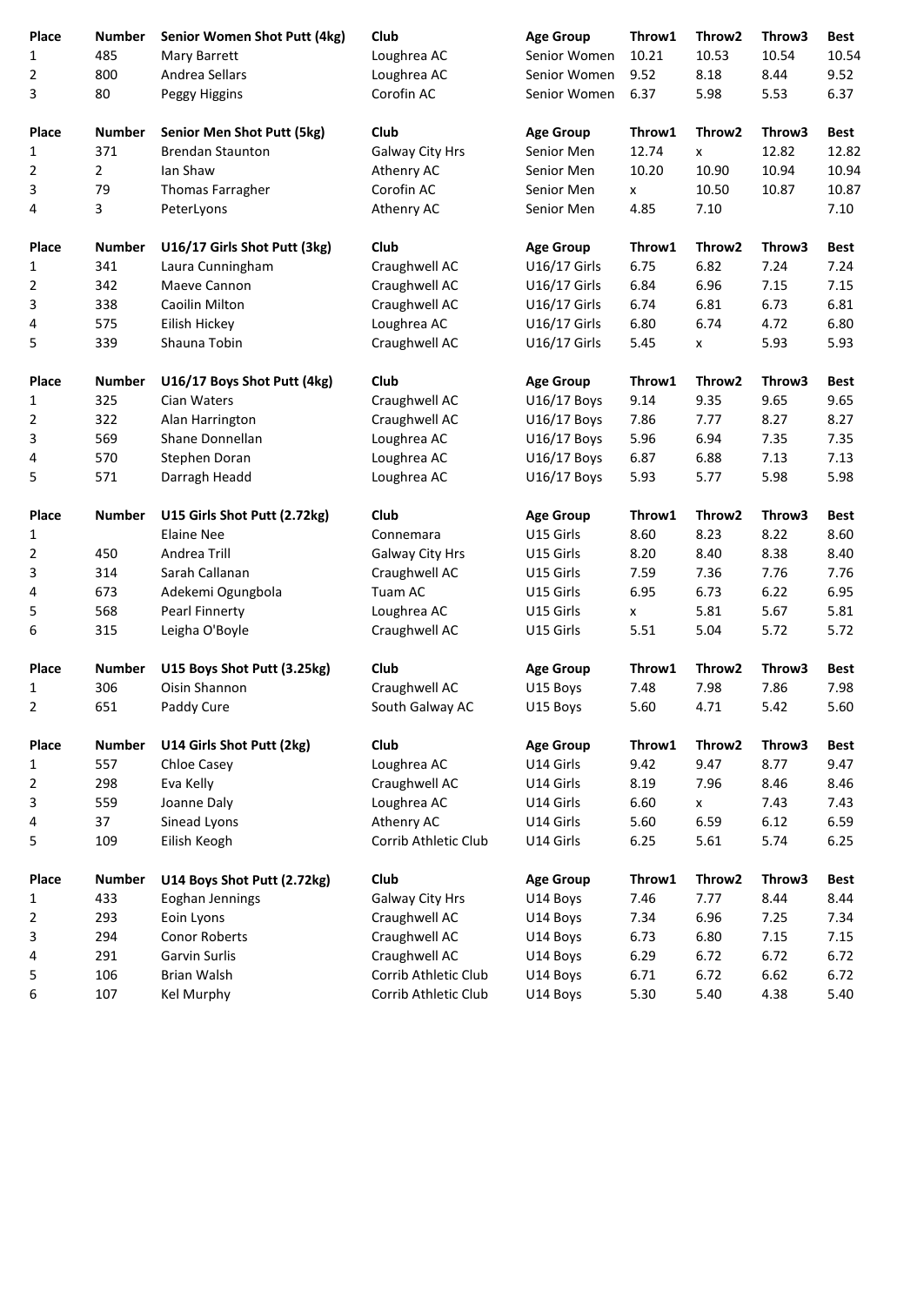| Place | Number | Senior Women Shot Putt (4kg) | Club | Age Group | Throw1 | Throw2 | Throw3 | Best |
|---|---|---|---|---|---|---|---|---|
| 1 | 485 | Mary Barrett | Loughrea AC | Senior Women | 10.21 | 10.53 | 10.54 | 10.54 |
| 2 | 800 | Andrea Sellars | Loughrea AC | Senior Women | 9.52 | 8.18 | 8.44 | 9.52 |
| 3 | 80 | Peggy Higgins | Corofin AC | Senior Women | 6.37 | 5.98 | 5.53 | 6.37 |

| Place | Number | Senior Men Shot Putt (5kg) | Club | Age Group | Throw1 | Throw2 | Throw3 | Best |
|---|---|---|---|---|---|---|---|---|
| 1 | 371 | Brendan Staunton | Galway City Hrs | Senior Men | 12.74 | x | 12.82 | 12.82 |
| 2 | 2 | Ian Shaw | Athenry AC | Senior Men | 10.20 | 10.90 | 10.94 | 10.94 |
| 3 | 79 | Thomas Farragher | Corofin AC | Senior Men | x | 10.50 | 10.87 | 10.87 |
| 4 | 3 | PeterLyons | Athenry AC | Senior Men | 4.85 | 7.10 | | 7.10 |

| Place | Number | U16/17 Girls Shot Putt (3kg) | Club | Age Group | Throw1 | Throw2 | Throw3 | Best |
|---|---|---|---|---|---|---|---|---|
| 1 | 341 | Laura Cunningham | Craughwell AC | U16/17 Girls | 6.75 | 6.82 | 7.24 | 7.24 |
| 2 | 342 | Maeve Cannon | Craughwell AC | U16/17 Girls | 6.84 | 6.96 | 7.15 | 7.15 |
| 3 | 338 | Caoilin Milton | Craughwell AC | U16/17 Girls | 6.74 | 6.81 | 6.73 | 6.81 |
| 4 | 575 | Eilish Hickey | Loughrea AC | U16/17 Girls | 6.80 | 6.74 | 4.72 | 6.80 |
| 5 | 339 | Shauna Tobin | Craughwell AC | U16/17 Girls | 5.45 | x | 5.93 | 5.93 |

| Place | Number | U16/17 Boys Shot Putt (4kg) | Club | Age Group | Throw1 | Throw2 | Throw3 | Best |
|---|---|---|---|---|---|---|---|---|
| 1 | 325 | Cian Waters | Craughwell AC | U16/17 Boys | 9.14 | 9.35 | 9.65 | 9.65 |
| 2 | 322 | Alan Harrington | Craughwell AC | U16/17 Boys | 7.86 | 7.77 | 8.27 | 8.27 |
| 3 | 569 | Shane Donnellan | Loughrea AC | U16/17 Boys | 5.96 | 6.94 | 7.35 | 7.35 |
| 4 | 570 | Stephen Doran | Loughrea AC | U16/17 Boys | 6.87 | 6.88 | 7.13 | 7.13 |
| 5 | 571 | Darragh Headd | Loughrea AC | U16/17 Boys | 5.93 | 5.77 | 5.98 | 5.98 |

| Place | Number | U15 Girls Shot Putt (2.72kg) | Club | Age Group | Throw1 | Throw2 | Throw3 | Best |
|---|---|---|---|---|---|---|---|---|
| 1 | | Elaine Nee | Connemara | U15 Girls | 8.60 | 8.23 | 8.22 | 8.60 |
| 2 | 450 | Andrea Trill | Galway City Hrs | U15 Girls | 8.20 | 8.40 | 8.38 | 8.40 |
| 3 | 314 | Sarah Callanan | Craughwell AC | U15 Girls | 7.59 | 7.36 | 7.76 | 7.76 |
| 4 | 673 | Adekemi Ogungbola | Tuam AC | U15 Girls | 6.95 | 6.73 | 6.22 | 6.95 |
| 5 | 568 | Pearl Finnerty | Loughrea AC | U15 Girls | x | 5.81 | 5.67 | 5.81 |
| 6 | 315 | Leigha O'Boyle | Craughwell AC | U15 Girls | 5.51 | 5.04 | 5.72 | 5.72 |

| Place | Number | U15 Boys Shot Putt (3.25kg) | Club | Age Group | Throw1 | Throw2 | Throw3 | Best |
|---|---|---|---|---|---|---|---|---|
| 1 | 306 | Oisin Shannon | Craughwell AC | U15 Boys | 7.48 | 7.98 | 7.86 | 7.98 |
| 2 | 651 | Paddy Cure | South Galway AC | U15 Boys | 5.60 | 4.71 | 5.42 | 5.60 |

| Place | Number | U14 Girls Shot Putt (2kg) | Club | Age Group | Throw1 | Throw2 | Throw3 | Best |
|---|---|---|---|---|---|---|---|---|
| 1 | 557 | Chloe Casey | Loughrea AC | U14 Girls | 9.42 | 9.47 | 8.77 | 9.47 |
| 2 | 298 | Eva Kelly | Craughwell AC | U14 Girls | 8.19 | 7.96 | 8.46 | 8.46 |
| 3 | 559 | Joanne Daly | Loughrea AC | U14 Girls | 6.60 | x | 7.43 | 7.43 |
| 4 | 37 | Sinead Lyons | Athenry AC | U14 Girls | 5.60 | 6.59 | 6.12 | 6.59 |
| 5 | 109 | Eilish Keogh | Corrib Athletic Club | U14 Girls | 6.25 | 5.61 | 5.74 | 6.25 |

| Place | Number | U14 Boys Shot Putt (2.72kg) | Club | Age Group | Throw1 | Throw2 | Throw3 | Best |
|---|---|---|---|---|---|---|---|---|
| 1 | 433 | Eoghan Jennings | Galway City Hrs | U14 Boys | 7.46 | 7.77 | 8.44 | 8.44 |
| 2 | 293 | Eoin Lyons | Craughwell AC | U14 Boys | 7.34 | 6.96 | 7.25 | 7.34 |
| 3 | 294 | Conor Roberts | Craughwell AC | U14 Boys | 6.73 | 6.80 | 7.15 | 7.15 |
| 4 | 291 | Garvin Surlis | Craughwell AC | U14 Boys | 6.29 | 6.72 | 6.72 | 6.72 |
| 5 | 106 | Brian Walsh | Corrib Athletic Club | U14 Boys | 6.71 | 6.72 | 6.62 | 6.72 |
| 6 | 107 | Kel Murphy | Corrib Athletic Club | U14 Boys | 5.30 | 5.40 | 4.38 | 5.40 |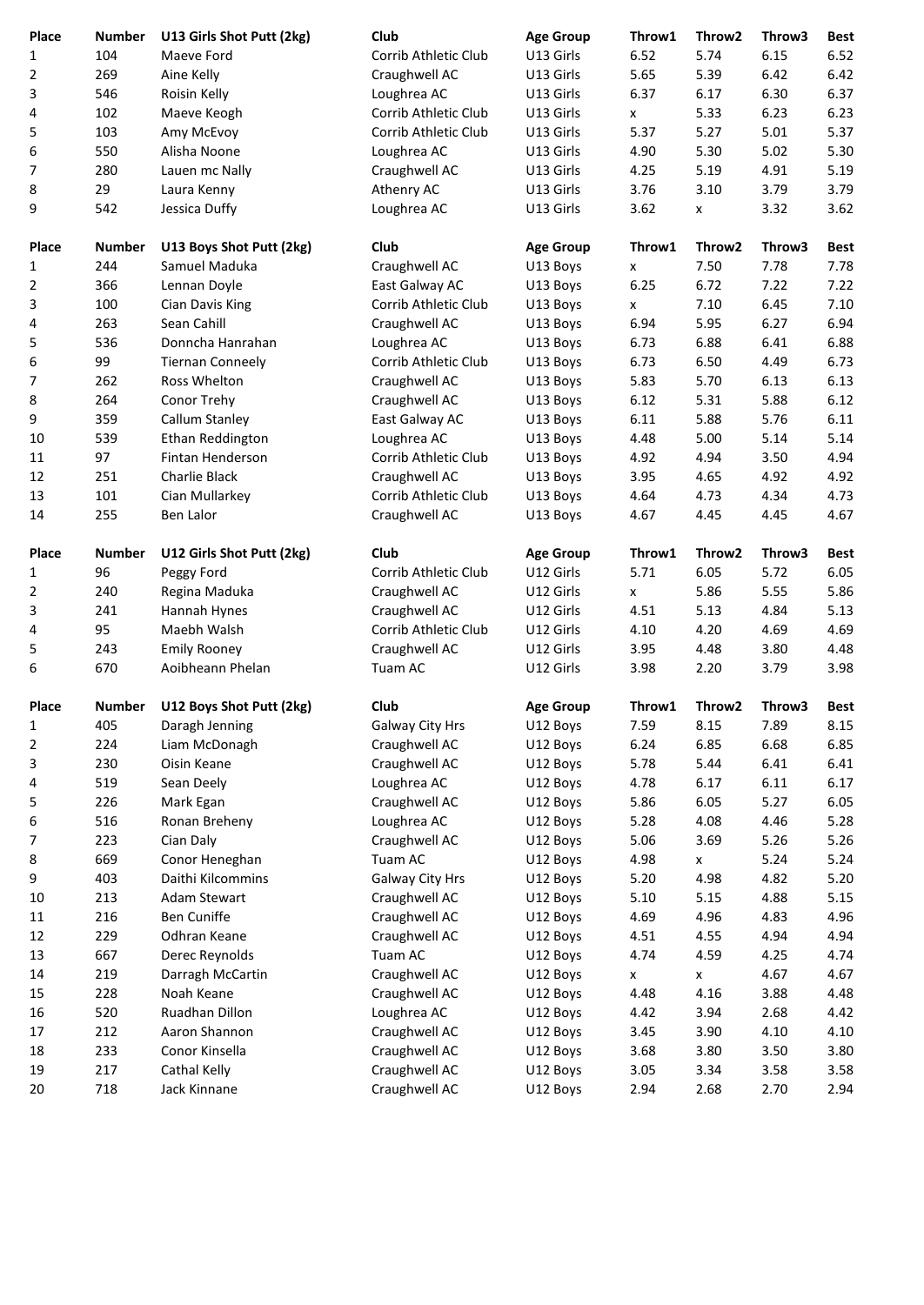| Place | Number | U13 Girls Shot Putt (2kg) | Club | Age Group | Throw1 | Throw2 | Throw3 | Best |
|---|---|---|---|---|---|---|---|---|
| 1 | 104 | Maeve Ford | Corrib Athletic Club | U13 Girls | 6.52 | 5.74 | 6.15 | 6.52 |
| 2 | 269 | Aine Kelly | Craughwell AC | U13 Girls | 5.65 | 5.39 | 6.42 | 6.42 |
| 3 | 546 | Roisin Kelly | Loughrea AC | U13 Girls | 6.37 | 6.17 | 6.30 | 6.37 |
| 4 | 102 | Maeve Keogh | Corrib Athletic Club | U13 Girls | x | 5.33 | 6.23 | 6.23 |
| 5 | 103 | Amy McEvoy | Corrib Athletic Club | U13 Girls | 5.37 | 5.27 | 5.01 | 5.37 |
| 6 | 550 | Alisha Noone | Loughrea AC | U13 Girls | 4.90 | 5.30 | 5.02 | 5.30 |
| 7 | 280 | Lauen mc Nally | Craughwell AC | U13 Girls | 4.25 | 5.19 | 4.91 | 5.19 |
| 8 | 29 | Laura Kenny | Athenry AC | U13 Girls | 3.76 | 3.10 | 3.79 | 3.79 |
| 9 | 542 | Jessica Duffy | Loughrea AC | U13 Girls | 3.62 | x | 3.32 | 3.62 |

| Place | Number | U13 Boys Shot Putt (2kg) | Club | Age Group | Throw1 | Throw2 | Throw3 | Best |
|---|---|---|---|---|---|---|---|---|
| 1 | 244 | Samuel Maduka | Craughwell AC | U13 Boys | x | 7.50 | 7.78 | 7.78 |
| 2 | 366 | Lennan Doyle | East Galway AC | U13 Boys | 6.25 | 6.72 | 7.22 | 7.22 |
| 3 | 100 | Cian Davis King | Corrib Athletic Club | U13 Boys | x | 7.10 | 6.45 | 7.10 |
| 4 | 263 | Sean Cahill | Craughwell AC | U13 Boys | 6.94 | 5.95 | 6.27 | 6.94 |
| 5 | 536 | Donncha Hanrahan | Loughrea AC | U13 Boys | 6.73 | 6.88 | 6.41 | 6.88 |
| 6 | 99 | Tiernan Conneely | Corrib Athletic Club | U13 Boys | 6.73 | 6.50 | 4.49 | 6.73 |
| 7 | 262 | Ross Whelton | Craughwell AC | U13 Boys | 5.83 | 5.70 | 6.13 | 6.13 |
| 8 | 264 | Conor Trehy | Craughwell AC | U13 Boys | 6.12 | 5.31 | 5.88 | 6.12 |
| 9 | 359 | Callum Stanley | East Galway AC | U13 Boys | 6.11 | 5.88 | 5.76 | 6.11 |
| 10 | 539 | Ethan Reddington | Loughrea AC | U13 Boys | 4.48 | 5.00 | 5.14 | 5.14 |
| 11 | 97 | Fintan Henderson | Corrib Athletic Club | U13 Boys | 4.92 | 4.94 | 3.50 | 4.94 |
| 12 | 251 | Charlie Black | Craughwell AC | U13 Boys | 3.95 | 4.65 | 4.92 | 4.92 |
| 13 | 101 | Cian Mullarkey | Corrib Athletic Club | U13 Boys | 4.64 | 4.73 | 4.34 | 4.73 |
| 14 | 255 | Ben Lalor | Craughwell AC | U13 Boys | 4.67 | 4.45 | 4.45 | 4.67 |

| Place | Number | U12 Girls Shot Putt (2kg) | Club | Age Group | Throw1 | Throw2 | Throw3 | Best |
|---|---|---|---|---|---|---|---|---|
| 1 | 96 | Peggy Ford | Corrib Athletic Club | U12 Girls | 5.71 | 6.05 | 5.72 | 6.05 |
| 2 | 240 | Regina Maduka | Craughwell AC | U12 Girls | x | 5.86 | 5.55 | 5.86 |
| 3 | 241 | Hannah Hynes | Craughwell AC | U12 Girls | 4.51 | 5.13 | 4.84 | 5.13 |
| 4 | 95 | Maebh Walsh | Corrib Athletic Club | U12 Girls | 4.10 | 4.20 | 4.69 | 4.69 |
| 5 | 243 | Emily Rooney | Craughwell AC | U12 Girls | 3.95 | 4.48 | 3.80 | 4.48 |
| 6 | 670 | Aoibheann Phelan | Tuam AC | U12 Girls | 3.98 | 2.20 | 3.79 | 3.98 |

| Place | Number | U12 Boys Shot Putt (2kg) | Club | Age Group | Throw1 | Throw2 | Throw3 | Best |
|---|---|---|---|---|---|---|---|---|
| 1 | 405 | Daragh Jenning | Galway City Hrs | U12 Boys | 7.59 | 8.15 | 7.89 | 8.15 |
| 2 | 224 | Liam McDonagh | Craughwell AC | U12 Boys | 6.24 | 6.85 | 6.68 | 6.85 |
| 3 | 230 | Oisin Keane | Craughwell AC | U12 Boys | 5.78 | 5.44 | 6.41 | 6.41 |
| 4 | 519 | Sean Deely | Loughrea AC | U12 Boys | 4.78 | 6.17 | 6.11 | 6.17 |
| 5 | 226 | Mark Egan | Craughwell AC | U12 Boys | 5.86 | 6.05 | 5.27 | 6.05 |
| 6 | 516 | Ronan Breheny | Loughrea AC | U12 Boys | 5.28 | 4.08 | 4.46 | 5.28 |
| 7 | 223 | Cian Daly | Craughwell AC | U12 Boys | 5.06 | 3.69 | 5.26 | 5.26 |
| 8 | 669 | Conor Heneghan | Tuam AC | U12 Boys | 4.98 | x | 5.24 | 5.24 |
| 9 | 403 | Daithi Kilcommins | Galway City Hrs | U12 Boys | 5.20 | 4.98 | 4.82 | 5.20 |
| 10 | 213 | Adam Stewart | Craughwell AC | U12 Boys | 5.10 | 5.15 | 4.88 | 5.15 |
| 11 | 216 | Ben Cuniffe | Craughwell AC | U12 Boys | 4.69 | 4.96 | 4.83 | 4.96 |
| 12 | 229 | Odhran Keane | Craughwell AC | U12 Boys | 4.51 | 4.55 | 4.94 | 4.94 |
| 13 | 667 | Derec Reynolds | Tuam AC | U12 Boys | 4.74 | 4.59 | 4.25 | 4.74 |
| 14 | 219 | Darragh McCartin | Craughwell AC | U12 Boys | x | x | 4.67 | 4.67 |
| 15 | 228 | Noah Keane | Craughwell AC | U12 Boys | 4.48 | 4.16 | 3.88 | 4.48 |
| 16 | 520 | Ruadhan Dillon | Loughrea AC | U12 Boys | 4.42 | 3.94 | 2.68 | 4.42 |
| 17 | 212 | Aaron Shannon | Craughwell AC | U12 Boys | 3.45 | 3.90 | 4.10 | 4.10 |
| 18 | 233 | Conor Kinsella | Craughwell AC | U12 Boys | 3.68 | 3.80 | 3.50 | 3.80 |
| 19 | 217 | Cathal Kelly | Craughwell AC | U12 Boys | 3.05 | 3.34 | 3.58 | 3.58 |
| 20 | 718 | Jack Kinnane | Craughwell AC | U12 Boys | 2.94 | 2.68 | 2.70 | 2.94 |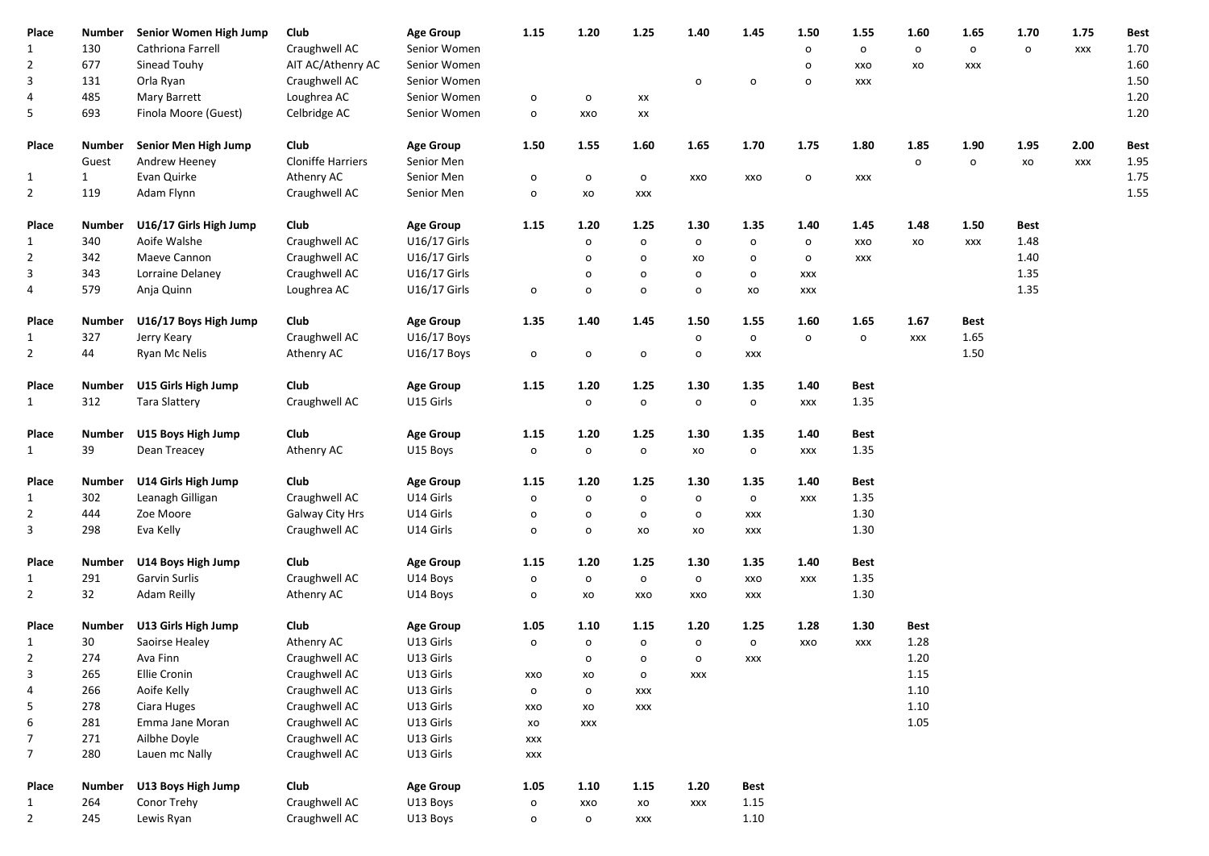| Place | Number | Senior Women High Jump | Club | Age Group | 1.15 | 1.20 | 1.25 | 1.40 | 1.45 | 1.50 | 1.55 | 1.60 | 1.65 | 1.70 | 1.75 | Best |
|---|---|---|---|---|---|---|---|---|---|---|---|---|---|---|---|---|
| 1 | 130 | Cathriona Farrell | Craughwell AC | Senior Women | | | | | | o | o | o | o | o | xxx | 1.70 |
| 2 | 677 | Sinead Touhy | AIT AC/Athenry AC | Senior Women | | | | | | o | xxo | xo | xxx | | | 1.60 |
| 3 | 131 | Orla Ryan | Craughwell AC | Senior Women | | | | o | o | o | xxx | | | | | 1.50 |
| 4 | 485 | Mary Barrett | Loughrea AC | Senior Women | o | o | xx | | | | | | | | | 1.20 |
| 5 | 693 | Finola Moore (Guest) | Celbridge AC | Senior Women | o | xxo | xx | | | | | | | | | 1.20 |

| Place | Number | Senior Men High Jump | Club | Age Group | 1.50 | 1.55 | 1.60 | 1.65 | 1.70 | 1.75 | 1.80 | 1.85 | 1.90 | 1.95 | 2.00 | Best |
|---|---|---|---|---|---|---|---|---|---|---|---|---|---|---|---|---|
| | Guest | Andrew Heeney | Cloniffe Harriers | Senior Men | | | | | | | | o | o | xo | xxx | 1.95 |
| 1 | 1 | Evan Quirke | Athenry AC | Senior Men | o | o | o | xxo | xxo | o | xxx | | | | | 1.75 |
| 2 | 119 | Adam Flynn | Craughwell AC | Senior Men | o | xo | xxx | | | | | | | | | 1.55 |

| Place | Number | U16/17 Girls High Jump | Club | Age Group | 1.15 | 1.20 | 1.25 | 1.30 | 1.35 | 1.40 | 1.45 | 1.48 | 1.50 | Best |
|---|---|---|---|---|---|---|---|---|---|---|---|---|---|---|
| 1 | 340 | Aoife Walshe | Craughwell AC | U16/17 Girls | | o | o | o | o | o | xxo | xo | xxx | 1.48 |
| 2 | 342 | Maeve Cannon | Craughwell AC | U16/17 Girls | | o | o | xo | o | o | xxx | | | 1.40 |
| 3 | 343 | Lorraine Delaney | Craughwell AC | U16/17 Girls | | o | o | o | o | xxx | | | | 1.35 |
| 4 | 579 | Anja Quinn | Loughrea AC | U16/17 Girls | o | o | o | o | xo | xxx | | | | 1.35 |

| Place | Number | U16/17 Boys High Jump | Club | Age Group | 1.35 | 1.40 | 1.45 | 1.50 | 1.55 | 1.60 | 1.65 | 1.67 | Best |
|---|---|---|---|---|---|---|---|---|---|---|---|---|---|
| 1 | 327 | Jerry Keary | Craughwell AC | U16/17 Boys | | | | o | o | o | o | xxx | 1.65 |
| 2 | 44 | Ryan Mc Nelis | Athenry AC | U16/17 Boys | o | o | o | o | xxx | | | | 1.50 |

| Place | Number | U15 Girls High Jump | Club | Age Group | 1.15 | 1.20 | 1.25 | 1.30 | 1.35 | 1.40 | Best |
|---|---|---|---|---|---|---|---|---|---|---|---|
| 1 | 312 | Tara Slattery | Craughwell AC | U15 Girls | | o | o | o | o | xxx | 1.35 |

| Place | Number | U15 Boys High Jump | Club | Age Group | 1.15 | 1.20 | 1.25 | 1.30 | 1.35 | 1.40 | Best |
|---|---|---|---|---|---|---|---|---|---|---|---|
| 1 | 39 | Dean Treacey | Athenry AC | U15 Boys | o | o | o | xo | o | xxx | 1.35 |

| Place | Number | U14 Girls High Jump | Club | Age Group | 1.15 | 1.20 | 1.25 | 1.30 | 1.35 | 1.40 | Best |
|---|---|---|---|---|---|---|---|---|---|---|---|
| 1 | 302 | Leanagh Gilligan | Craughwell AC | U14 Girls | o | o | o | o | o | xxx | 1.35 |
| 2 | 444 | Zoe Moore | Galway City Hrs | U14 Girls | o | o | o | o | xxx | | 1.30 |
| 3 | 298 | Eva Kelly | Craughwell AC | U14 Girls | o | o | xo | xo | xxx | | 1.30 |

| Place | Number | U14 Boys High Jump | Club | Age Group | 1.15 | 1.20 | 1.25 | 1.30 | 1.35 | 1.40 | Best |
|---|---|---|---|---|---|---|---|---|---|---|---|
| 1 | 291 | Garvin Surlis | Craughwell AC | U14 Boys | o | o | o | o | xxo | xxx | 1.35 |
| 2 | 32 | Adam Reilly | Athenry AC | U14 Boys | o | xo | xxo | xxo | xxx | | 1.30 |

| Place | Number | U13 Girls High Jump | Club | Age Group | 1.05 | 1.10 | 1.15 | 1.20 | 1.25 | 1.28 | 1.30 | Best |
|---|---|---|---|---|---|---|---|---|---|---|---|---|
| 1 | 30 | Saoirse Healey | Athenry AC | U13 Girls | o | o | o | o | o | xxo | xxx | 1.28 |
| 2 | 274 | Ava Finn | Craughwell AC | U13 Girls | | o | o | o | xxx | | | 1.20 |
| 3 | 265 | Ellie Cronin | Craughwell AC | U13 Girls | xxo | xo | o | xxx | | | | 1.15 |
| 4 | 266 | Aoife Kelly | Craughwell AC | U13 Girls | o | o | xxx | | | | | 1.10 |
| 5 | 278 | Ciara Huges | Craughwell AC | U13 Girls | xxo | xo | xxx | | | | | 1.10 |
| 6 | 281 | Emma Jane Moran | Craughwell AC | U13 Girls | xo | xxx | | | | | | 1.05 |
| 7 | 271 | Ailbhe Doyle | Craughwell AC | U13 Girls | xxx | | | | | | | |
| 7 | 280 | Lauen mc Nally | Craughwell AC | U13 Girls | xxx | | | | | | | |

| Place | Number | U13 Boys High Jump | Club | Age Group | 1.05 | 1.10 | 1.15 | 1.20 | Best |
|---|---|---|---|---|---|---|---|---|---|
| 1 | 264 | Conor Trehy | Craughwell AC | U13 Boys | o | xxo | xo | xxx | 1.15 |
| 2 | 245 | Lewis Ryan | Craughwell AC | U13 Boys | o | o | xxx | | 1.10 |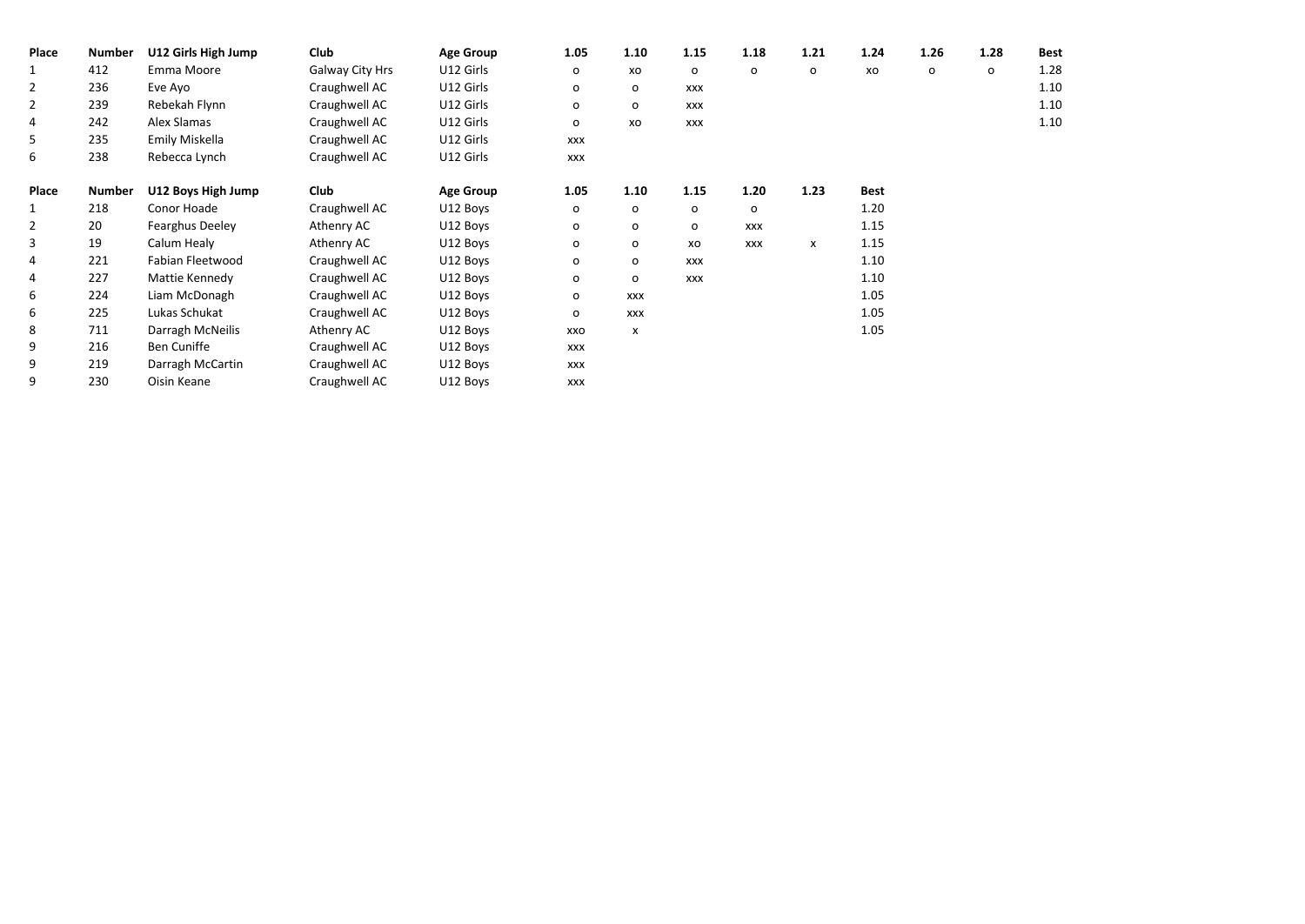| Place | Number | U12 Girls High Jump | Club | Age Group | 1.05 | 1.10 | 1.15 | 1.18 | 1.21 | 1.24 | 1.26 | 1.28 | Best |
|---|---|---|---|---|---|---|---|---|---|---|---|---|---|
| 1 | 412 | Emma Moore | Galway City Hrs | U12 Girls | o | xo | o | o | o | xo | o | o | 1.28 |
| 2 | 236 | Eve Ayo | Craughwell AC | U12 Girls | o | o | xxx | | | | | | 1.10 |
| 2 | 239 | Rebekah Flynn | Craughwell AC | U12 Girls | o | o | xxx | | | | | | 1.10 |
| 4 | 242 | Alex Slamas | Craughwell AC | U12 Girls | o | xo | xxx | | | | | | 1.10 |
| 5 | 235 | Emily Miskella | Craughwell AC | U12 Girls | xxx | | | | | | | | |
| 6 | 238 | Rebecca Lynch | Craughwell AC | U12 Girls | xxx | | | | | | | | |

| Place | Number | U12 Boys High Jump | Club | Age Group | 1.05 | 1.10 | 1.15 | 1.20 | 1.23 | Best |
|---|---|---|---|---|---|---|---|---|---|---|
| 1 | 218 | Conor Hoade | Craughwell AC | U12 Boys | o | o | o | o | | 1.20 |
| 2 | 20 | Fearghus Deeley | Athenry AC | U12 Boys | o | o | o | xxx | | 1.15 |
| 3 | 19 | Calum Healy | Athenry AC | U12 Boys | o | o | xo | xxx | x | 1.15 |
| 4 | 221 | Fabian Fleetwood | Craughwell AC | U12 Boys | o | o | xxx | | | 1.10 |
| 4 | 227 | Mattie Kennedy | Craughwell AC | U12 Boys | o | o | xxx | | | 1.10 |
| 6 | 224 | Liam McDonagh | Craughwell AC | U12 Boys | o | xxx | | | | 1.05 |
| 6 | 225 | Lukas Schukat | Craughwell AC | U12 Boys | o | xxx | | | | 1.05 |
| 8 | 711 | Darragh McNeilis | Athenry AC | U12 Boys | xxo | x | | | | 1.05 |
| 9 | 216 | Ben Cuniffe | Craughwell AC | U12 Boys | xxx | | | | | |
| 9 | 219 | Darragh McCartin | Craughwell AC | U12 Boys | xxx | | | | | |
| 9 | 230 | Oisin Keane | Craughwell AC | U12 Boys | xxx | | | | | |